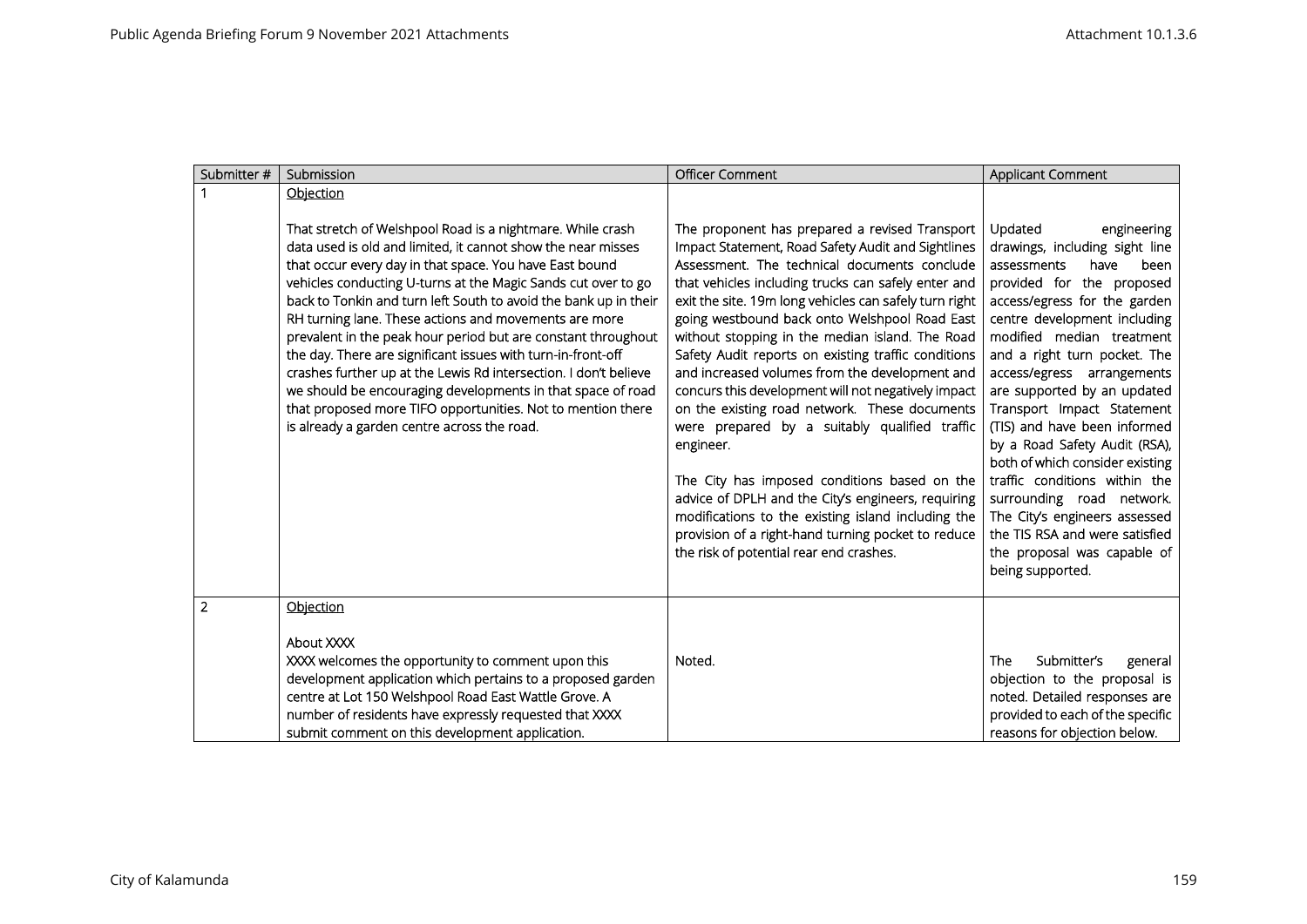| Submitter # | Submission | Officer Comment | Applicant Comment |
|---|---|---|---|
| 1 | Objection<br><br>That stretch of Welshpool Road is a nightmare. While crash data used is old and limited, it cannot show the near misses that occur every day in that space. You have East bound vehicles conducting U-turns at the Magic Sands cut over to go back to Tonkin and turn left South to avoid the bank up in their RH turning lane. These actions and movements are more prevalent in the peak hour period but are constant throughout the day. There are significant issues with turn-in-front-off crashes further up at the Lewis Rd intersection. I don't believe we should be encouraging developments in that space of road that proposed more TIFO opportunities. Not to mention there is already a garden centre across the road. | The proponent has prepared a revised Transport Impact Statement, Road Safety Audit and Sightlines Assessment. The technical documents conclude that vehicles including trucks can safely enter and exit the site. 19m long vehicles can safely turn right going westbound back onto Welshpool Road East without stopping in the median island. The Road Safety Audit reports on existing traffic conditions and increased volumes from the development and concurs this development will not negatively impact on the existing road network. These documents were prepared by a suitably qualified traffic engineer.<br><br>The City has imposed conditions based on the advice of DPLH and the City's engineers, requiring modifications to the existing island including the provision of a right-hand turning pocket to reduce the risk of potential rear end crashes. | Updated engineering drawings, including sight line assessments have been provided for the proposed access/egress for the garden centre development including modified median treatment and a right turn pocket. The access/egress arrangements are supported by an updated Transport Impact Statement (TIS) and have been informed by a Road Safety Audit (RSA), both of which consider existing traffic conditions within the surrounding road network. The City's engineers assessed the TIS RSA and were satisfied the proposal was capable of being supported. |
| 2 | Objection<br><br>About XXXX<br>XXXX welcomes the opportunity to comment upon this development application which pertains to a proposed garden centre at Lot 150 Welshpool Road East Wattle Grove. A number of residents have expressly requested that XXXX submit comment on this development application. | Noted. | The Submitter's general objection to the proposal is noted. Detailed responses are provided to each of the specific reasons for objection below. |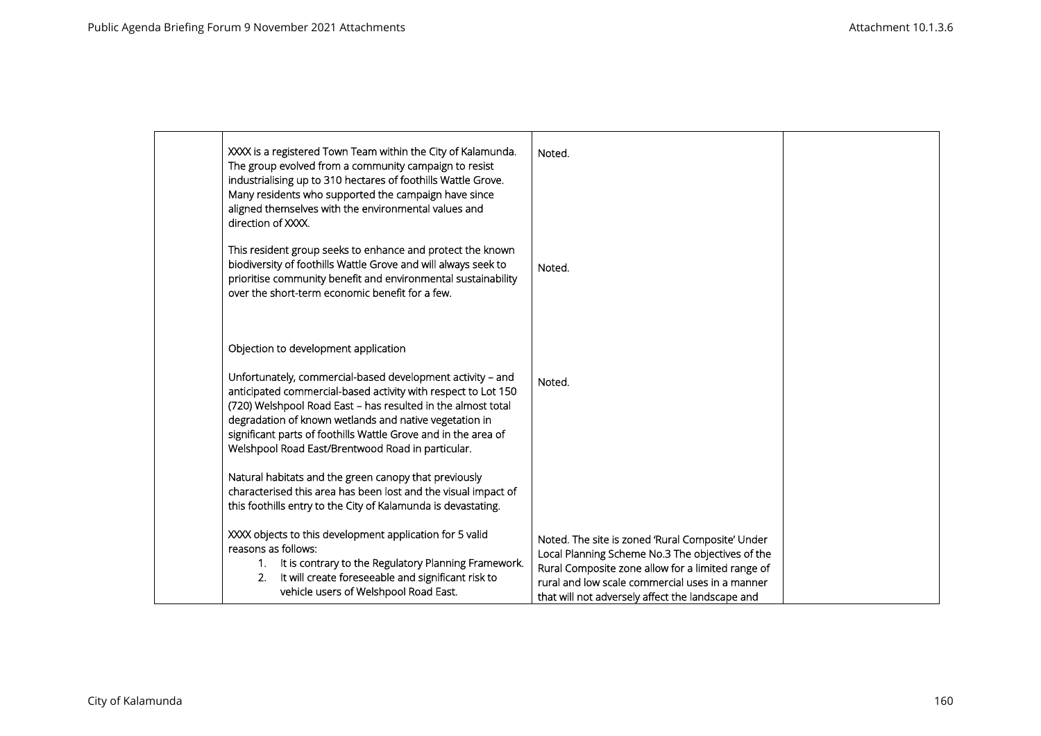| | | | |
|---|---|---|---|
| | XXXX is a registered Town Team within the City of Kalamunda. The group evolved from a community campaign to resist industrialising up to 310 hectares of foothills Wattle Grove. Many residents who supported the campaign have since aligned themselves with the environmental values and direction of XXXX. | Noted. | |
| | This resident group seeks to enhance and protect the known biodiversity of foothills Wattle Grove and will always seek to prioritise community benefit and environmental sustainability over the short-term economic benefit for a few. | Noted. | |
| | Objection to development application<br><br>Unfortunately, commercial-based development activity – and anticipated commercial-based activity with respect to Lot 150 (720) Welshpool Road East – has resulted in the almost total degradation of known wetlands and native vegetation in significant parts of foothills Wattle Grove and in the area of Welshpool Road East/Brentwood Road in particular. | Noted. | |
| | Natural habitats and the green canopy that previously characterised this area has been lost and the visual impact of this foothills entry to the City of Kalamunda is devastating. | | |
| | XXXX objects to this development application for 5 valid reasons as follows:<br>1. It is contrary to the Regulatory Planning Framework.<br>2. It will create foreseeable and significant risk to vehicle users of Welshpool Road East. | Noted. The site is zoned 'Rural Composite' Under Local Planning Scheme No.3 The objectives of the Rural Composite zone allow for a limited range of rural and low scale commercial uses in a manner that will not adversely affect the landscape and | |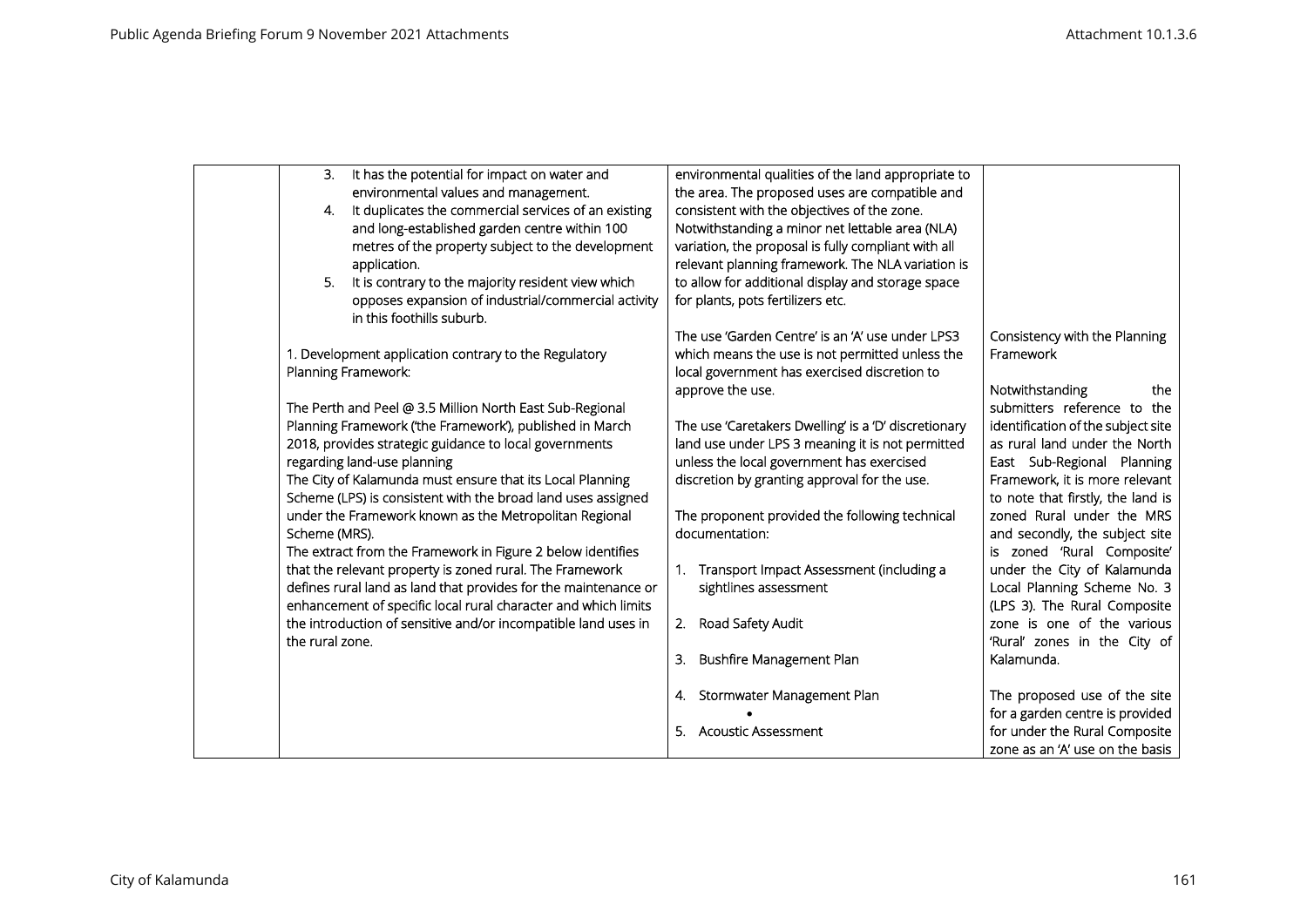| | | | |
|---|---|---|---|
| | 3. It has the potential for impact on water and environmental values and management.<br>4. It duplicates the commercial services of an existing and long-established garden centre within 100 metres of the property subject to the development application.<br>5. It is contrary to the majority resident view which opposes expansion of industrial/commercial activity in this foothills suburb.<br><br>1. Development application contrary to the Regulatory Planning Framework:<br><br>The Perth and Peel @ 3.5 Million North East Sub-Regional Planning Framework ('the Framework'), published in March 2018, provides strategic guidance to local governments regarding land-use planning<br>The City of Kalamunda must ensure that its Local Planning Scheme (LPS) is consistent with the broad land uses assigned under the Framework known as the Metropolitan Regional Scheme (MRS).<br>The extract from the Framework in Figure 2 below identifies that the relevant property is zoned rural. The Framework defines rural land as land that provides for the maintenance or enhancement of specific local rural character and which limits the introduction of sensitive and/or incompatible land uses in the rural zone. | environmental qualities of the land appropriate to the area. The proposed uses are compatible and consistent with the objectives of the zone. Notwithstanding a minor net lettable area (NLA) variation, the proposal is fully compliant with all relevant planning framework. The NLA variation is to allow for additional display and storage space for plants, pots fertilizers etc.<br><br>The use 'Garden Centre' is an 'A' use under LPS3 which means the use is not permitted unless the local government has exercised discretion to approve the use.<br><br>The use 'Caretakers Dwelling' is a 'D' discretionary land use under LPS 3 meaning it is not permitted unless the local government has exercised discretion by granting approval for the use.<br><br>The proponent provided the following technical documentation:<br><br>1. Transport Impact Assessment (including a sightlines assessment<br><br>2. Road Safety Audit<br><br>3. Bushfire Management Plan<br><br>4. Stormwater Management Plan<br>•<br>5. Acoustic Assessment | Consistency with the Planning Framework<br><br>Notwithstanding the submitters reference to the identification of the subject site as rural land under the North East Sub-Regional Planning Framework, it is more relevant to note that firstly, the land is zoned Rural under the MRS and secondly, the subject site is zoned 'Rural Composite' under the City of Kalamunda Local Planning Scheme No. 3 (LPS 3). The Rural Composite zone is one of the various 'Rural' zones in the City of Kalamunda.<br><br>The proposed use of the site for a garden centre is provided for under the Rural Composite zone as an 'A' use on the basis |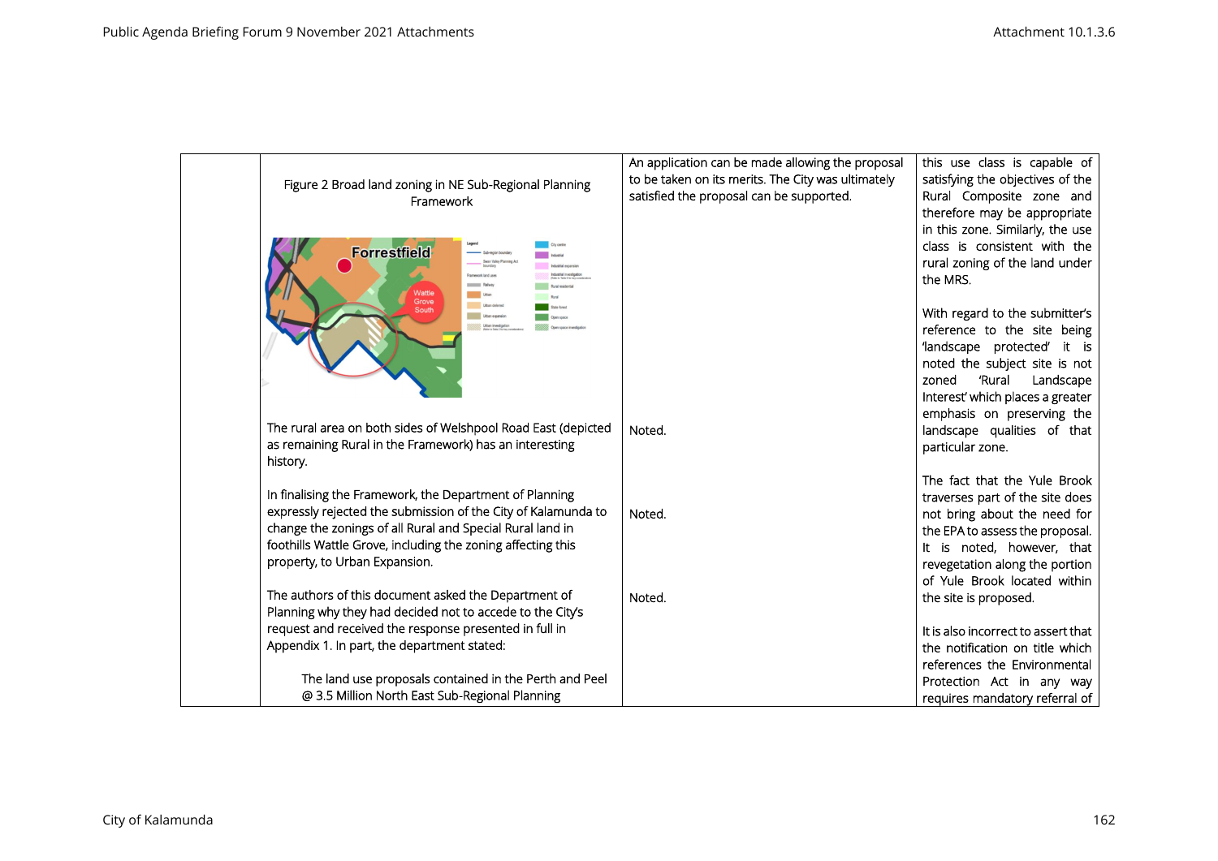| | Figure 2 Broad land zoning in NE Sub-Regional Planning Framework | An application can be made allowing the proposal to be taken on its merits. The City was ultimately satisfied the proposal can be supported. | this use class is capable of satisfying the objectives of the Rural Composite zone and therefore may be appropriate in this zone. Similarly, the use class is consistent with the rural zoning of the land under the MRS. |
|---|---|---|---|
| | The rural area on both sides of Welshpool Road East (depicted as remaining Rural in the Framework) has an interesting history. | Noted. | With regard to the submitter's reference to the site being 'landscape protected' it is noted the subject site is not zoned 'Rural Landscape Interest' which places a greater emphasis on preserving the landscape qualities of that particular zone. |
| | In finalising the Framework, the Department of Planning expressly rejected the submission of the City of Kalamunda to change the zonings of all Rural and Special Rural land in foothills Wattle Grove, including the zoning affecting this property, to Urban Expansion. | Noted. | The fact that the Yule Brook traverses part of the site does not bring about the need for the EPA to assess the proposal. It is noted, however, that revegetation along the portion of Yule Brook located within the site is proposed. |
| | The authors of this document asked the Department of Planning why they had decided not to accede to the City's request and received the response presented in full in Appendix 1. In part, the department stated:<br><br>The land use proposals contained in the Perth and Peel @ 3.5 Million North East Sub-Regional Planning | Noted. | It is also incorrect to assert that the notification on title which references the Environmental Protection Act in any way requires mandatory referral of |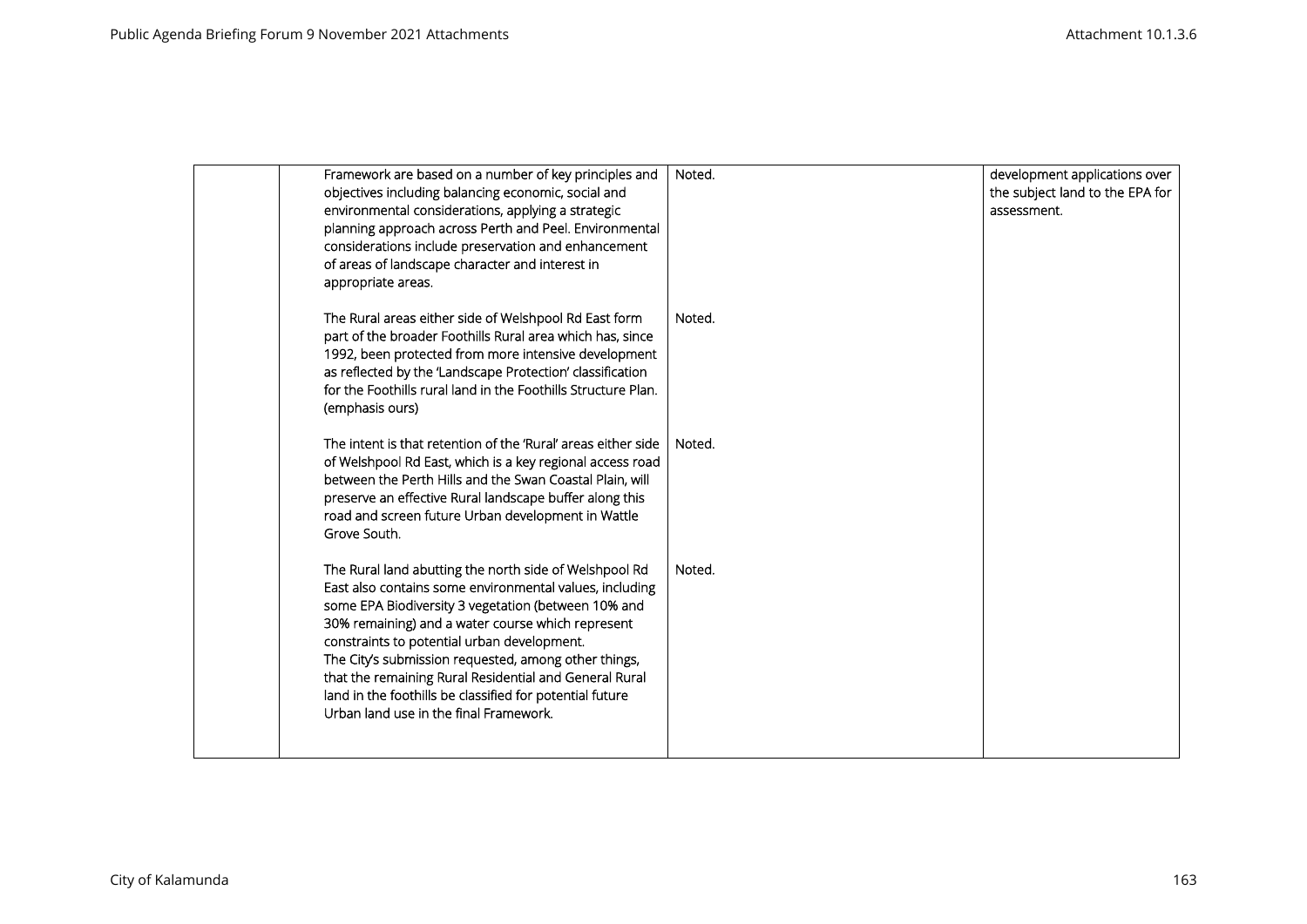| | | | |
|---|---|---|---|
| | Framework are based on a number of key principles and objectives including balancing economic, social and environmental considerations, applying a strategic planning approach across Perth and Peel. Environmental considerations include preservation and enhancement of areas of landscape character and interest in appropriate areas. | Noted. | development applications over the subject land to the EPA for assessment. |
| | The Rural areas either side of Welshpool Rd East form part of the broader Foothills Rural area which has, since 1992, been protected from more intensive development as reflected by the 'Landscape Protection' classification for the Foothills rural land in the Foothills Structure Plan. (emphasis ours) | Noted. | |
| | The intent is that retention of the 'Rural' areas either side of Welshpool Rd East, which is a key regional access road between the Perth Hills and the Swan Coastal Plain, will preserve an effective Rural landscape buffer along this road and screen future Urban development in Wattle Grove South. | Noted. | |
| | The Rural land abutting the north side of Welshpool Rd East also contains some environmental values, including some EPA Biodiversity 3 vegetation (between 10% and 30% remaining) and a water course which represent constraints to potential urban development.<br>The City's submission requested, among other things, that the remaining Rural Residential and General Rural land in the foothills be classified for potential future Urban land use in the final Framework. | Noted. | |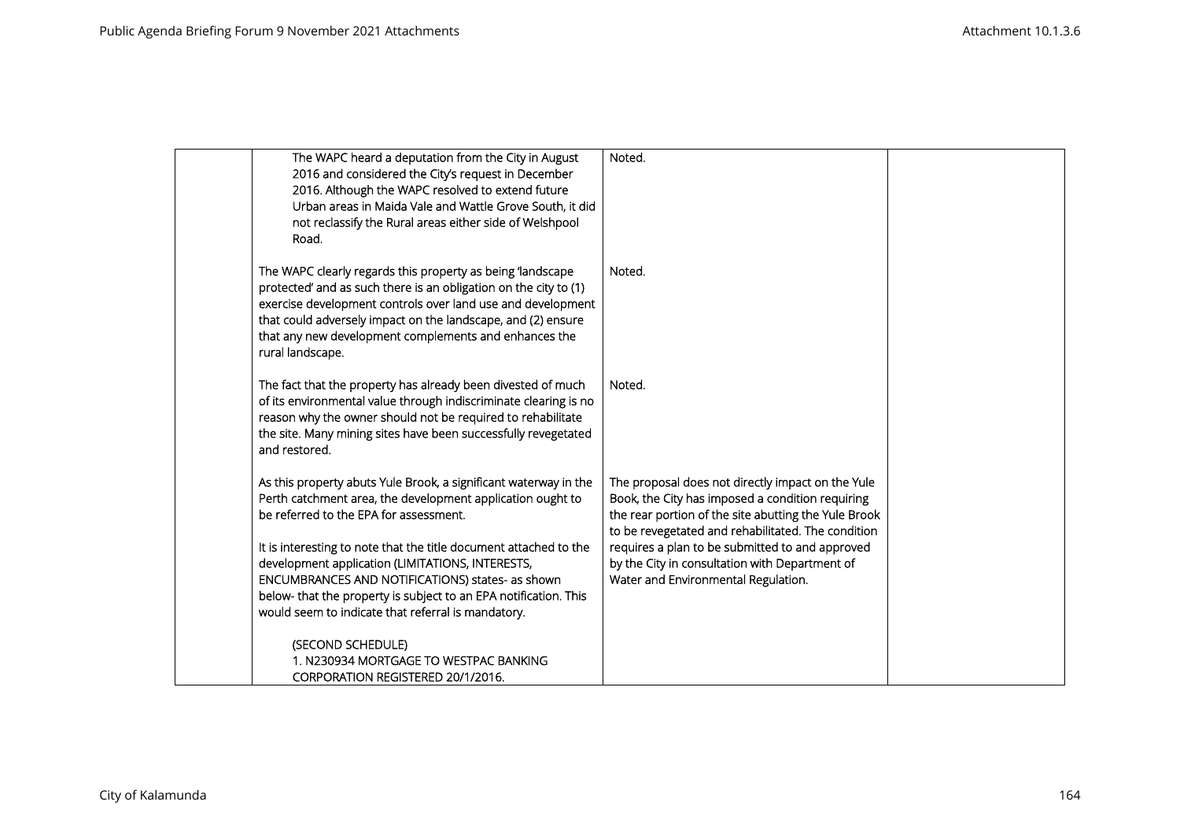| | | | |
|---|---|---|---|
| | The WAPC heard a deputation from the City in August 2016 and considered the City's request in December 2016. Although the WAPC resolved to extend future Urban areas in Maida Vale and Wattle Grove South, it did not reclassify the Rural areas either side of Welshpool Road. | Noted. | |
| | The WAPC clearly regards this property as being 'landscape protected' and as such there is an obligation on the city to (1) exercise development controls over land use and development that could adversely impact on the landscape, and (2) ensure that any new development complements and enhances the rural landscape. | Noted. | |
| | The fact that the property has already been divested of much of its environmental value through indiscriminate clearing is no reason why the owner should not be required to rehabilitate the site. Many mining sites have been successfully revegetated and restored. | Noted. | |
| | As this property abuts Yule Brook, a significant waterway in the Perth catchment area, the development application ought to be referred to the EPA for assessment.<br><br>It is interesting to note that the title document attached to the development application (LIMITATIONS, INTERESTS, ENCUMBRANCES AND NOTIFICATIONS) states- as shown below- that the property is subject to an EPA notification. This would seem to indicate that referral is mandatory.<br><br>(SECOND SCHEDULE)<br>1. N230934 MORTGAGE TO WESTPAC BANKING CORPORATION REGISTERED 20/1/2016. | The proposal does not directly impact on the Yule Book, the City has imposed a condition requiring the rear portion of the site abutting the Yule Brook to be revegetated and rehabilitated. The condition requires a plan to be submitted to and approved by the City in consultation with Department of Water and Environmental Regulation. | |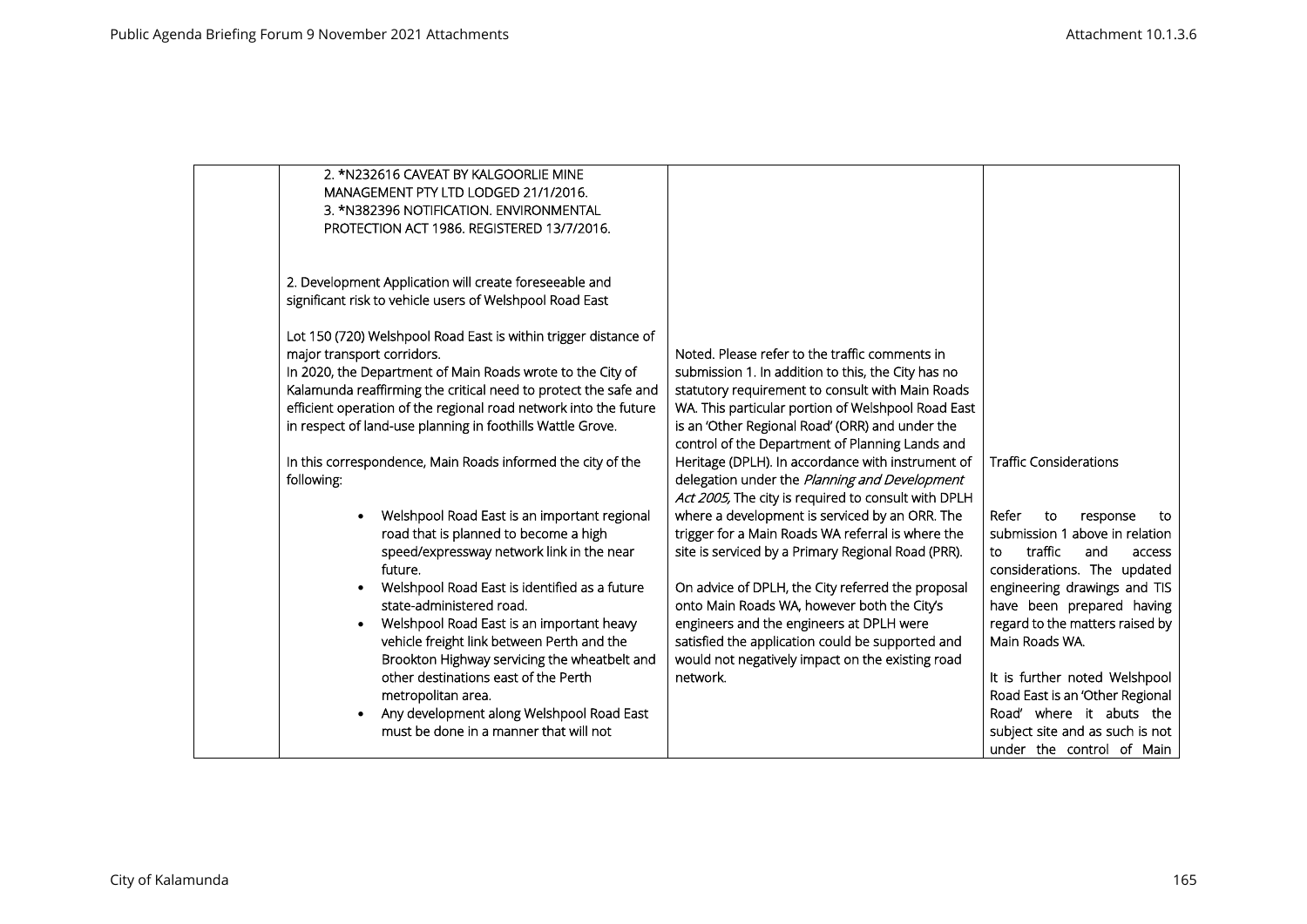| | | | |
|---|---|---|---|
| | 2. *N232616 CAVEAT BY KALGOORLIE MINE MANAGEMENT PTY LTD LODGED 21/1/2016.<br>3. *N382396 NOTIFICATION. ENVIRONMENTAL PROTECTION ACT 1986. REGISTERED 13/7/2016.<br><br>2. Development Application will create foreseeable and significant risk to vehicle users of Welshpool Road East<br><br>Lot 150 (720) Welshpool Road East is within trigger distance of major transport corridors.<br>In 2020, the Department of Main Roads wrote to the City of Kalamunda reaffirming the critical need to protect the safe and efficient operation of the regional road network into the future in respect of land-use planning in foothills Wattle Grove.<br><br>In this correspondence, Main Roads informed the city of the following:<br><ul><li>Welshpool Road East is an important regional road that is planned to become a high speed/expressway network link in the near future.</li><li>Welshpool Road East is identified as a future state-administered road.</li><li>Welshpool Road East is an important heavy vehicle freight link between Perth and the Brookton Highway servicing the wheatbelt and other destinations east of the Perth metropolitan area.</li><li>Any development along Welshpool Road East must be done in a manner that will not</li></ul> | Noted. Please refer to the traffic comments in submission 1. In addition to this, the City has no statutory requirement to consult with Main Roads WA. This particular portion of Welshpool Road East is an 'Other Regional Road' (ORR) and under the control of the Department of Planning Lands and Heritage (DPLH). In accordance with instrument of delegation under the *Planning and Development Act 2005,* The city is required to consult with DPLH where a development is serviced by an ORR. The trigger for a Main Roads WA referral is where the site is serviced by a Primary Regional Road (PRR).<br><br>On advice of DPLH, the City referred the proposal onto Main Roads WA, however both the City's engineers and the engineers at DPLH were satisfied the application could be supported and would not negatively impact on the existing road network. | Traffic Considerations<br><br>Refer to response to submission 1 above in relation to traffic and access considerations. The updated engineering drawings and TIS have been prepared having regard to the matters raised by Main Roads WA.<br><br>It is further noted Welshpool Road East is an 'Other Regional Road' where it abuts the subject site and as such is not under the control of Main |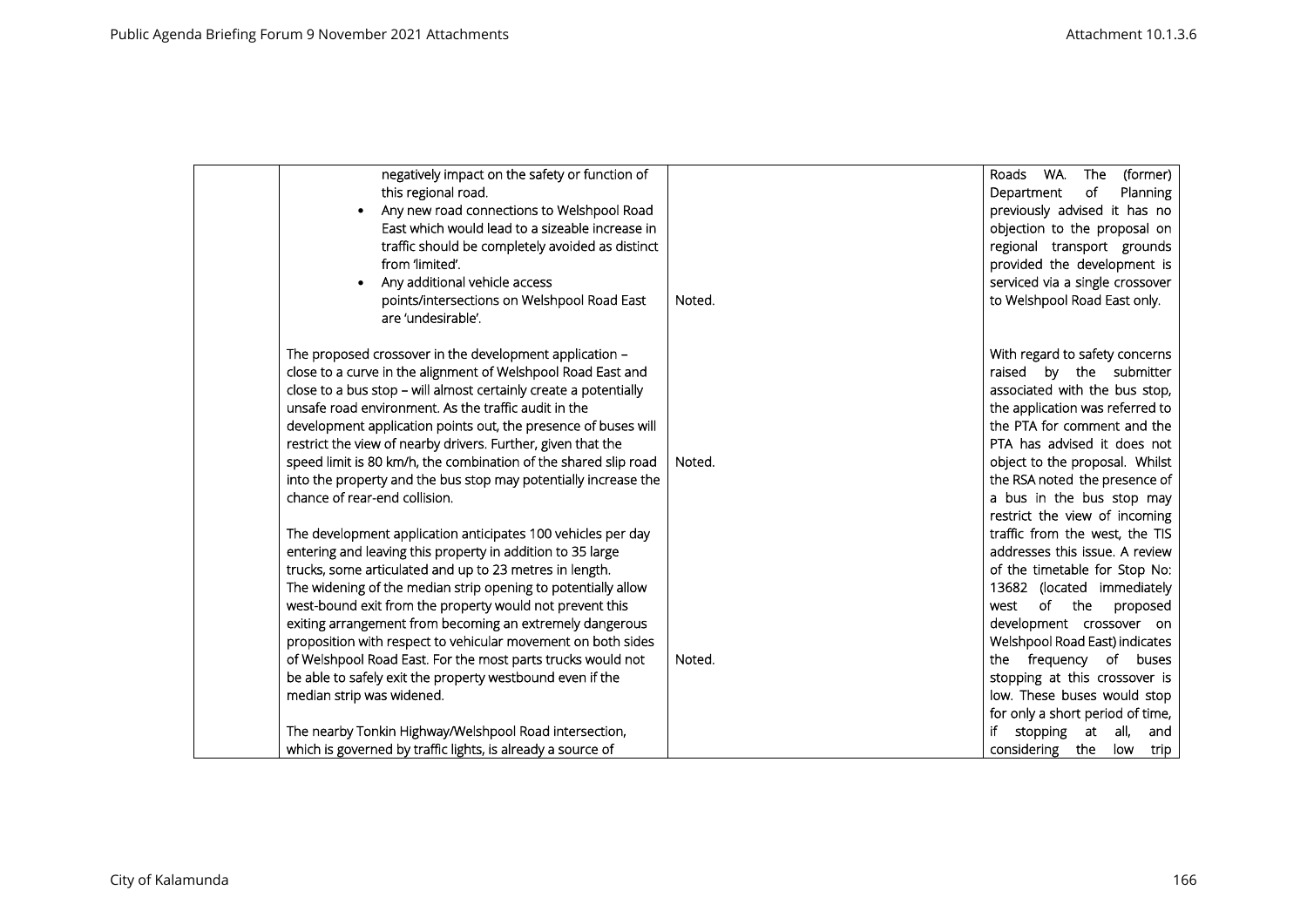| | | | |
|---|---|---|---|
| | negatively impact on the safety or function of this regional road.<br>• Any new road connections to Welshpool Road East which would lead to a sizeable increase in traffic should be completely avoided as distinct from 'limited'.<br>• Any additional vehicle access points/intersections on Welshpool Road East are 'undesirable'. | Noted. | Roads WA. The (former) Department of Planning previously advised it has no objection to the proposal on regional transport grounds provided the development is serviced via a single crossover to Welshpool Road East only. |
| | The proposed crossover in the development application – close to a curve in the alignment of Welshpool Road East and close to a bus stop – will almost certainly create a potentially unsafe road environment. As the traffic audit in the development application points out, the presence of buses will restrict the view of nearby drivers. Further, given that the speed limit is 80 km/h, the combination of the shared slip road into the property and the bus stop may potentially increase the chance of rear-end collision. | Noted. | With regard to safety concerns raised by the submitter associated with the bus stop, the application was referred to the PTA for comment and the PTA has advised it does not object to the proposal. Whilst the RSA noted the presence of a bus in the bus stop may restrict the view of incoming traffic from the west, the TIS addresses this issue. A review of the timetable for Stop No: 13682 (located immediately west of the proposed development crossover on Welshpool Road East) indicates the frequency of buses stopping at this crossover is low. These buses would stop for only a short period of time, if stopping at all, and considering the low trip |
| | The development application anticipates 100 vehicles per day entering and leaving this property in addition to 35 large trucks, some articulated and up to 23 metres in length.<br>The widening of the median strip opening to potentially allow west-bound exit from the property would not prevent this exiting arrangement from becoming an extremely dangerous proposition with respect to vehicular movement on both sides of Welshpool Road East. For the most parts trucks would not be able to safely exit the property westbound even if the median strip was widened. | Noted. | |
| | The nearby Tonkin Highway/Welshpool Road intersection, which is governed by traffic lights, is already a source of | | |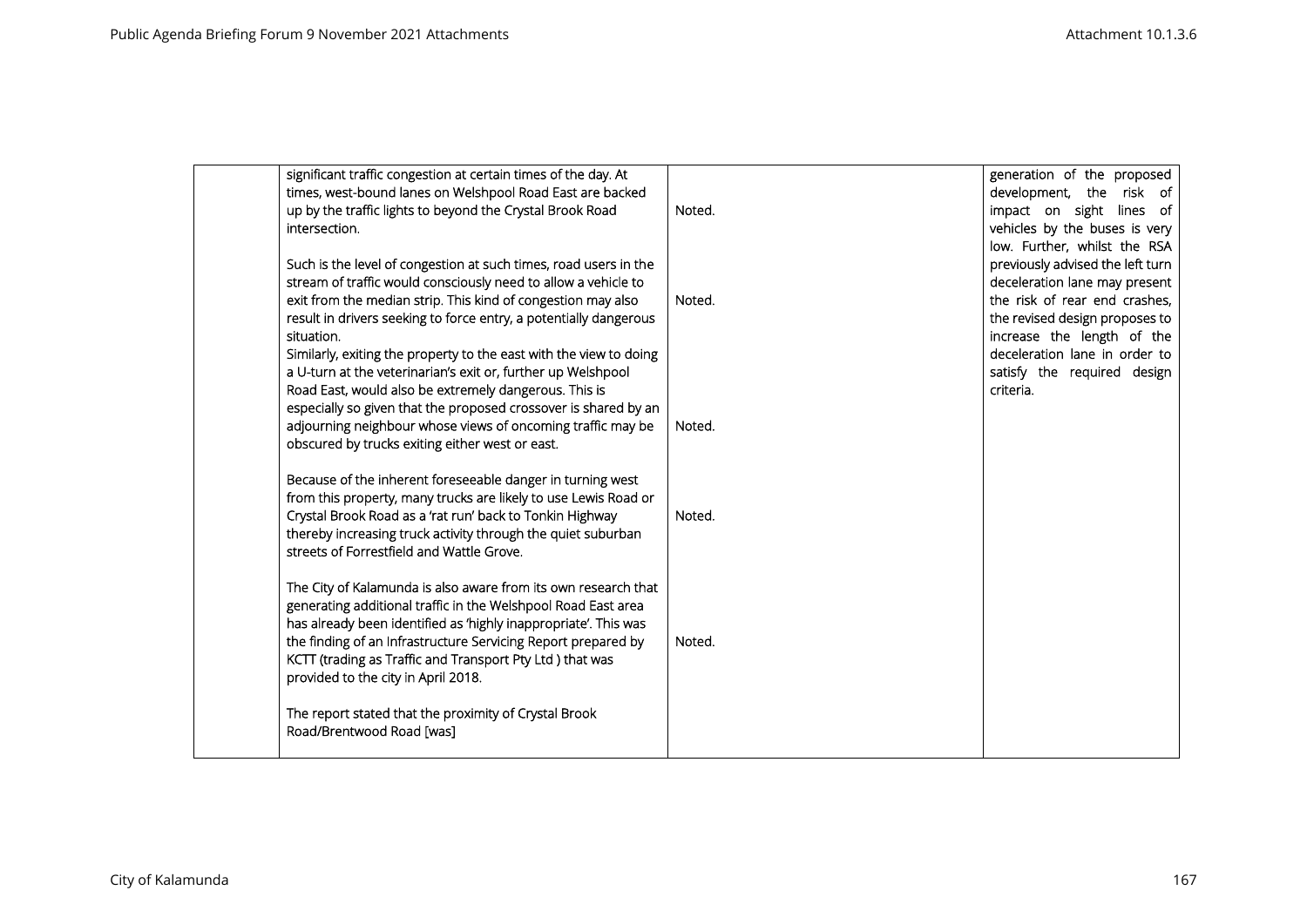| | | | |
|---|---|---|---|
| | significant traffic congestion at certain times of the day. At times, west-bound lanes on Welshpool Road East are backed up by the traffic lights to beyond the Crystal Brook Road intersection. | Noted. | generation of the proposed development, the risk of impact on sight lines of vehicles by the buses is very low. Further, whilst the RSA previously advised the left turn deceleration lane may present the risk of rear end crashes, the revised design proposes to increase the length of the deceleration lane in order to satisfy the required design criteria. |
| | Such is the level of congestion at such times, road users in the stream of traffic would consciously need to allow a vehicle to exit from the median strip. This kind of congestion may also result in drivers seeking to force entry, a potentially dangerous situation. | Noted. | |
| | Similarly, exiting the property to the east with the view to doing a U-turn at the veterinarian's exit or, further up Welshpool Road East, would also be extremely dangerous. This is especially so given that the proposed crossover is shared by an adjourning neighbour whose views of oncoming traffic may be obscured by trucks exiting either west or east. | Noted. | |
| | Because of the inherent foreseeable danger in turning west from this property, many trucks are likely to use Lewis Road or Crystal Brook Road as a 'rat run' back to Tonkin Highway thereby increasing truck activity through the quiet suburban streets of Forrestfield and Wattle Grove. | Noted. | |
| | The City of Kalamunda is also aware from its own research that generating additional traffic in the Welshpool Road East area has already been identified as 'highly inappropriate'. This was the finding of an Infrastructure Servicing Report prepared by KCTT (trading as Traffic and Transport Pty Ltd ) that was provided to the city in April 2018. | Noted. | |
| | The report stated that the proximity of Crystal Brook Road/Brentwood Road [was] | | |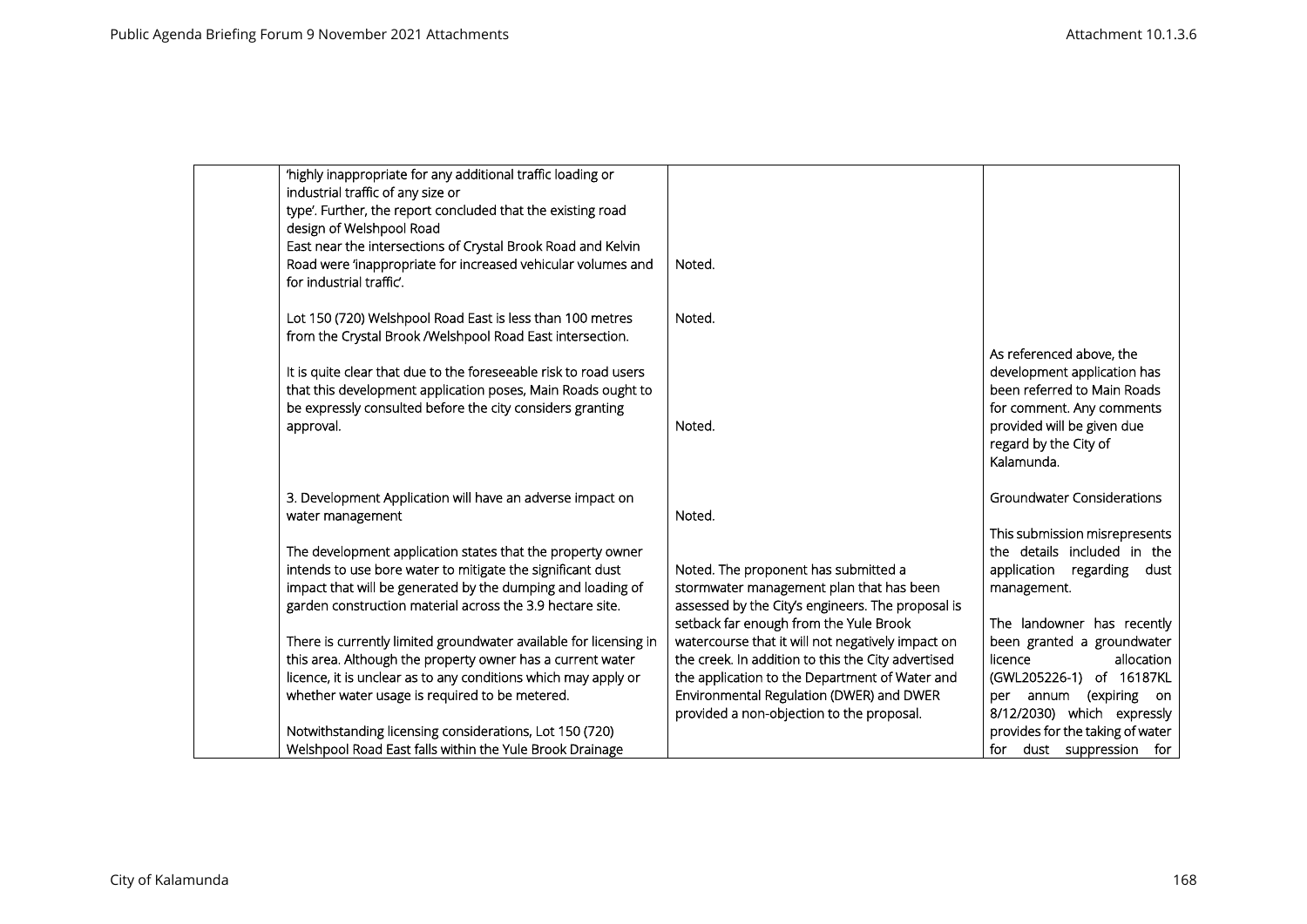| | | | |
|---|---|---|---|
| | 'highly inappropriate for any additional traffic loading or industrial traffic of any size or type'. Further, the report concluded that the existing road design of Welshpool Road East near the intersections of Crystal Brook Road and Kelvin Road were 'inappropriate for increased vehicular volumes and for industrial traffic'. | Noted. | |
| | Lot 150 (720) Welshpool Road East is less than 100 metres from the Crystal Brook /Welshpool Road East intersection. | Noted. | |
| | It is quite clear that due to the foreseeable risk to road users that this development application poses, Main Roads ought to be expressly consulted before the city considers granting approval. | Noted. | As referenced above, the development application has been referred to Main Roads for comment. Any comments provided will be given due regard by the City of Kalamunda. |
| | 3. Development Application will have an adverse impact on water management | Noted. | Groundwater Considerations |
| | The development application states that the property owner intends to use bore water to mitigate the significant dust impact that will be generated by the dumping and loading of garden construction material across the 3.9 hectare site.<br><br>There is currently limited groundwater available for licensing in this area. Although the property owner has a current water licence, it is unclear as to any conditions which may apply or whether water usage is required to be metered.<br><br>Notwithstanding licensing considerations, Lot 150 (720) Welshpool Road East falls within the Yule Brook Drainage | Noted. The proponent has submitted a stormwater management plan that has been assessed by the City's engineers. The proposal is setback far enough from the Yule Brook watercourse that it will not negatively impact on the creek. In addition to this the City advertised the application to the Department of Water and Environmental Regulation (DWER) and DWER provided a non-objection to the proposal. | This submission misrepresents the details included in the application regarding dust management.<br><br>The landowner has recently been granted a groundwater licence allocation (GWL205226-1) of 16187KL per annum (expiring on 8/12/2030) which expressly provides for the taking of water for dust suppression for |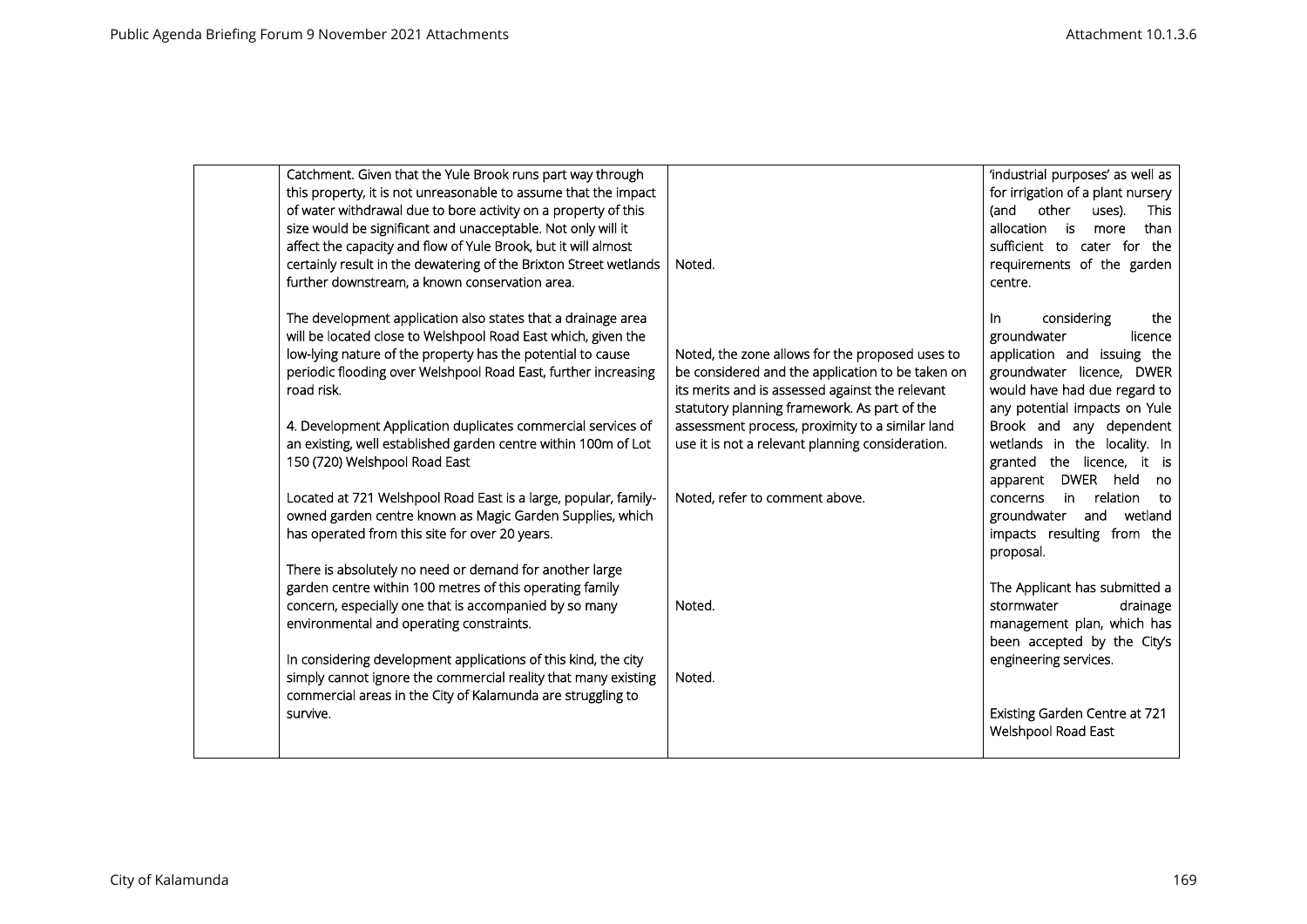| | | | |
|---|---|---|---|
| | Catchment. Given that the Yule Brook runs part way through this property, it is not unreasonable to assume that the impact of water withdrawal due to bore activity on a property of this size would be significant and unacceptable. Not only will it affect the capacity and flow of Yule Brook, but it will almost certainly result in the dewatering of the Brixton Street wetlands further downstream, a known conservation area.<br><br>The development application also states that a drainage area will be located close to Welshpool Road East which, given the low-lying nature of the property has the potential to cause periodic flooding over Welshpool Road East, further increasing road risk.<br><br>4. Development Application duplicates commercial services of an existing, well established garden centre within 100m of Lot 150 (720) Welshpool Road East<br><br>Located at 721 Welshpool Road East is a large, popular, family-owned garden centre known as Magic Garden Supplies, which has operated from this site for over 20 years.<br><br>There is absolutely no need or demand for another large garden centre within 100 metres of this operating family concern, especially one that is accompanied by so many environmental and operating constraints.<br><br>In considering development applications of this kind, the city simply cannot ignore the commercial reality that many existing commercial areas in the City of Kalamunda are struggling to survive. | Noted.<br><br>Noted, the zone allows for the proposed uses to be considered and the application to be taken on its merits and is assessed against the relevant statutory planning framework. As part of the assessment process, proximity to a similar land use it is not a relevant planning consideration.<br><br>Noted, refer to comment above.<br><br>Noted.<br><br>Noted. | 'industrial purposes' as well as for irrigation of a plant nursery (and other uses). This allocation is more than sufficient to cater for the requirements of the garden centre.<br><br>In considering the groundwater licence application and issuing the groundwater licence, DWER would have had due regard to any potential impacts on Yule Brook and any dependent wetlands in the locality. In granted the licence, it is apparent DWER held no concerns in relation to groundwater and wetland impacts resulting from the proposal.<br><br>The Applicant has submitted a stormwater drainage management plan, which has been accepted by the City's engineering services.<br><br>Existing Garden Centre at 721 Welshpool Road East |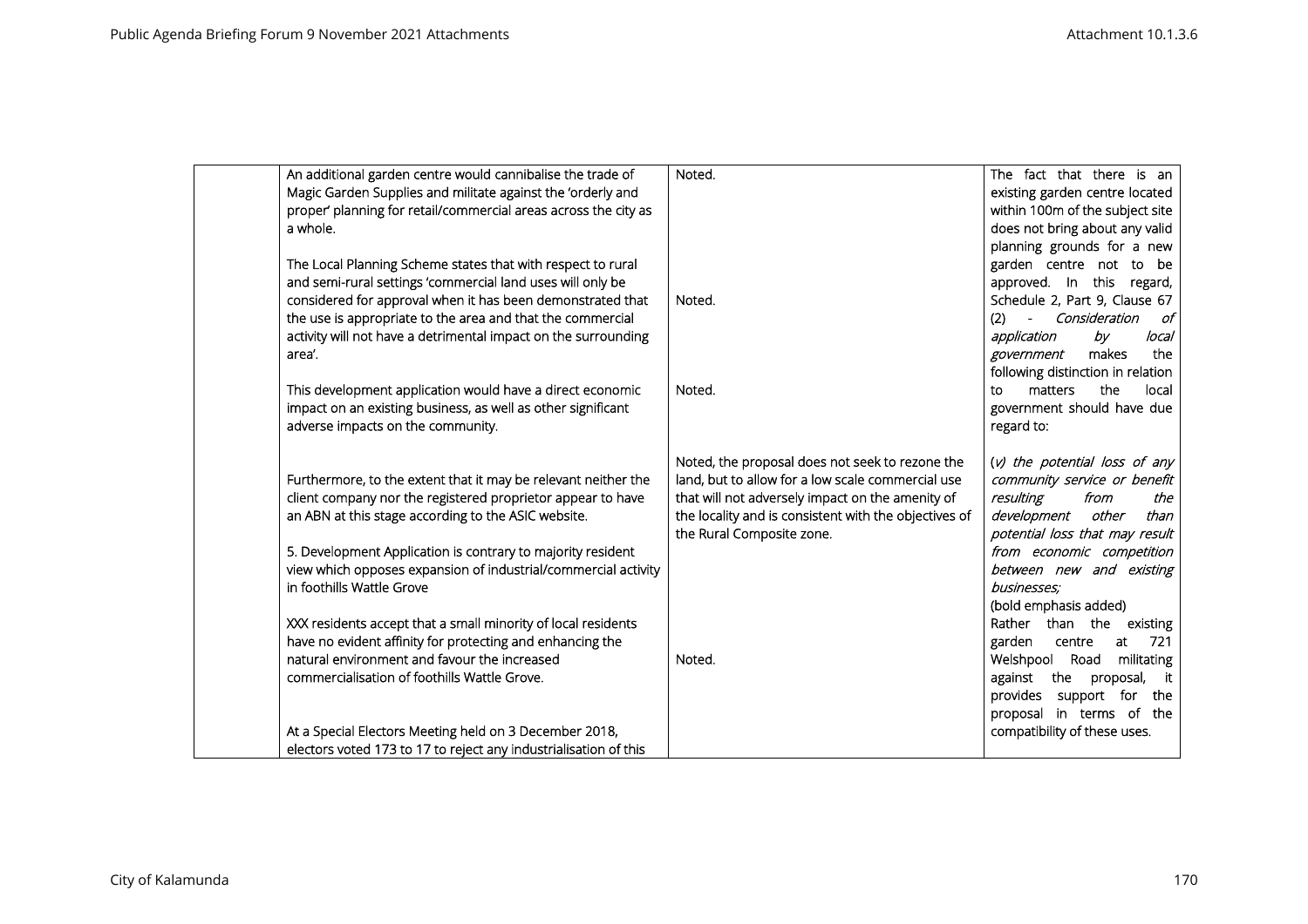| | | | |
|---|---|---|---|
| | An additional garden centre would cannibalise the trade of Magic Garden Supplies and militate against the 'orderly and proper' planning for retail/commercial areas across the city as a whole.<br><br>The Local Planning Scheme states that with respect to rural and semi-rural settings 'commercial land uses will only be considered for approval when it has been demonstrated that the use is appropriate to the area and that the commercial activity will not have a detrimental impact on the surrounding area'.<br><br>This development application would have a direct economic impact on an existing business, as well as other significant adverse impacts on the community.<br><br>Furthermore, to the extent that it may be relevant neither the client company nor the registered proprietor appear to have an ABN at this stage according to the ASIC website.<br><br>5. Development Application is contrary to majority resident view which opposes expansion of industrial/commercial activity in foothills Wattle Grove<br><br>XXX residents accept that a small minority of local residents have no evident affinity for protecting and enhancing the natural environment and favour the increased commercialisation of foothills Wattle Grove.<br><br>At a Special Electors Meeting held on 3 December 2018, electors voted 173 to 17 to reject any industrialisation of this | Noted.<br><br>Noted.<br><br>Noted.<br><br>Noted, the proposal does not seek to rezone the land, but to allow for a low scale commercial use that will not adversely impact on the amenity of the locality and is consistent with the objectives of the Rural Composite zone.<br><br>Noted. | The fact that there is an existing garden centre located within 100m of the subject site does not bring about any valid planning grounds for a new garden centre not to be approved. In this regard, Schedule 2, Part 9, Clause 67 (2) - *Consideration of application by local government* makes the following distinction in relation to matters the local government should have due regard to:<br><br>(*v*) *the potential loss of any community service or benefit resulting from the development other than potential loss that may result from economic competition between new and existing businesses;*<br>(bold emphasis added)<br>Rather than the existing garden centre at 721 Welshpool Road militating against the proposal, it provides support for the proposal in terms of the compatibility of these uses. |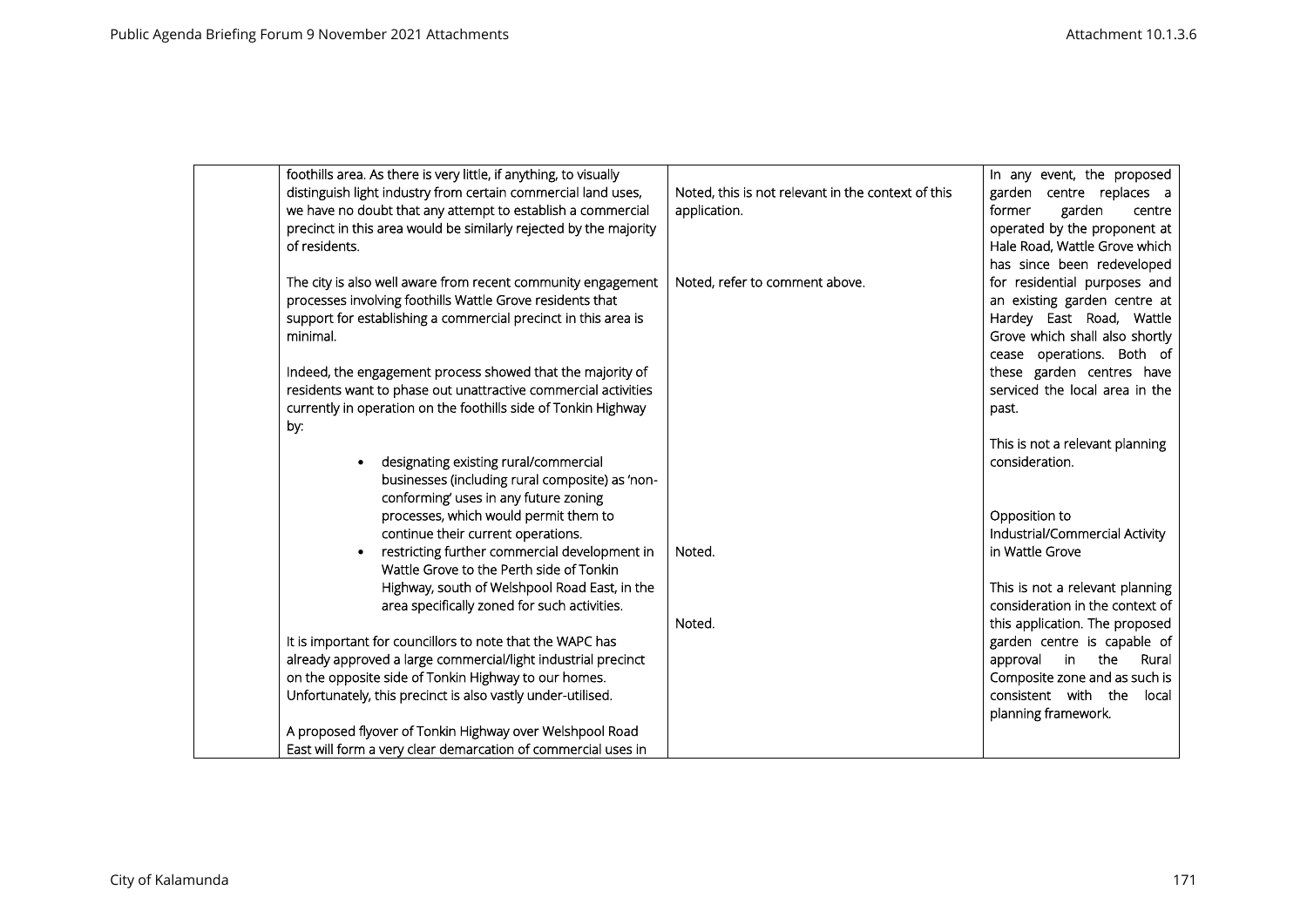| | | | |
|---|---|---|---|
| | foothills area. As there is very little, if anything, to visually distinguish light industry from certain commercial land uses, we have no doubt that any attempt to establish a commercial precinct in this area would be similarly rejected by the majority of residents.<br><br>The city is also well aware from recent community engagement processes involving foothills Wattle Grove residents that support for establishing a commercial precinct in this area is minimal.<br><br>Indeed, the engagement process showed that the majority of residents want to phase out unattractive commercial activities currently in operation on the foothills side of Tonkin Highway by:<br><br>• designating existing rural/commercial businesses (including rural composite) as 'non-conforming' uses in any future zoning processes, which would permit them to continue their current operations.<br>• restricting further commercial development in Wattle Grove to the Perth side of Tonkin Highway, south of Welshpool Road East, in the area specifically zoned for such activities.<br><br>It is important for councillors to note that the WAPC has already approved a large commercial/light industrial precinct on the opposite side of Tonkin Highway to our homes. Unfortunately, this precinct is also vastly under-utilised.<br><br>A proposed flyover of Tonkin Highway over Welshpool Road East will form a very clear demarcation of commercial uses in | Noted, this is not relevant in the context of this application.<br><br>Noted, refer to comment above.<br><br>Noted.<br><br>Noted. | In any event, the proposed garden centre replaces a former garden centre operated by the proponent at Hale Road, Wattle Grove which has since been redeveloped for residential purposes and an existing garden centre at Hardey East Road, Wattle Grove which shall also shortly cease operations. Both of these garden centres have serviced the local area in the past.<br><br>This is not a relevant planning consideration.<br><br>Opposition to Industrial/Commercial Activity in Wattle Grove<br><br>This is not a relevant planning consideration in the context of this application. The proposed garden centre is capable of approval in the Rural Composite zone and as such is consistent with the local planning framework. |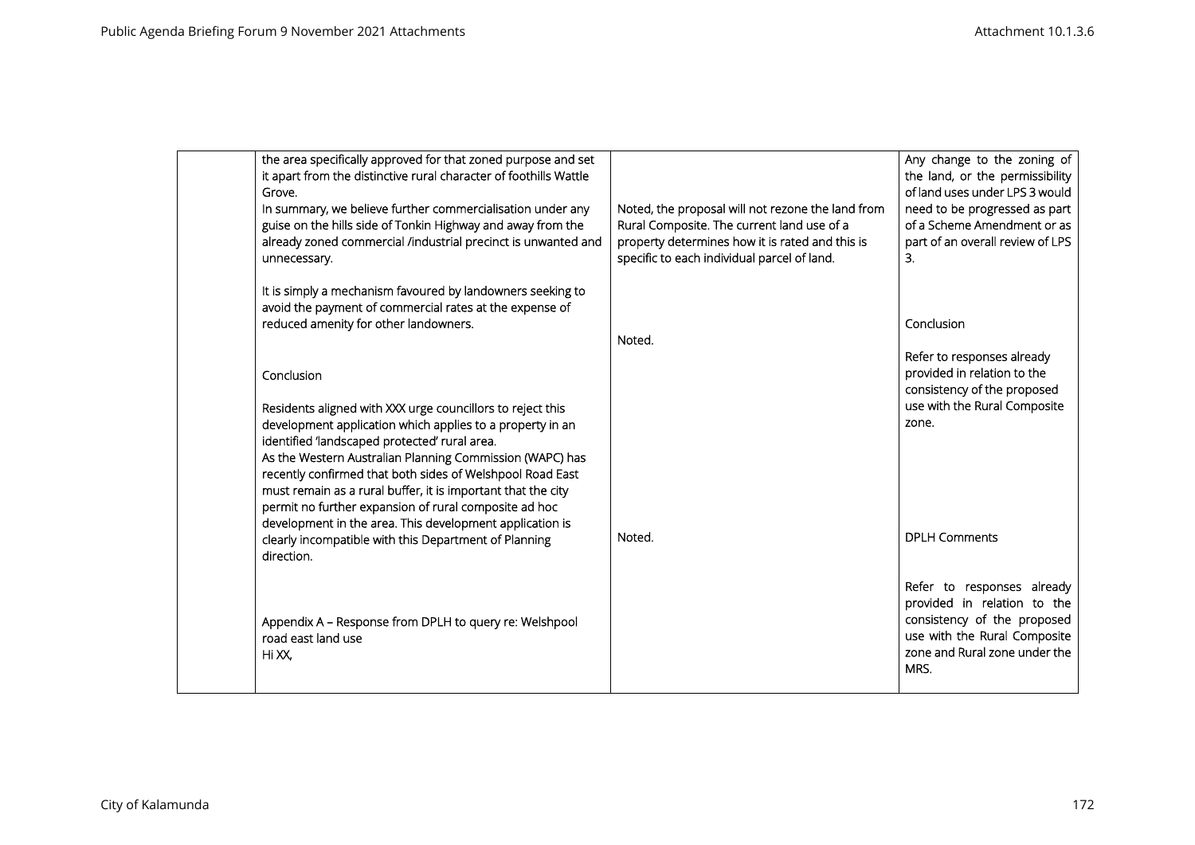| | | | |
|---|---|---|---|
| | the area specifically approved for that zoned purpose and set it apart from the distinctive rural character of foothills Wattle Grove.<br>In summary, we believe further commercialisation under any guise on the hills side of Tonkin Highway and away from the already zoned commercial /industrial precinct is unwanted and unnecessary.<br><br>It is simply a mechanism favoured by landowners seeking to avoid the payment of commercial rates at the expense of reduced amenity for other landowners.<br><br>Conclusion<br><br>Residents aligned with XXX urge councillors to reject this development application which applies to a property in an identified 'landscaped protected' rural area.<br>As the Western Australian Planning Commission (WAPC) has recently confirmed that both sides of Welshpool Road East must remain as a rural buffer, it is important that the city permit no further expansion of rural composite ad hoc development in the area. This development application is clearly incompatible with this Department of Planning direction.<br><br>Appendix A – Response from DPLH to query re: Welshpool road east land use<br>Hi XX, | Noted, the proposal will not rezone the land from Rural Composite. The current land use of a property determines how it is rated and this is specific to each individual parcel of land.<br><br>Noted.<br><br>Noted. | Any change to the zoning of the land, or the permissibility of land uses under LPS 3 would need to be progressed as part of a Scheme Amendment or as part of an overall review of LPS 3.<br><br>Conclusion<br><br>Refer to responses already provided in relation to the consistency of the proposed use with the Rural Composite zone.<br><br>DPLH Comments<br><br>Refer to responses already provided in relation to the consistency of the proposed use with the Rural Composite zone and Rural zone under the MRS. |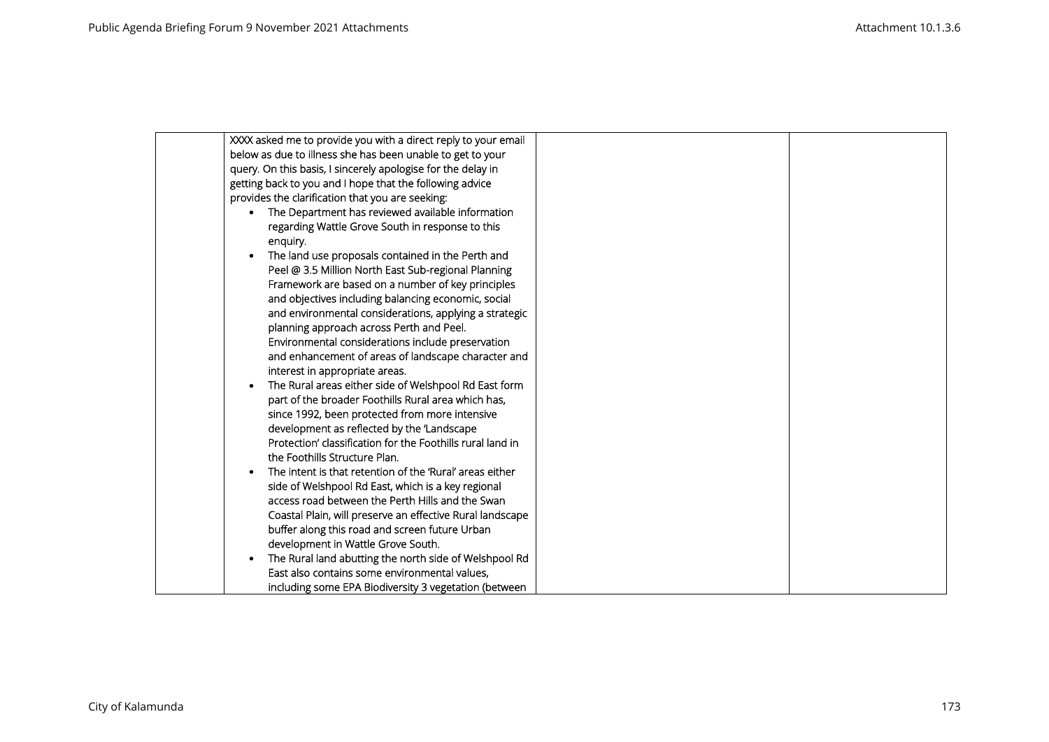| | | | |
|---|---|---|---|
| | XXXX asked me to provide you with a direct reply to your email below as due to illness she has been unable to get to your query. On this basis, I sincerely apologise for the delay in getting back to you and I hope that the following advice provides the clarification that you are seeking:<br>• The Department has reviewed available information regarding Wattle Grove South in response to this enquiry.<br>• The land use proposals contained in the Perth and Peel @ 3.5 Million North East Sub-regional Planning Framework are based on a number of key principles and objectives including balancing economic, social and environmental considerations, applying a strategic planning approach across Perth and Peel. Environmental considerations include preservation and enhancement of areas of landscape character and interest in appropriate areas.<br>• The Rural areas either side of Welshpool Rd East form part of the broader Foothills Rural area which has, since 1992, been protected from more intensive development as reflected by the 'Landscape Protection' classification for the Foothills rural land in the Foothills Structure Plan.<br>• The intent is that retention of the 'Rural' areas either side of Welshpool Rd East, which is a key regional access road between the Perth Hills and the Swan Coastal Plain, will preserve an effective Rural landscape buffer along this road and screen future Urban development in Wattle Grove South.<br>• The Rural land abutting the north side of Welshpool Rd East also contains some environmental values, including some EPA Biodiversity 3 vegetation (between | | |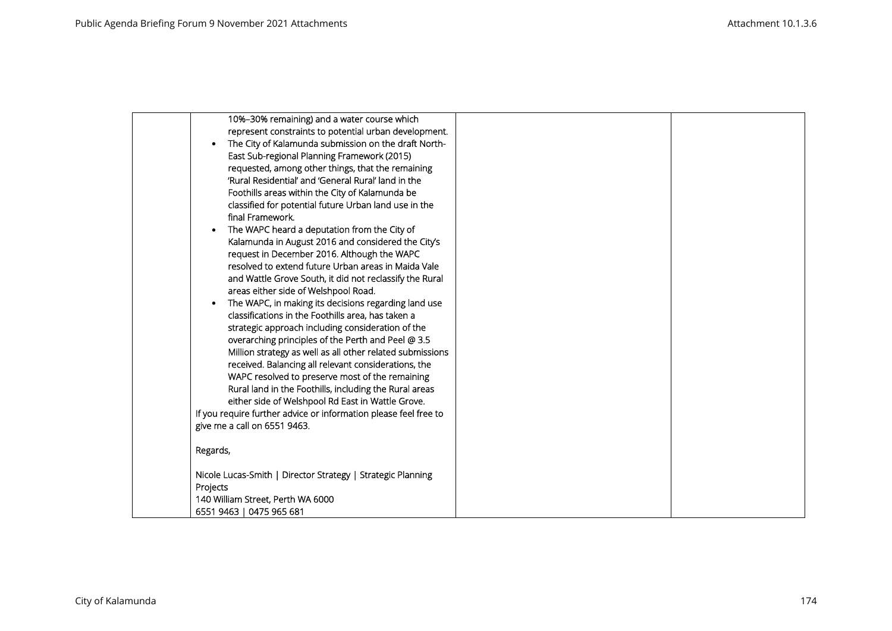| | | | |
|---|---|---|---|
| | 10%–30% remaining) and a water course which represent constraints to potential urban development.<br>• The City of Kalamunda submission on the draft North-East Sub-regional Planning Framework (2015) requested, among other things, that the remaining 'Rural Residential' and 'General Rural' land in the Foothills areas within the City of Kalamunda be classified for potential future Urban land use in the final Framework.<br>• The WAPC heard a deputation from the City of Kalamunda in August 2016 and considered the City's request in December 2016. Although the WAPC resolved to extend future Urban areas in Maida Vale and Wattle Grove South, it did not reclassify the Rural areas either side of Welshpool Road.<br>• The WAPC, in making its decisions regarding land use classifications in the Foothills area, has taken a strategic approach including consideration of the overarching principles of the Perth and Peel @ 3.5 Million strategy as well as all other related submissions received. Balancing all relevant considerations, the WAPC resolved to preserve most of the remaining Rural land in the Foothills, including the Rural areas either side of Welshpool Rd East in Wattle Grove.<br>If you require further advice or information please feel free to give me a call on 6551 9463.<br><br>Regards,<br><br>Nicole Lucas-Smith \| Director Strategy \| Strategic Planning Projects<br>140 William Street, Perth WA 6000<br>6551 9463 \| 0475 965 681 | | |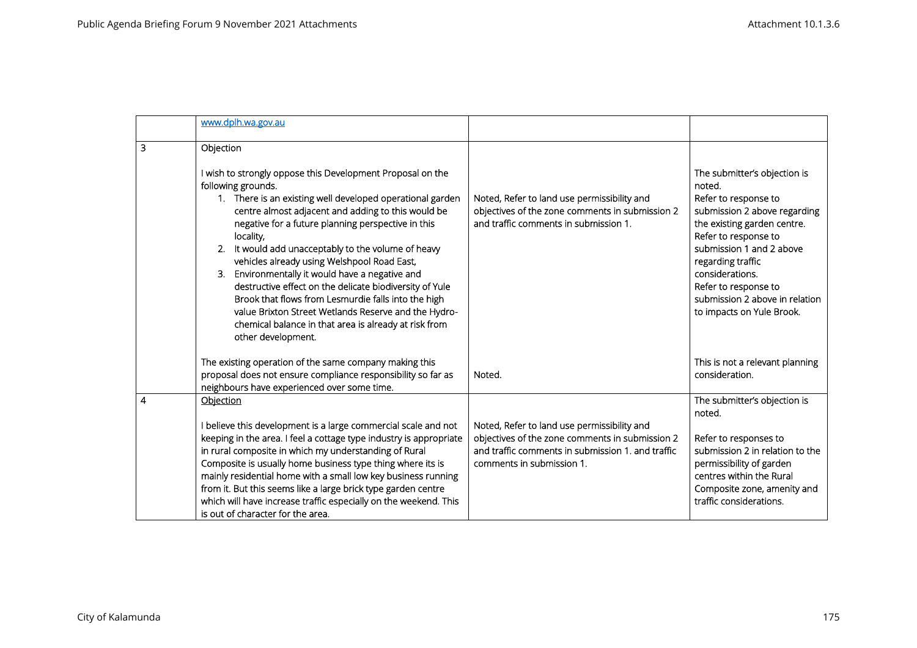| | | | |
|---|---|---|---|
| | www.dplh.wa.gov.au | | |
| 3 | Objection<br><br>I wish to strongly oppose this Development Proposal on the following grounds.<br>1. There is an existing well developed operational garden centre almost adjacent and adding to this would be negative for a future planning perspective in this locality,<br>2. It would add unacceptably to the volume of heavy vehicles already using Welshpool Road East,<br>3. Environmentally it would have a negative and destructive effect on the delicate biodiversity of Yule Brook that flows from Lesmurdie falls into the high value Brixton Street Wetlands Reserve and the Hydro-chemical balance in that area is already at risk from other development. | Noted, Refer to land use permissibility and objectives of the zone comments in submission 2 and traffic comments in submission 1. | The submitter's objection is noted.<br>Refer to response to submission 2 above regarding the existing garden centre.<br>Refer to response to submission 1 and 2 above regarding traffic considerations.<br>Refer to response to submission 2 above in relation to impacts on Yule Brook. |
| | The existing operation of the same company making this proposal does not ensure compliance responsibility so far as neighbours have experienced over some time. | Noted. | This is not a relevant planning consideration. |
| 4 | Objection<br><br>I believe this development is a large commercial scale and not keeping in the area. I feel a cottage type industry is appropriate in rural composite in which my understanding of Rural Composite is usually home business type thing where its is mainly residential home with a small low key business running from it. But this seems like a large brick type garden centre which will have increase traffic especially on the weekend. This is out of character for the area. | Noted, Refer to land use permissibility and objectives of the zone comments in submission 2 and traffic comments in submission 1. and traffic comments in submission 1. | The submitter's objection is noted.<br><br>Refer to responses to submission 2 in relation to the permissibility of garden centres within the Rural Composite zone, amenity and traffic considerations. |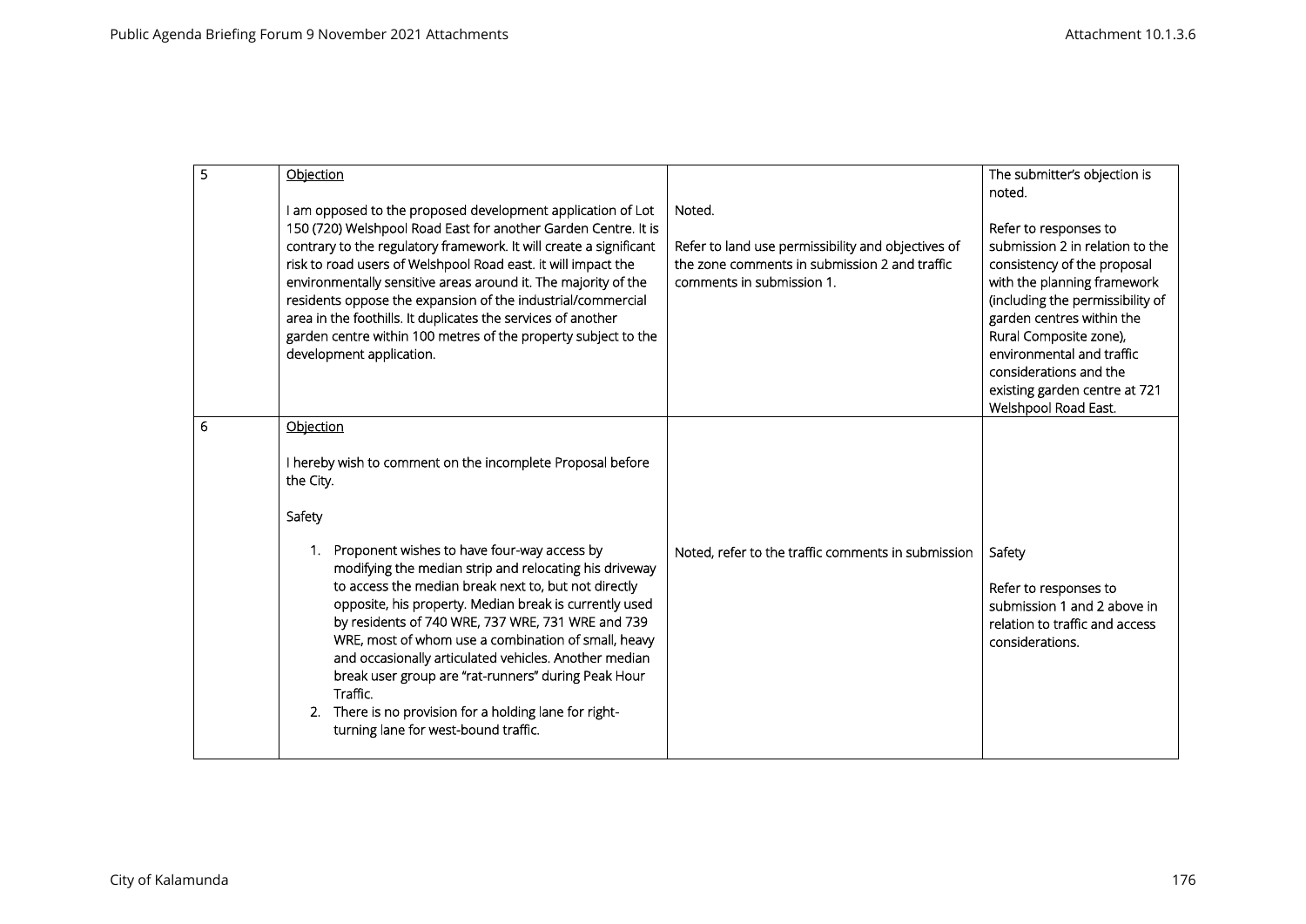| | | | |
|---|---|---|---|
| 5 | Objection<br><br>I am opposed to the proposed development application of Lot 150 (720) Welshpool Road East for another Garden Centre. It is contrary to the regulatory framework. It will create a significant risk to road users of Welshpool Road east. it will impact the environmentally sensitive areas around it. The majority of the residents oppose the expansion of the industrial/commercial area in the foothills. It duplicates the services of another garden centre within 100 metres of the property subject to the development application. | Noted.<br><br>Refer to land use permissibility and objectives of the zone comments in submission 2 and traffic comments in submission 1. | The submitter's objection is noted.<br><br>Refer to responses to submission 2 in relation to the consistency of the proposal with the planning framework (including the permissibility of garden centres within the Rural Composite zone), environmental and traffic considerations and the existing garden centre at 721 Welshpool Road East. |
| 6 | Objection<br><br>I hereby wish to comment on the incomplete Proposal before the City.<br><br>Safety<br><br>1. Proponent wishes to have four-way access by modifying the median strip and relocating his driveway to access the median break next to, but not directly opposite, his property. Median break is currently used by residents of 740 WRE, 737 WRE, 731 WRE and 739 WRE, most of whom use a combination of small, heavy and occasionally articulated vehicles. Another median break user group are "rat-runners" during Peak Hour Traffic.<br>2. There is no provision for a holding lane for right-turning lane for west-bound traffic. | Noted, refer to the traffic comments in submission | Safety<br><br>Refer to responses to submission 1 and 2 above in relation to traffic and access considerations. |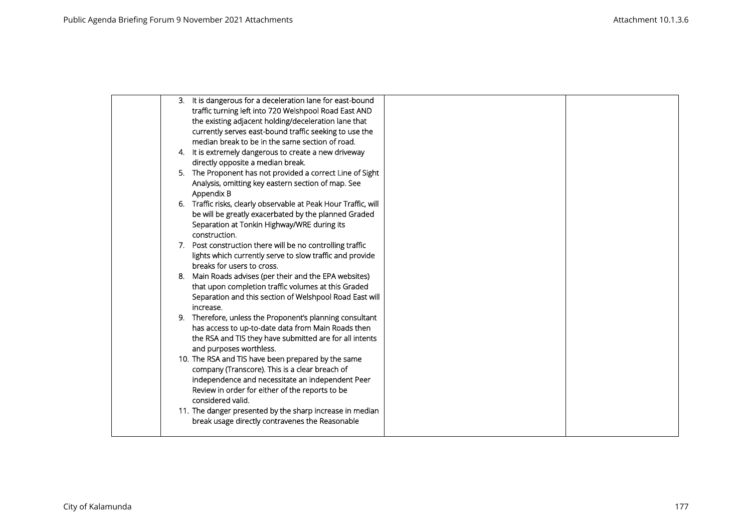|  | 3. It is dangerous for a deceleration lane for east-bound traffic turning left into 720 Welshpool Road East AND the existing adjacent holding/deceleration lane that currently serves east-bound traffic seeking to use the median break to be in the same section of road.<br>4. It is extremely dangerous to create a new driveway directly opposite a median break.<br>5. The Proponent has not provided a correct Line of Sight Analysis, omitting key eastern section of map. See Appendix B<br>6. Traffic risks, clearly observable at Peak Hour Traffic, will be will be greatly exacerbated by the planned Graded Separation at Tonkin Highway/WRE during its construction.<br>7. Post construction there will be no controlling traffic lights which currently serve to slow traffic and provide breaks for users to cross.<br>8. Main Roads advises (per their and the EPA websites) that upon completion traffic volumes at this Graded Separation and this section of Welshpool Road East will increase.<br>9. Therefore, unless the Proponent's planning consultant has access to up-to-date data from Main Roads then the RSA and TIS they have submitted are for all intents and purposes worthless.<br>10. The RSA and TIS have been prepared by the same company (Transcore). This is a clear breach of independence and necessitate an independent Peer Review in order for either of the reports to be considered valid.<br>11. The danger presented by the sharp increase in median break usage directly contravenes the Reasonable |  |  |
|---|---|---|---|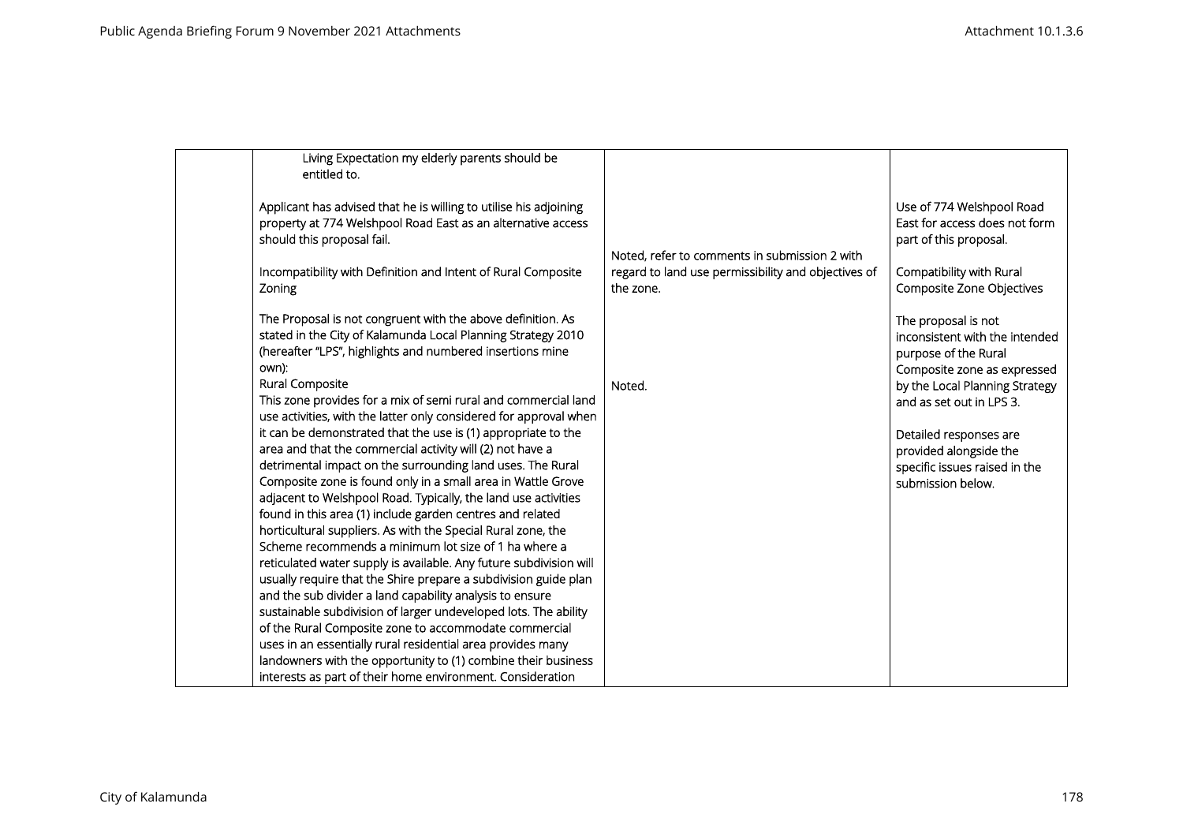| | | | |
|---|---|---|---|
| | Living Expectation my elderly parents should be entitled to.<br><br>Applicant has advised that he is willing to utilise his adjoining property at 774 Welshpool Road East as an alternative access should this proposal fail.<br><br>Incompatibility with Definition and Intent of Rural Composite Zoning<br><br>The Proposal is not congruent with the above definition. As stated in the City of Kalamunda Local Planning Strategy 2010 (hereafter "LPS", highlights and numbered insertions mine own):<br>Rural Composite<br>This zone provides for a mix of semi rural and commercial land use activities, with the latter only considered for approval when it can be demonstrated that the use is (1) appropriate to the area and that the commercial activity will (2) not have a detrimental impact on the surrounding land uses. The Rural Composite zone is found only in a small area in Wattle Grove adjacent to Welshpool Road. Typically, the land use activities found in this area (1) include garden centres and related horticultural suppliers. As with the Special Rural zone, the Scheme recommends a minimum lot size of 1 ha where a reticulated water supply is available. Any future subdivision will usually require that the Shire prepare a subdivision guide plan and the sub divider a land capability analysis to ensure sustainable subdivision of larger undeveloped lots. The ability of the Rural Composite zone to accommodate commercial uses in an essentially rural residential area provides many landowners with the opportunity to (1) combine their business interests as part of their home environment. Consideration | Noted, refer to comments in submission 2 with regard to land use permissibility and objectives of the zone.<br><br>Noted. | Use of 774 Welshpool Road East for access does not form part of this proposal.<br><br>Compatibility with Rural Composite Zone Objectives<br><br>The proposal is not inconsistent with the intended purpose of the Rural Composite zone as expressed by the Local Planning Strategy and as set out in LPS 3.<br><br>Detailed responses are provided alongside the specific issues raised in the submission below. |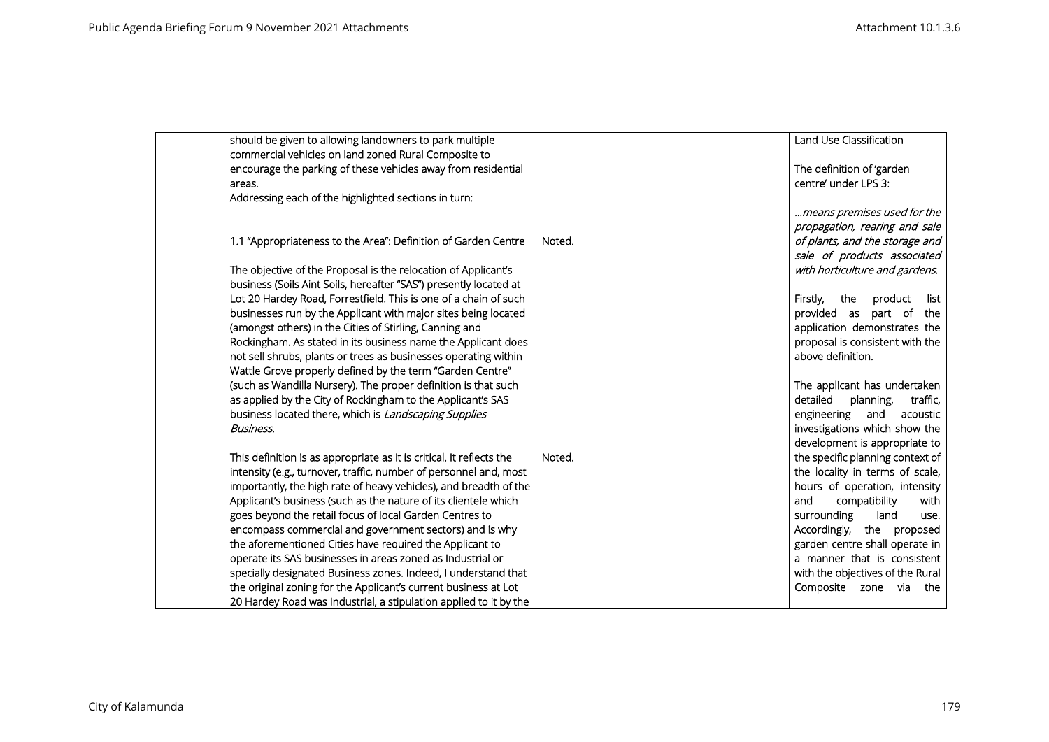| | | | |
|---|---|---|---|
| | should be given to allowing landowners to park multiple commercial vehicles on land zoned Rural Composite to encourage the parking of these vehicles away from residential areas.<br>Addressing each of the highlighted sections in turn:<br><br>1.1 "Appropriateness to the Area": Definition of Garden Centre<br><br>The objective of the Proposal is the relocation of Applicant's business (Soils Aint Soils, hereafter "SAS") presently located at Lot 20 Hardey Road, Forrestfield. This is one of a chain of such businesses run by the Applicant with major sites being located (amongst others) in the Cities of Stirling, Canning and Rockingham. As stated in its business name the Applicant does not sell shrubs, plants or trees as businesses operating within Wattle Grove properly defined by the term "Garden Centre" (such as Wandilla Nursery). The proper definition is that such as applied by the City of Rockingham to the Applicant's SAS business located there, which is *Landscaping Supplies Business*.<br><br>This definition is as appropriate as it is critical. It reflects the intensity (e.g., turnover, traffic, number of personnel and, most importantly, the high rate of heavy vehicles), and breadth of the Applicant's business (such as the nature of its clientele which goes beyond the retail focus of local Garden Centres to encompass commercial and government sectors) and is why the aforementioned Cities have required the Applicant to operate its SAS businesses in areas zoned as Industrial or specially designated Business zones. Indeed, I understand that the original zoning for the Applicant's current business at Lot 20 Hardey Road was Industrial, a stipulation applied to it by the | Noted.<br><br>Noted. | Land Use Classification<br><br>The definition of 'garden centre' under LPS 3:<br><br>*…means premises used for the propagation, rearing and sale of plants, and the storage and sale of products associated with horticulture and gardens.*<br><br>Firstly, the product list provided as part of the application demonstrates the proposal is consistent with the above definition.<br><br>The applicant has undertaken detailed planning, traffic, engineering and acoustic investigations which show the development is appropriate to the specific planning context of the locality in terms of scale, hours of operation, intensity and compatibility with surrounding land use. Accordingly, the proposed garden centre shall operate in a manner that is consistent with the objectives of the Rural Composite zone via the |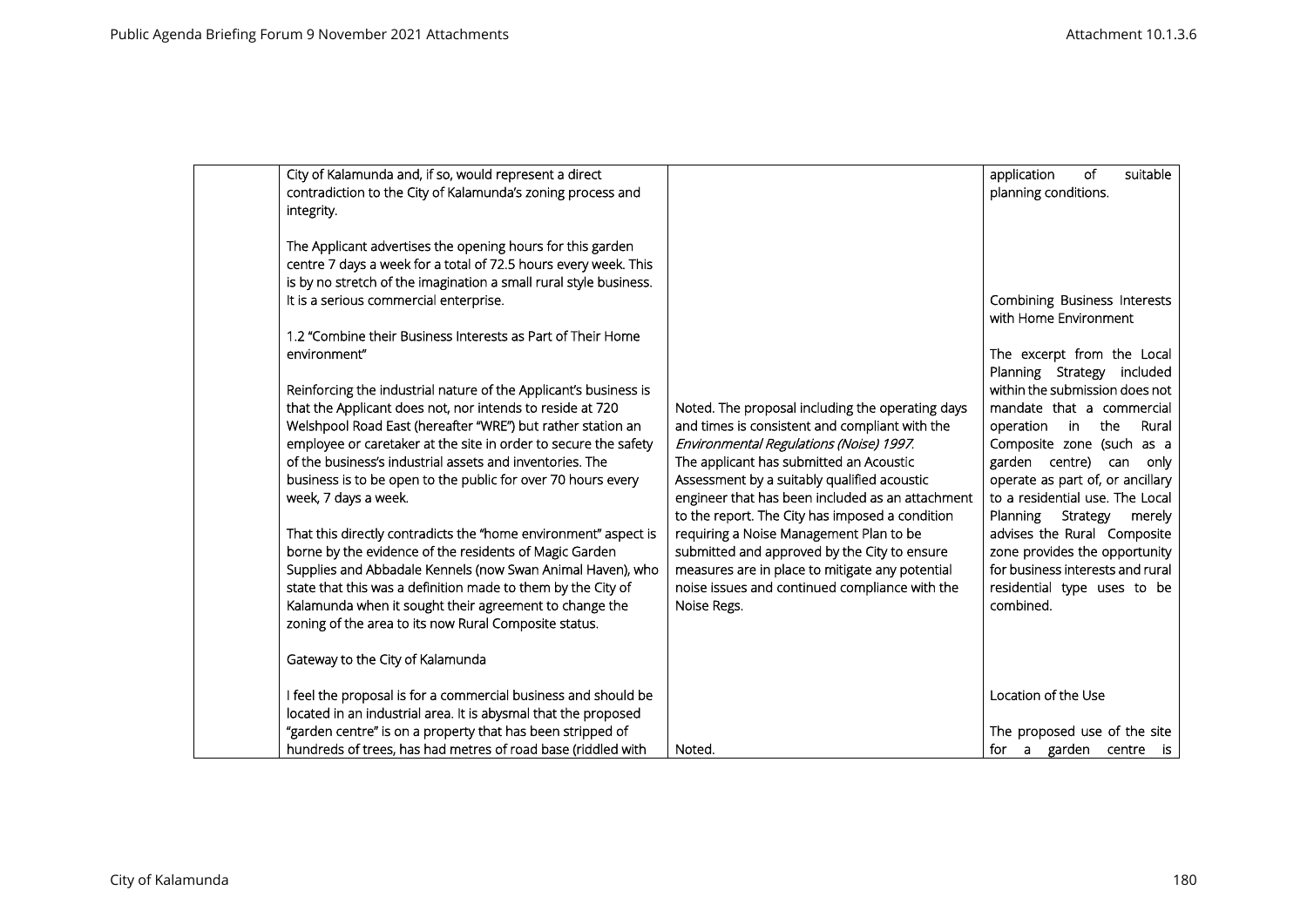| | | | |
|---|---|---|---|
| | City of Kalamunda and, if so, would represent a direct contradiction to the City of Kalamunda's zoning process and integrity.<br><br>The Applicant advertises the opening hours for this garden centre 7 days a week for a total of 72.5 hours every week. This is by no stretch of the imagination a small rural style business. It is a serious commercial enterprise.<br><br>1.2 "Combine their Business Interests as Part of Their Home environment"<br><br>Reinforcing the industrial nature of the Applicant's business is that the Applicant does not, nor intends to reside at 720 Welshpool Road East (hereafter "WRE") but rather station an employee or caretaker at the site in order to secure the safety of the business's industrial assets and inventories. The business is to be open to the public for over 70 hours every week, 7 days a week.<br><br>That this directly contradicts the "home environment" aspect is borne by the evidence of the residents of Magic Garden Supplies and Abbadale Kennels (now Swan Animal Haven), who state that this was a definition made to them by the City of Kalamunda when it sought their agreement to change the zoning of the area to its now Rural Composite status.<br><br>Gateway to the City of Kalamunda<br><br>I feel the proposal is for a commercial business and should be located in an industrial area. It is abysmal that the proposed "garden centre" is on a property that has been stripped of hundreds of trees, has had metres of road base (riddled with | Noted. The proposal including the operating days and times is consistent and compliant with the *Environmental Regulations (Noise) 1997.*<br>The applicant has submitted an Acoustic Assessment by a suitably qualified acoustic engineer that has been included as an attachment to the report. The City has imposed a condition requiring a Noise Management Plan to be submitted and approved by the City to ensure measures are in place to mitigate any potential noise issues and continued compliance with the Noise Regs.<br><br>Noted. | application of suitable planning conditions.<br><br>Combining Business Interests with Home Environment<br><br>The excerpt from the Local Planning Strategy included within the submission does not mandate that a commercial operation in the Rural Composite zone (such as a garden centre) can only operate as part of, or ancillary to a residential use. The Local Planning Strategy merely advises the Rural Composite zone provides the opportunity for business interests and rural residential type uses to be combined.<br><br>Location of the Use<br><br>The proposed use of the site for a garden centre is |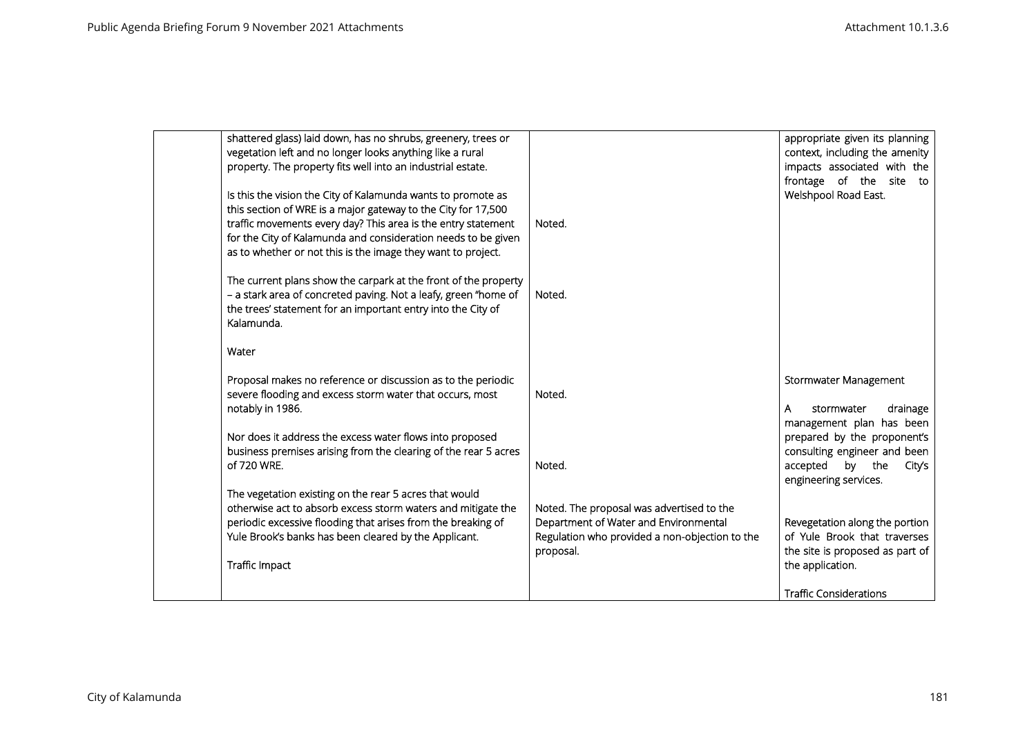| | | | |
|---|---|---|---|
| | shattered glass) laid down, has no shrubs, greenery, trees or vegetation left and no longer looks anything like a rural property. The property fits well into an industrial estate.<br><br>Is this the vision the City of Kalamunda wants to promote as this section of WRE is a major gateway to the City for 17,500 traffic movements every day? This area is the entry statement for the City of Kalamunda and consideration needs to be given as to whether or not this is the image they want to project.<br><br>The current plans show the carpark at the front of the property – a stark area of concreted paving. Not a leafy, green "home of the trees' statement for an important entry into the City of Kalamunda.<br><br>Water<br><br>Proposal makes no reference or discussion as to the periodic severe flooding and excess storm water that occurs, most notably in 1986.<br><br>Nor does it address the excess water flows into proposed business premises arising from the clearing of the rear 5 acres of 720 WRE.<br><br>The vegetation existing on the rear 5 acres that would otherwise act to absorb excess storm waters and mitigate the periodic excessive flooding that arises from the breaking of Yule Brook's banks has been cleared by the Applicant.<br><br>Traffic Impact | Noted.<br><br>Noted.<br><br>Noted.<br><br>Noted.<br><br>Noted. The proposal was advertised to the Department of Water and Environmental Regulation who provided a non-objection to the proposal. | appropriate given its planning context, including the amenity impacts associated with the frontage of the site to Welshpool Road East.<br><br>Stormwater Management<br><br>A stormwater drainage management plan has been prepared by the proponent's consulting engineer and been accepted by the City's engineering services.<br><br>Revegetation along the portion of Yule Brook that traverses the site is proposed as part of the application.<br><br>Traffic Considerations |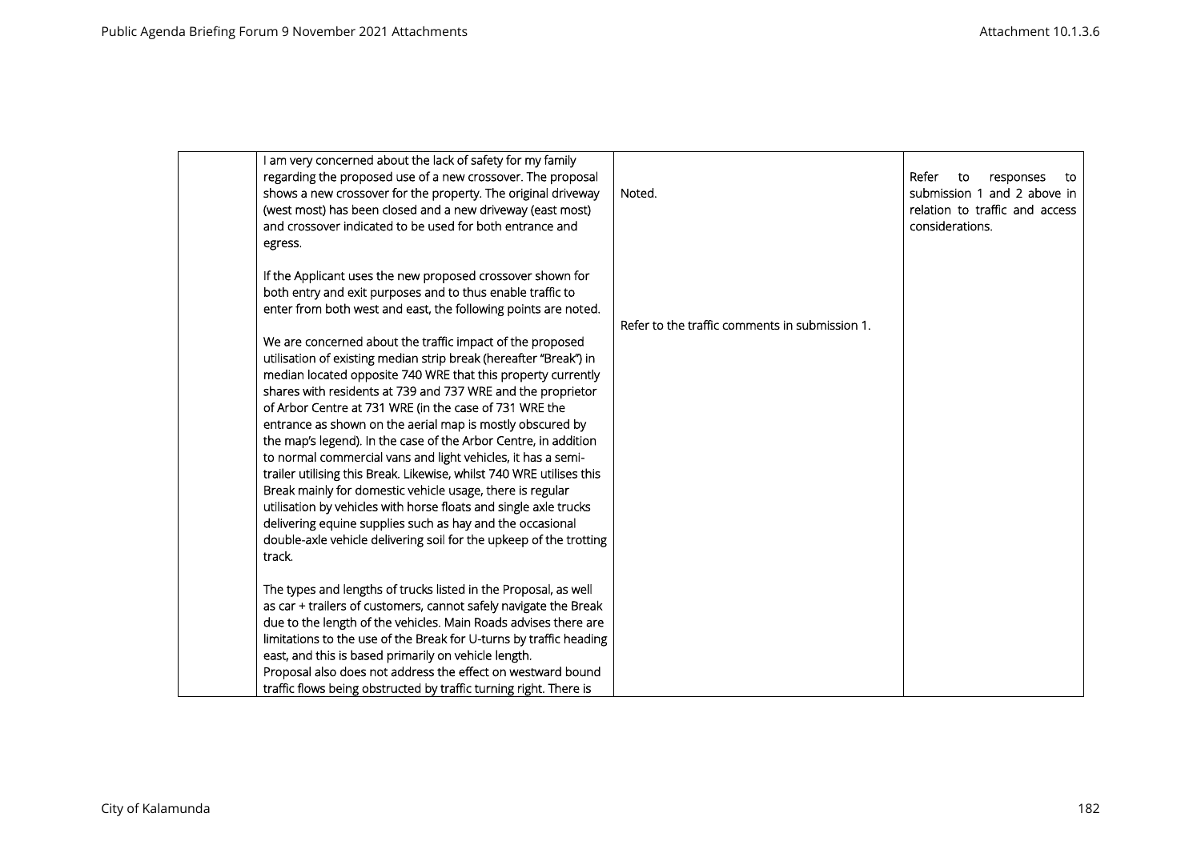|  | I am very concerned about the lack of safety for my family regarding the proposed use of a new crossover. The proposal shows a new crossover for the property. The original driveway (west most) has been closed and a new driveway (east most) and crossover indicated to be used for both entrance and egress.<br><br>If the Applicant uses the new proposed crossover shown for both entry and exit purposes and to thus enable traffic to enter from both west and east, the following points are noted.<br><br>We are concerned about the traffic impact of the proposed utilisation of existing median strip break (hereafter "Break") in median located opposite 740 WRE that this property currently shares with residents at 739 and 737 WRE and the proprietor of Arbor Centre at 731 WRE (in the case of 731 WRE the entrance as shown on the aerial map is mostly obscured by the map's legend). In the case of the Arbor Centre, in addition to normal commercial vans and light vehicles, it has a semi-trailer utilising this Break. Likewise, whilst 740 WRE utilises this Break mainly for domestic vehicle usage, there is regular utilisation by vehicles with horse floats and single axle trucks delivering equine supplies such as hay and the occasional double-axle vehicle delivering soil for the upkeep of the trotting track.<br><br>The types and lengths of trucks listed in the Proposal, as well as car + trailers of customers, cannot safely navigate the Break due to the length of the vehicles. Main Roads advises there are limitations to the use of the Break for U-turns by traffic heading east, and this is based primarily on vehicle length.<br>Proposal also does not address the effect on westward bound traffic flows being obstructed by traffic turning right. There is | Noted.<br><br>Refer to the traffic comments in submission 1. | Refer to responses to submission 1 and 2 above in relation to traffic and access considerations. |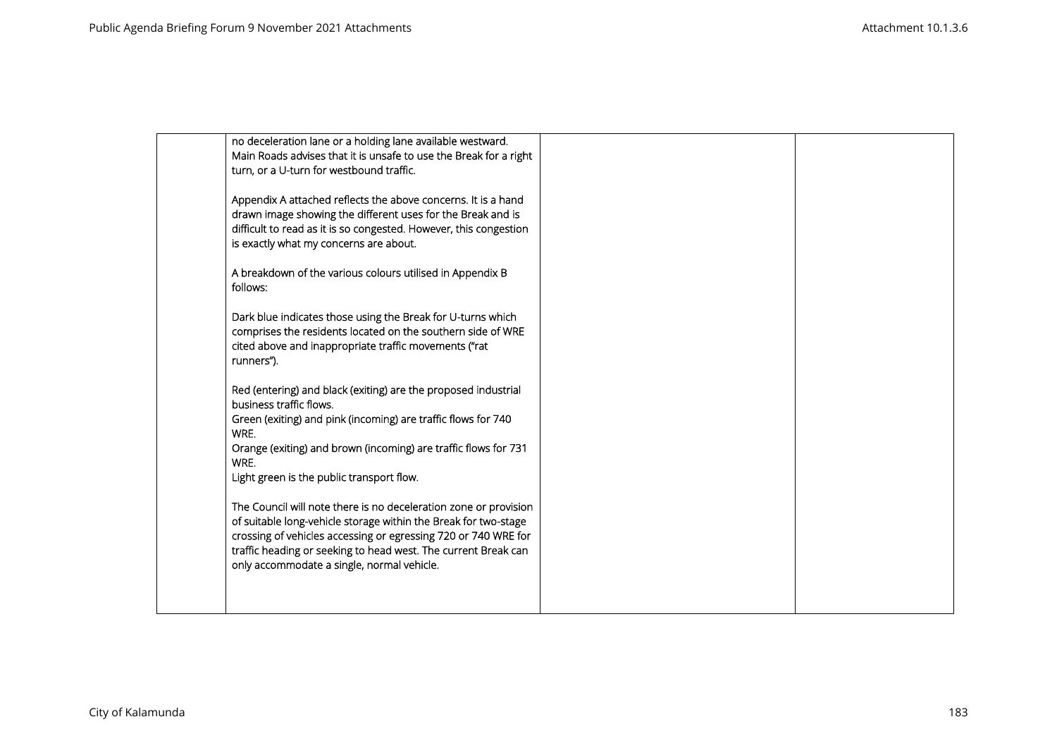|  | no deceleration lane or a holding lane available westward. Main Roads advises that it is unsafe to use the Break for a right turn, or a U-turn for westbound traffic.<br><br>Appendix A attached reflects the above concerns. It is a hand drawn image showing the different uses for the Break and is difficult to read as it is so congested. However, this congestion is exactly what my concerns are about.<br><br>A breakdown of the various colours utilised in Appendix B follows:<br><br>Dark blue indicates those using the Break for U-turns which comprises the residents located on the southern side of WRE cited above and inappropriate traffic movements ("rat runners").<br><br>Red (entering) and black (exiting) are the proposed industrial business traffic flows.<br>Green (exiting) and pink (incoming) are traffic flows for 740 WRE.<br>Orange (exiting) and brown (incoming) are traffic flows for 731 WRE.<br>Light green is the public transport flow.<br><br>The Council will note there is no deceleration zone or provision of suitable long-vehicle storage within the Break for two-stage crossing of vehicles accessing or egressing 720 or 740 WRE for traffic heading or seeking to head west. The current Break can only accommodate a single, normal vehicle. |  |  |
|---|---|---|---|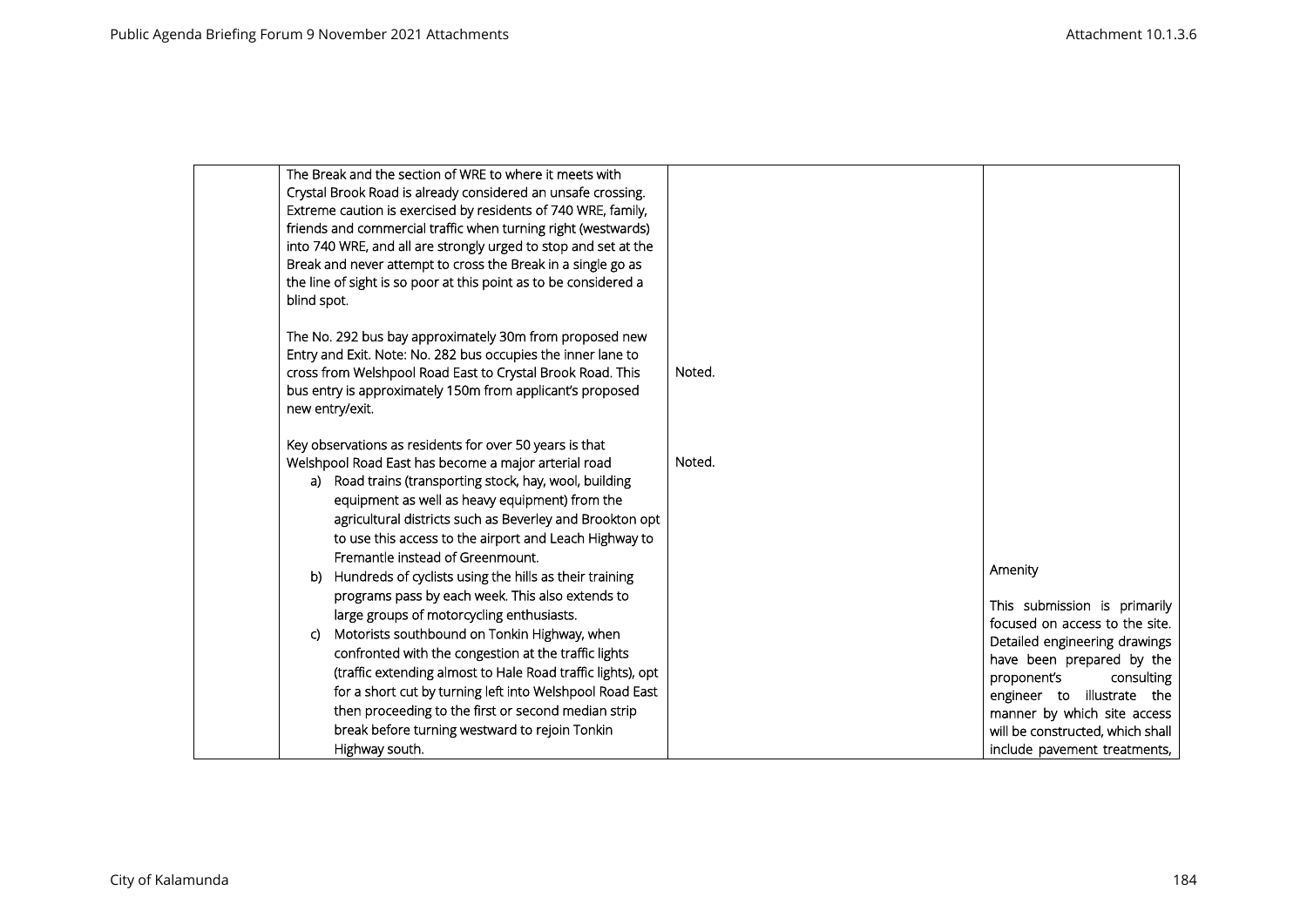| | | | |
|---|---|---|---|
| | The Break and the section of WRE to where it meets with Crystal Brook Road is already considered an unsafe crossing. Extreme caution is exercised by residents of 740 WRE, family, friends and commercial traffic when turning right (westwards) into 740 WRE, and all are strongly urged to stop and set at the Break and never attempt to cross the Break in a single go as the line of sight is so poor at this point as to be considered a blind spot.<br><br>The No. 292 bus bay approximately 30m from proposed new Entry and Exit. Note: No. 282 bus occupies the inner lane to cross from Welshpool Road East to Crystal Brook Road. This bus entry is approximately 150m from applicant's proposed new entry/exit.<br><br>Key observations as residents for over 50 years is that Welshpool Road East has become a major arterial road<br>a) Road trains (transporting stock, hay, wool, building equipment as well as heavy equipment) from the agricultural districts such as Beverley and Brookton opt to use this access to the airport and Leach Highway to Fremantle instead of Greenmount.<br>b) Hundreds of cyclists using the hills as their training programs pass by each week. This also extends to large groups of motorcycling enthusiasts.<br>c) Motorists southbound on Tonkin Highway, when confronted with the congestion at the traffic lights (traffic extending almost to Hale Road traffic lights), opt for a short cut by turning left into Welshpool Road East then proceeding to the first or second median strip break before turning westward to rejoin Tonkin Highway south. | Noted.<br><br>Noted. | Amenity<br><br>This submission is primarily focused on access to the site. Detailed engineering drawings have been prepared by the proponent's consulting engineer to illustrate the manner by which site access will be constructed, which shall include pavement treatments, |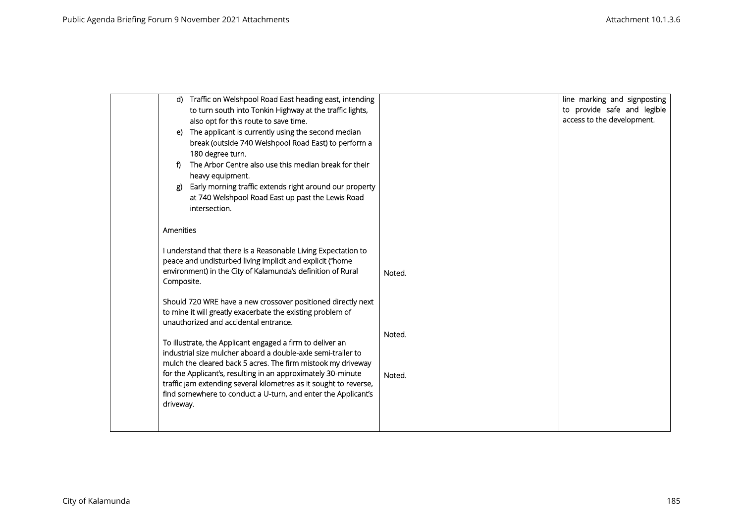| | | | |
|---|---|---|---|
| | d) Traffic on Welshpool Road East heading east, intending to turn south into Tonkin Highway at the traffic lights, also opt for this route to save time.<br>e) The applicant is currently using the second median break (outside 740 Welshpool Road East) to perform a 180 degree turn.<br>f) The Arbor Centre also use this median break for their heavy equipment.<br>g) Early morning traffic extends right around our property at 740 Welshpool Road East up past the Lewis Road intersection.<br><br>Amenities<br><br>I understand that there is a Reasonable Living Expectation to peace and undisturbed living implicit and explicit ("home environment) in the City of Kalamunda's definition of Rural Composite.<br><br>Should 720 WRE have a new crossover positioned directly next to mine it will greatly exacerbate the existing problem of unauthorized and accidental entrance.<br><br>To illustrate, the Applicant engaged a firm to deliver an industrial size mulcher aboard a double-axle semi-trailer to mulch the cleared back 5 acres. The firm mistook my driveway for the Applicant's, resulting in an approximately 30-minute traffic jam extending several kilometres as it sought to reverse, find somewhere to conduct a U-turn, and enter the Applicant's driveway. | Noted.<br><br>Noted.<br><br>Noted. | line marking and signposting to provide safe and legible access to the development. |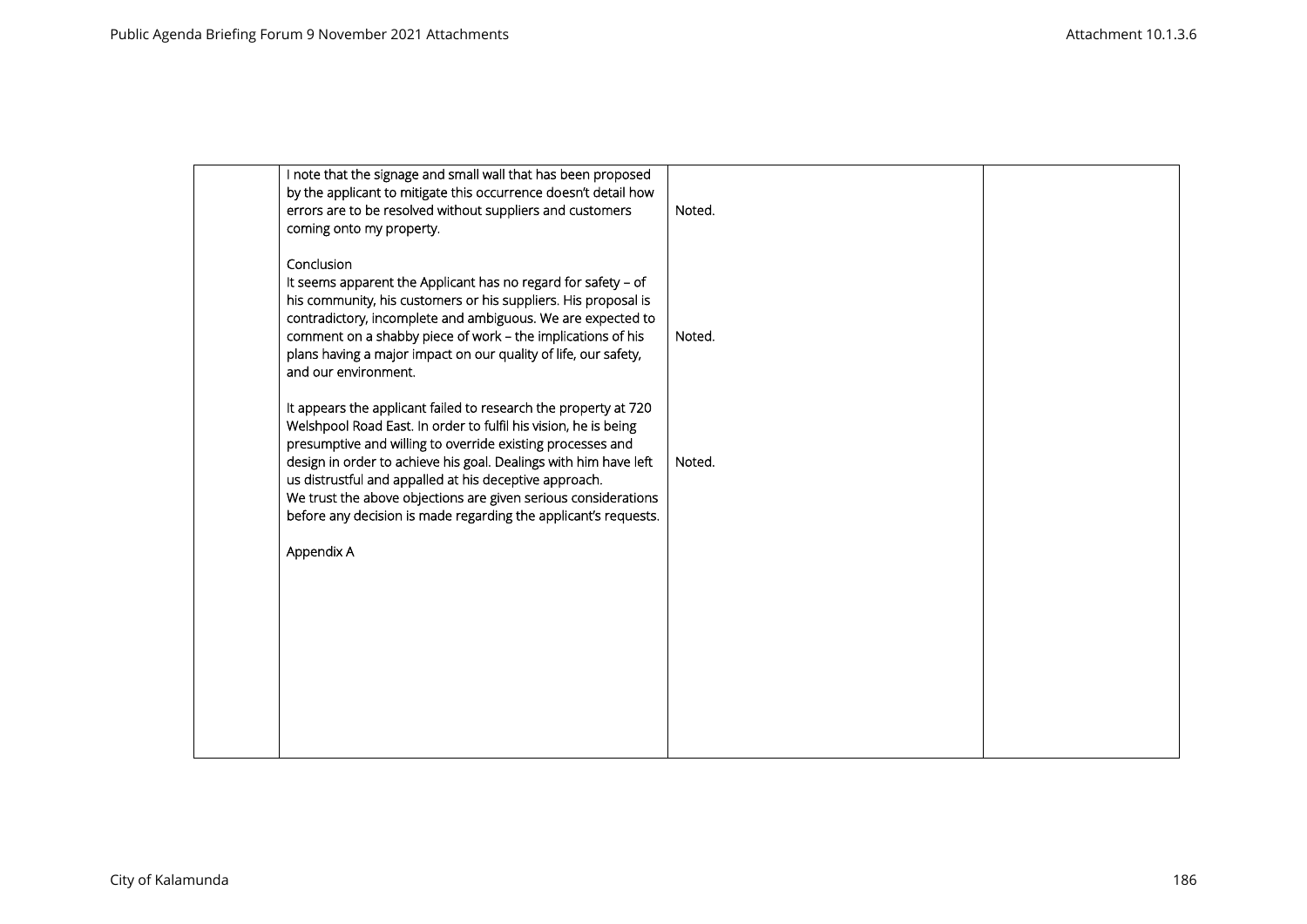|  |  |  |  |
|---|---|---|---|
|  | I note that the signage and small wall that has been proposed by the applicant to mitigate this occurrence doesn't detail how errors are to be resolved without suppliers and customers coming onto my property. | Noted. |  |
|  | Conclusion<br>It seems apparent the Applicant has no regard for safety – of his community, his customers or his suppliers. His proposal is contradictory, incomplete and ambiguous. We are expected to comment on a shabby piece of work – the implications of his plans having a major impact on our quality of life, our safety, and our environment. | Noted. |  |
|  | It appears the applicant failed to research the property at 720 Welshpool Road East. In order to fulfil his vision, he is being presumptive and willing to override existing processes and design in order to achieve his goal. Dealings with him have left us distrustful and appalled at his deceptive approach.<br>We trust the above objections are given serious considerations before any decision is made regarding the applicant's requests. | Noted. |  |
|  | Appendix A |  |  |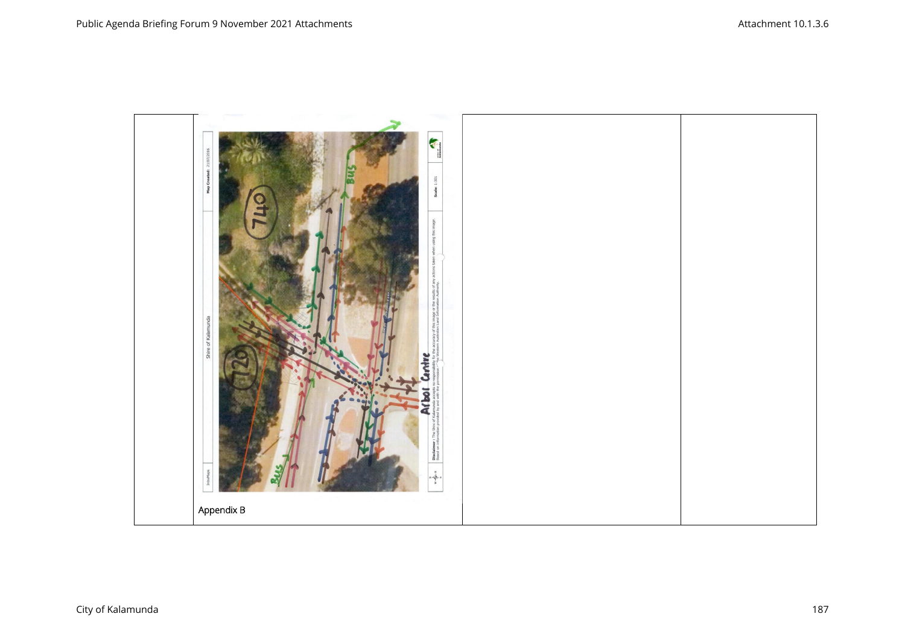| | | | |
|---|---|---|---|
| | Appendix B | | |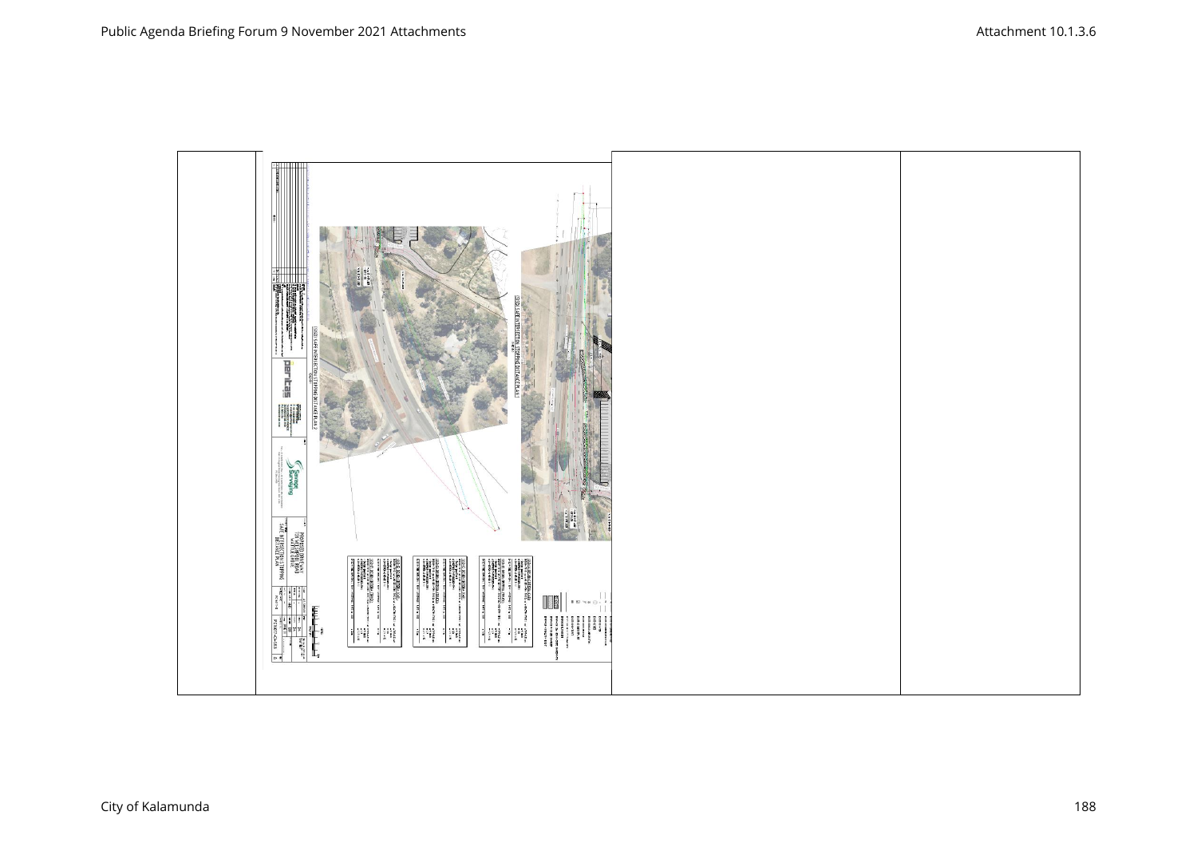| | | | |
|---|---|---|---|
| | SSD SAFE INTERSECTION STOPPING DISTANCE PLAN 2<br><br>SSD SAFE INTERSECTION STOPPING DISTANCE PLAN 1<br><br>PROPOSED DRIVEWAY<br><br>SAFE INTERSECTION STOPPING DISTANCE PLAN | | |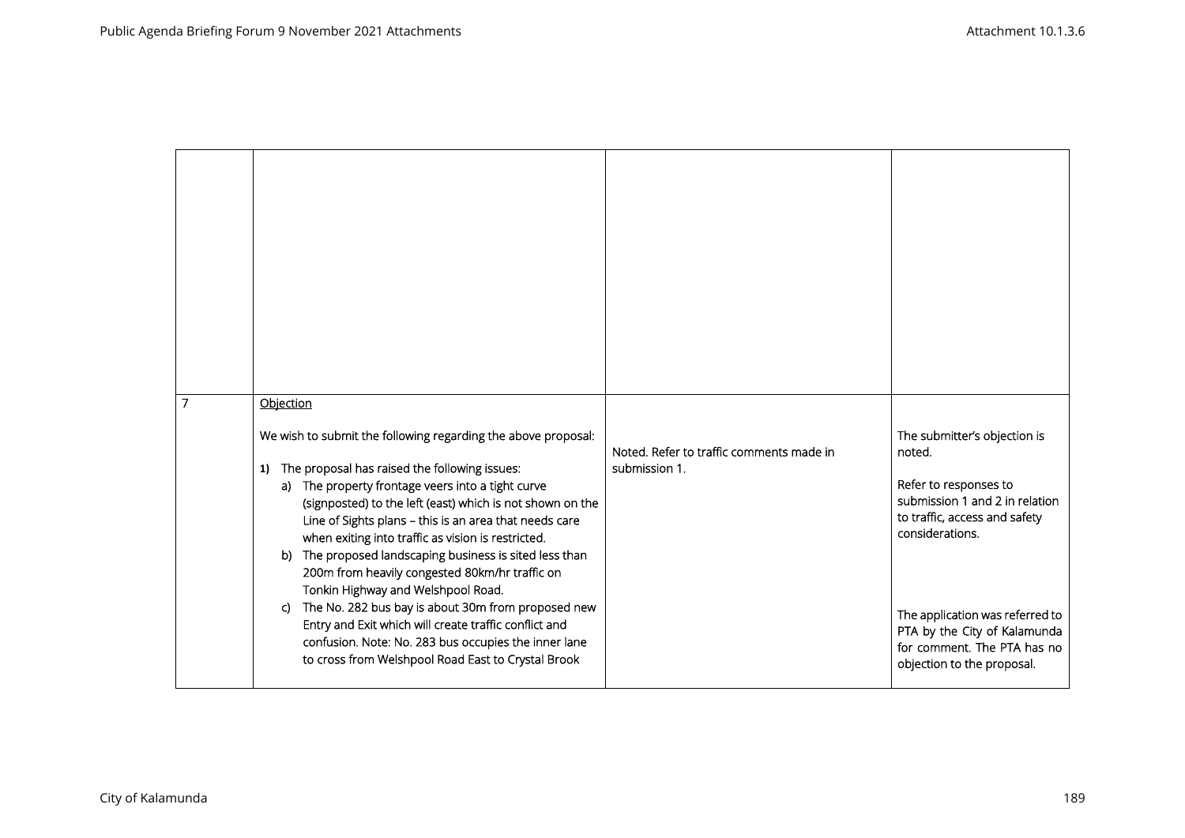| | | | |
|---|---|---|---|
| | | | |
| 7 | Objection<br><br>We wish to submit the following regarding the above proposal:<br><br>1) The proposal has raised the following issues:<br>a) The property frontage veers into a tight curve (signposted) to the left (east) which is not shown on the Line of Sights plans – this is an area that needs care when exiting into traffic as vision is restricted.<br>b) The proposed landscaping business is sited less than 200m from heavily congested 80km/hr traffic on Tonkin Highway and Welshpool Road.<br>c) The No. 282 bus bay is about 30m from proposed new Entry and Exit which will create traffic conflict and confusion. Note: No. 283 bus occupies the inner lane to cross from Welshpool Road East to Crystal Brook | Noted. Refer to traffic comments made in submission 1. | The submitter's objection is noted.<br><br>Refer to responses to submission 1 and 2 in relation to traffic, access and safety considerations.<br><br>The application was referred to PTA by the City of Kalamunda for comment. The PTA has no objection to the proposal. |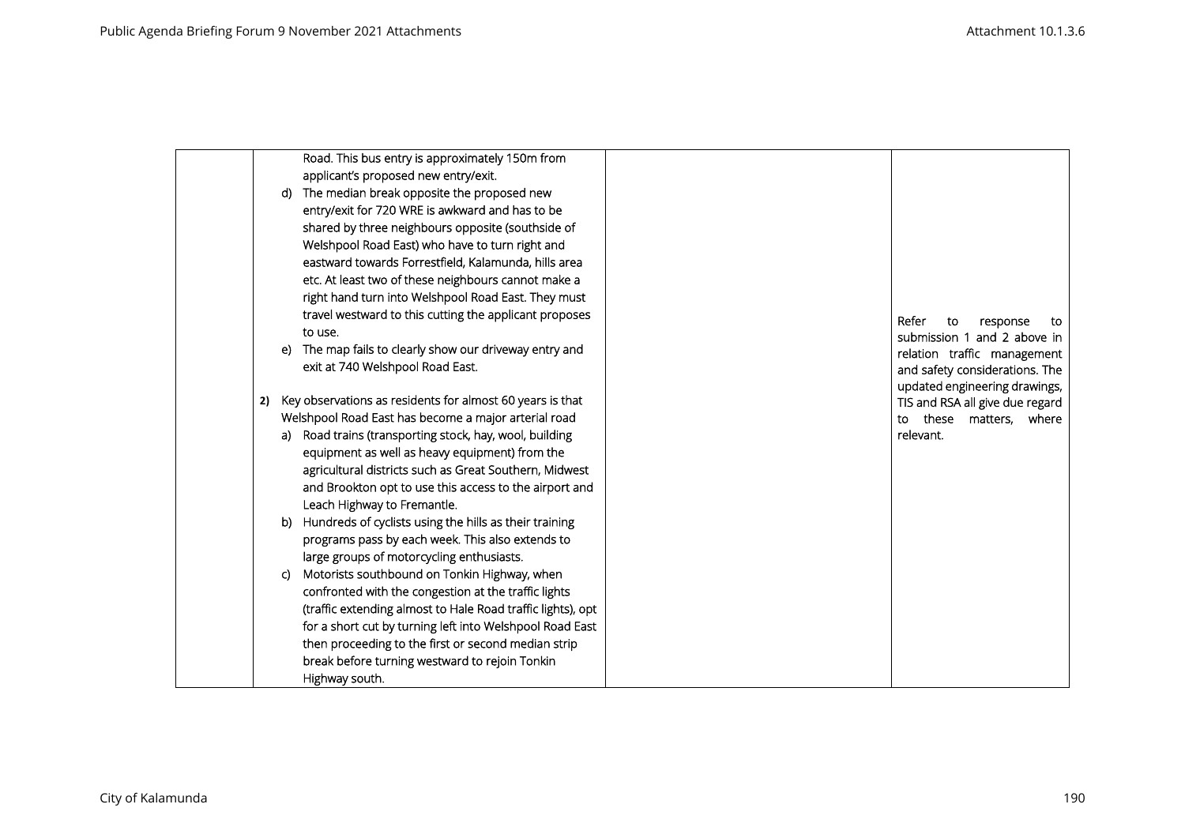| | | | |
|---|---|---|---|
| | Road. This bus entry is approximately 150m from applicant's proposed new entry/exit.<br>d) The median break opposite the proposed new entry/exit for 720 WRE is awkward and has to be shared by three neighbours opposite (southside of Welshpool Road East) who have to turn right and eastward towards Forrestfield, Kalamunda, hills area etc. At least two of these neighbours cannot make a right hand turn into Welshpool Road East. They must travel westward to this cutting the applicant proposes to use.<br>e) The map fails to clearly show our driveway entry and exit at 740 Welshpool Road East.<br><br>**2)** Key observations as residents for almost 60 years is that Welshpool Road East has become a major arterial road<br>a) Road trains (transporting stock, hay, wool, building equipment as well as heavy equipment) from the agricultural districts such as Great Southern, Midwest and Brookton opt to use this access to the airport and Leach Highway to Fremantle.<br>b) Hundreds of cyclists using the hills as their training programs pass by each week. This also extends to large groups of motorcycling enthusiasts.<br>c) Motorists southbound on Tonkin Highway, when confronted with the congestion at the traffic lights (traffic extending almost to Hale Road traffic lights), opt for a short cut by turning left into Welshpool Road East then proceeding to the first or second median strip break before turning westward to rejoin Tonkin Highway south. | | Refer to response to submission 1 and 2 above in relation traffic management and safety considerations. The updated engineering drawings, TIS and RSA all give due regard to these matters, where relevant. |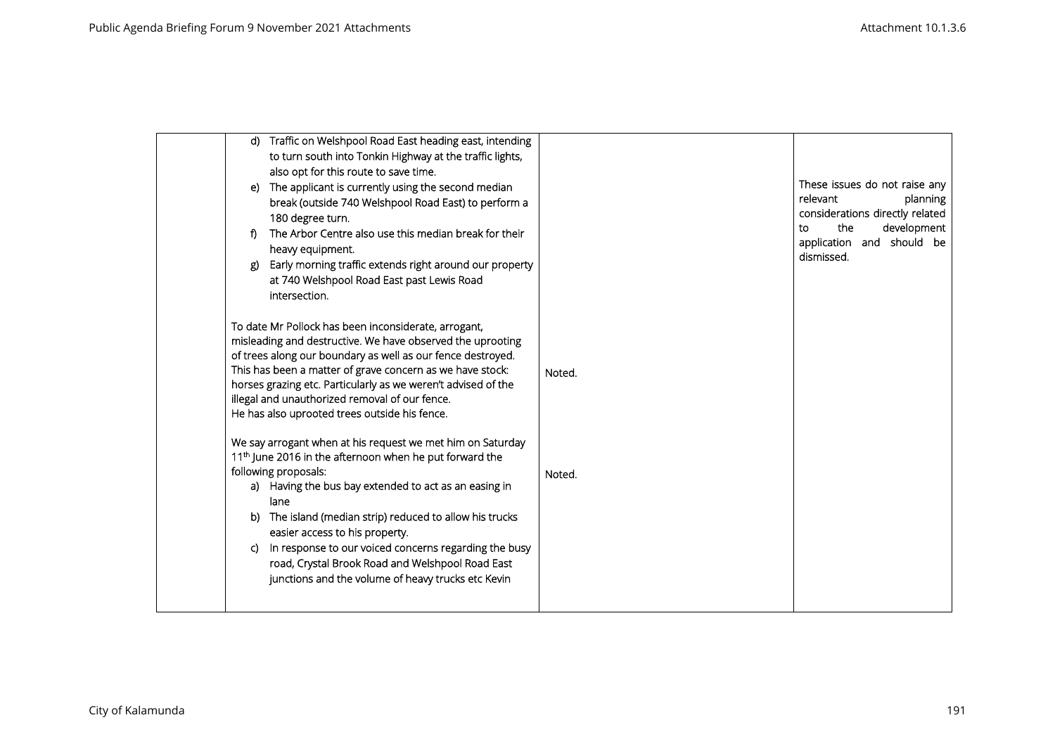| | | | |
|---|---|---|---|
| | d) Traffic on Welshpool Road East heading east, intending to turn south into Tonkin Highway at the traffic lights, also opt for this route to save time.<br>e) The applicant is currently using the second median break (outside 740 Welshpool Road East) to perform a 180 degree turn.<br>f) The Arbor Centre also use this median break for their heavy equipment.<br>g) Early morning traffic extends right around our property at 740 Welshpool Road East past Lewis Road intersection. | | These issues do not raise any relevant planning considerations directly related to the development application and should be dismissed. |
| | To date Mr Pollock has been inconsiderate, arrogant, misleading and destructive. We have observed the uprooting of trees along our boundary as well as our fence destroyed. This has been a matter of grave concern as we have stock: horses grazing etc. Particularly as we weren't advised of the illegal and unauthorized removal of our fence.<br>He has also uprooted trees outside his fence. | Noted. | |
| | We say arrogant when at his request we met him on Saturday 11th June 2016 in the afternoon when he put forward the following proposals:<br>a) Having the bus bay extended to act as an easing in lane<br>b) The island (median strip) reduced to allow his trucks easier access to his property.<br>c) In response to our voiced concerns regarding the busy road, Crystal Brook Road and Welshpool Road East junctions and the volume of heavy trucks etc Kevin | Noted. | |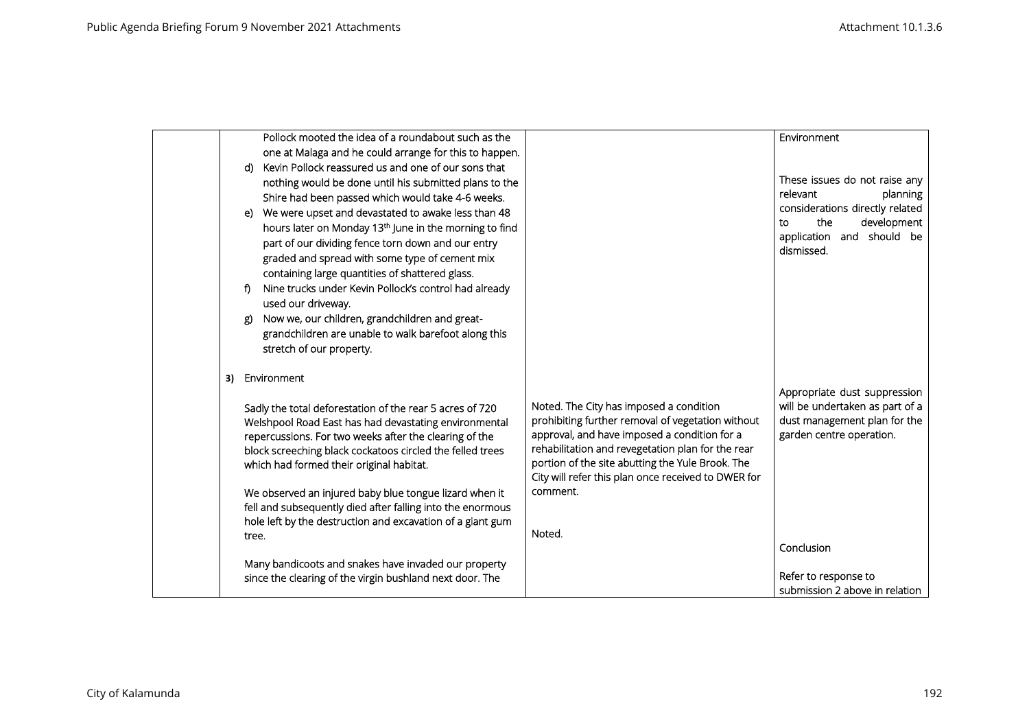| | | | |
|---|---|---|---|
| | Pollock mooted the idea of a roundabout such as the one at Malaga and he could arrange for this to happen.<br>d) Kevin Pollock reassured us and one of our sons that nothing would be done until his submitted plans to the Shire had been passed which would take 4-6 weeks.<br>e) We were upset and devastated to awake less than 48 hours later on Monday 13th June in the morning to find part of our dividing fence torn down and our entry graded and spread with some type of cement mix containing large quantities of shattered glass.<br>f) Nine trucks under Kevin Pollock's control had already used our driveway.<br>g) Now we, our children, grandchildren and great-grandchildren are unable to walk barefoot along this stretch of our property.<br><br>**3)** Environment<br><br>Sadly the total deforestation of the rear 5 acres of 720 Welshpool Road East has had devastating environmental repercussions. For two weeks after the clearing of the block screeching black cockatoos circled the felled trees which had formed their original habitat.<br><br>We observed an injured baby blue tongue lizard when it fell and subsequently died after falling into the enormous hole left by the destruction and excavation of a giant gum tree.<br><br>Many bandicoots and snakes have invaded our property since the clearing of the virgin bushland next door. The | Noted. The City has imposed a condition prohibiting further removal of vegetation without approval, and have imposed a condition for a rehabilitation and revegetation plan for the rear portion of the site abutting the Yule Brook. The City will refer this plan once received to DWER for comment.<br><br>Noted. | Environment<br><br>These issues do not raise any relevant planning considerations directly related to the development application and should be dismissed.<br><br>Appropriate dust suppression will be undertaken as part of a dust management plan for the garden centre operation.<br><br>Conclusion<br><br>Refer to response to submission 2 above in relation |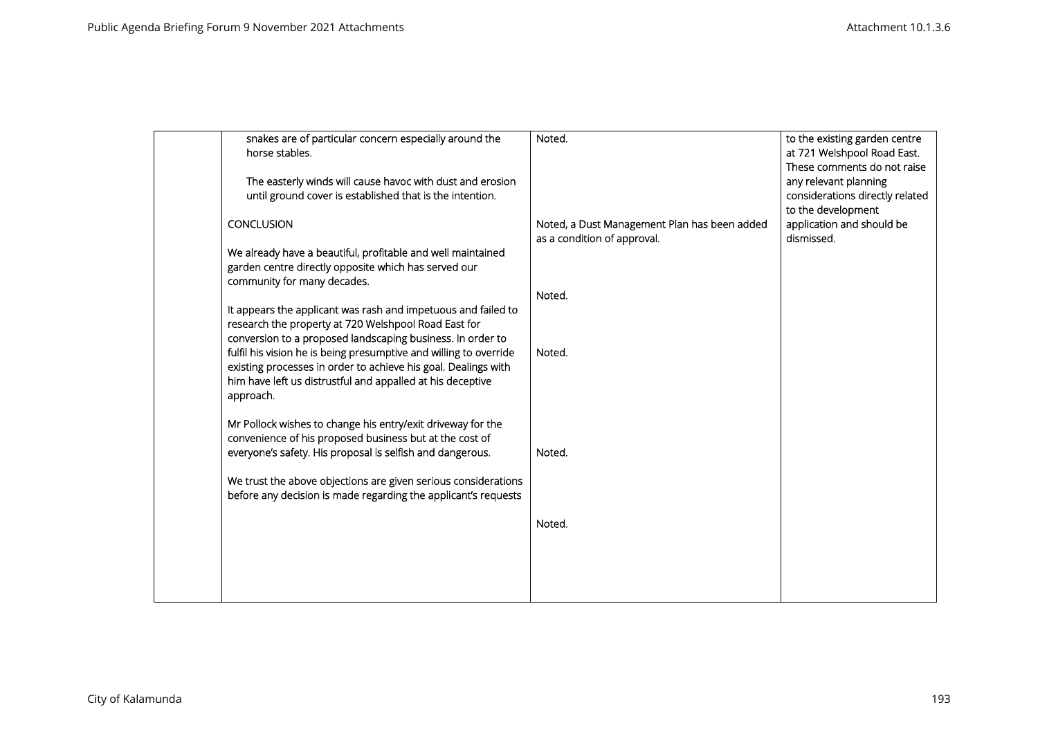| | | | |
|---|---|---|---|
| | snakes are of particular concern especially around the horse stables.<br><br>The easterly winds will cause havoc with dust and erosion until ground cover is established that is the intention.<br><br>CONCLUSION<br><br>We already have a beautiful, profitable and well maintained garden centre directly opposite which has served our community for many decades.<br><br>It appears the applicant was rash and impetuous and failed to research the property at 720 Welshpool Road East for conversion to a proposed landscaping business. In order to fulfil his vision he is being presumptive and willing to override existing processes in order to achieve his goal. Dealings with him have left us distrustful and appalled at his deceptive approach.<br><br>Mr Pollock wishes to change his entry/exit driveway for the convenience of his proposed business but at the cost of everyone's safety. His proposal is selfish and dangerous.<br><br>We trust the above objections are given serious considerations before any decision is made regarding the applicant's requests | Noted.<br><br>Noted, a Dust Management Plan has been added as a condition of approval.<br><br>Noted.<br><br>Noted.<br><br>Noted.<br><br>Noted. | to the existing garden centre at 721 Welshpool Road East. These comments do not raise any relevant planning considerations directly related to the development application and should be dismissed. |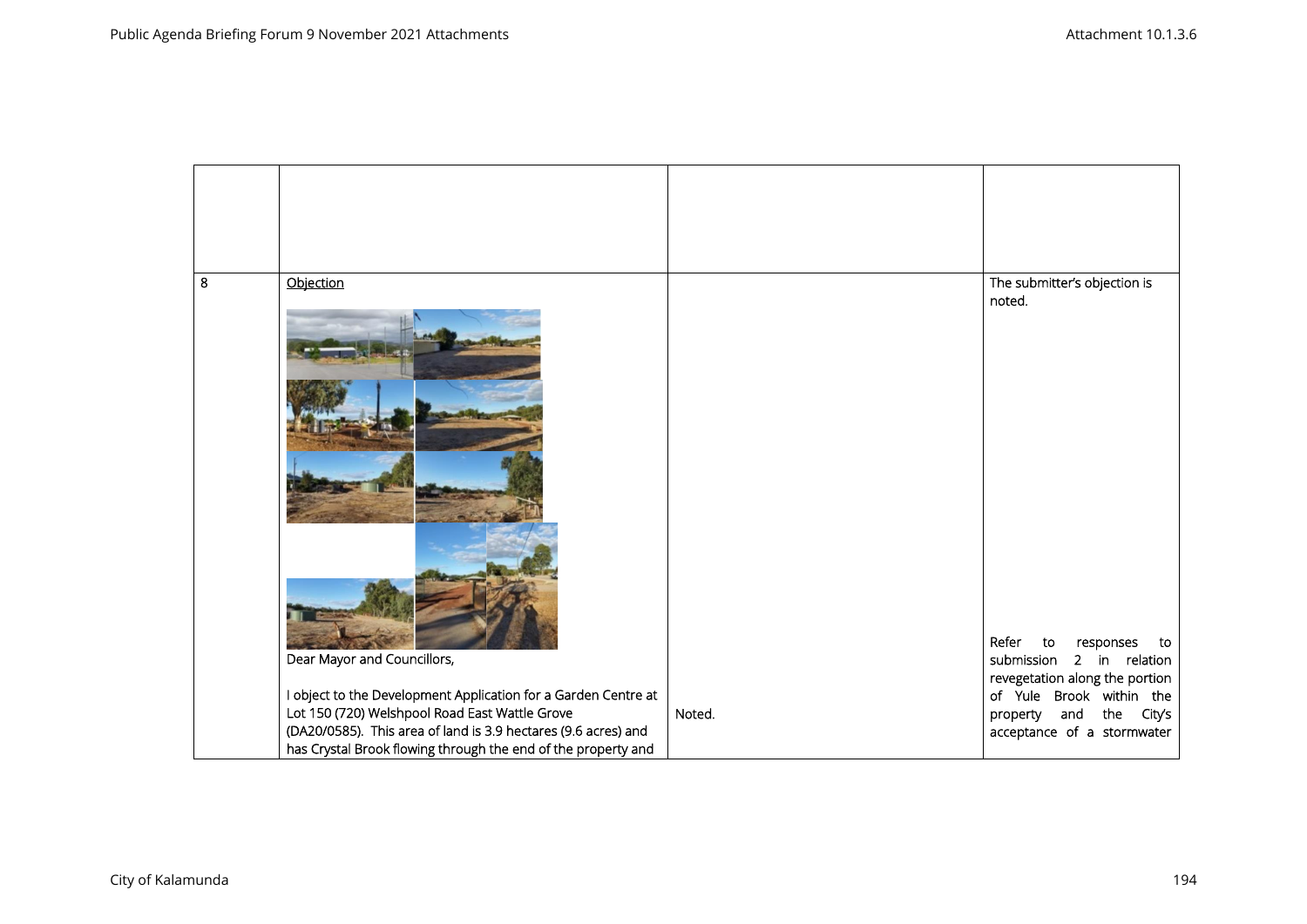| | | | |
|---|---|---|---|
| | | | |
| 8 | Objection<br><br>Dear Mayor and Councillors,<br><br>I object to the Development Application for a Garden Centre at Lot 150 (720) Welshpool Road East Wattle Grove (DA20/0585). This area of land is 3.9 hectares (9.6 acres) and has Crystal Brook flowing through the end of the property and | <br><br><br><br>Noted. | The submitter's objection is noted.<br><br>Refer to responses to submission 2 in relation revegetation along the portion of Yule Brook within the property and the City's acceptance of a stormwater |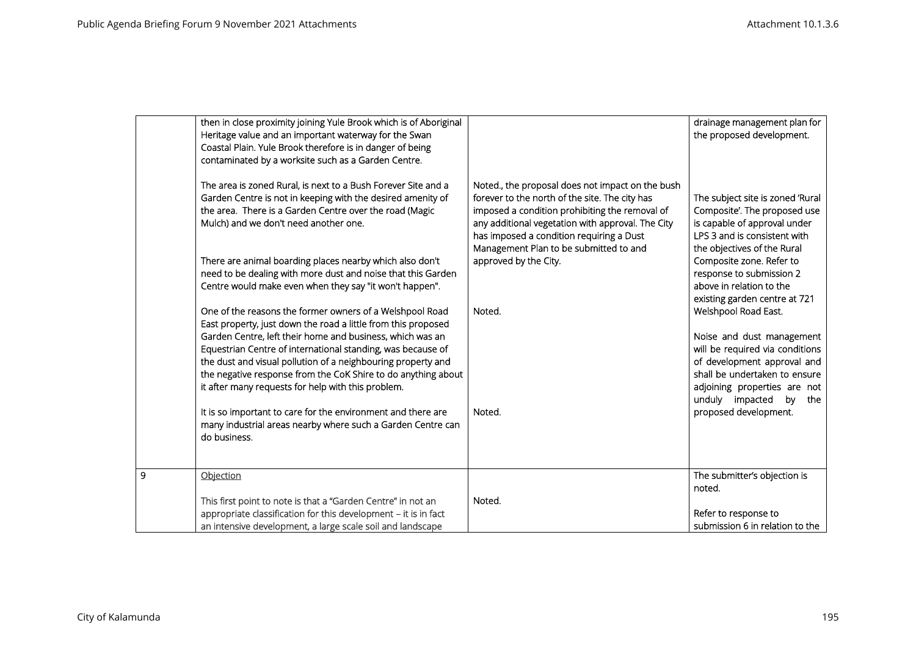| | | | |
|---|---|---|---|
| | then in close proximity joining Yule Brook which is of Aboriginal Heritage value and an important waterway for the Swan Coastal Plain. Yule Brook therefore is in danger of being contaminated by a worksite such as a Garden Centre.<br><br>The area is zoned Rural, is next to a Bush Forever Site and a Garden Centre is not in keeping with the desired amenity of the area. There is a Garden Centre over the road (Magic Mulch) and we don't need another one.<br><br>There are animal boarding places nearby which also don't need to be dealing with more dust and noise that this Garden Centre would make even when they say "it won't happen".<br><br>One of the reasons the former owners of a Welshpool Road East property, just down the road a little from this proposed Garden Centre, left their home and business, which was an Equestrian Centre of international standing, was because of the dust and visual pollution of a neighbouring property and the negative response from the CoK Shire to do anything about it after many requests for help with this problem.<br><br>It is so important to care for the environment and there are many industrial areas nearby where such a Garden Centre can do business. | Noted., the proposal does not impact on the bush forever to the north of the site. The city has imposed a condition prohibiting the removal of any additional vegetation with approval. The City has imposed a condition requiring a Dust Management Plan to be submitted to and approved by the City.<br><br>Noted.<br><br>Noted. | drainage management plan for the proposed development.<br><br>The subject site is zoned 'Rural Composite'. The proposed use is capable of approval under LPS 3 and is consistent with the objectives of the Rural Composite zone. Refer to response to submission 2 above in relation to the existing garden centre at 721 Welshpool Road East.<br><br>Noise and dust management will be required via conditions of development approval and shall be undertaken to ensure adjoining properties are not unduly impacted by the proposed development. |
| 9 | <u>Objection</u><br><br>This first point to note is that a "Garden Centre" in not an appropriate classification for this development – it is in fact an intensive development, a large scale soil and landscape | Noted. | The submitter's objection is noted.<br><br>Refer to response to submission 6 in relation to the |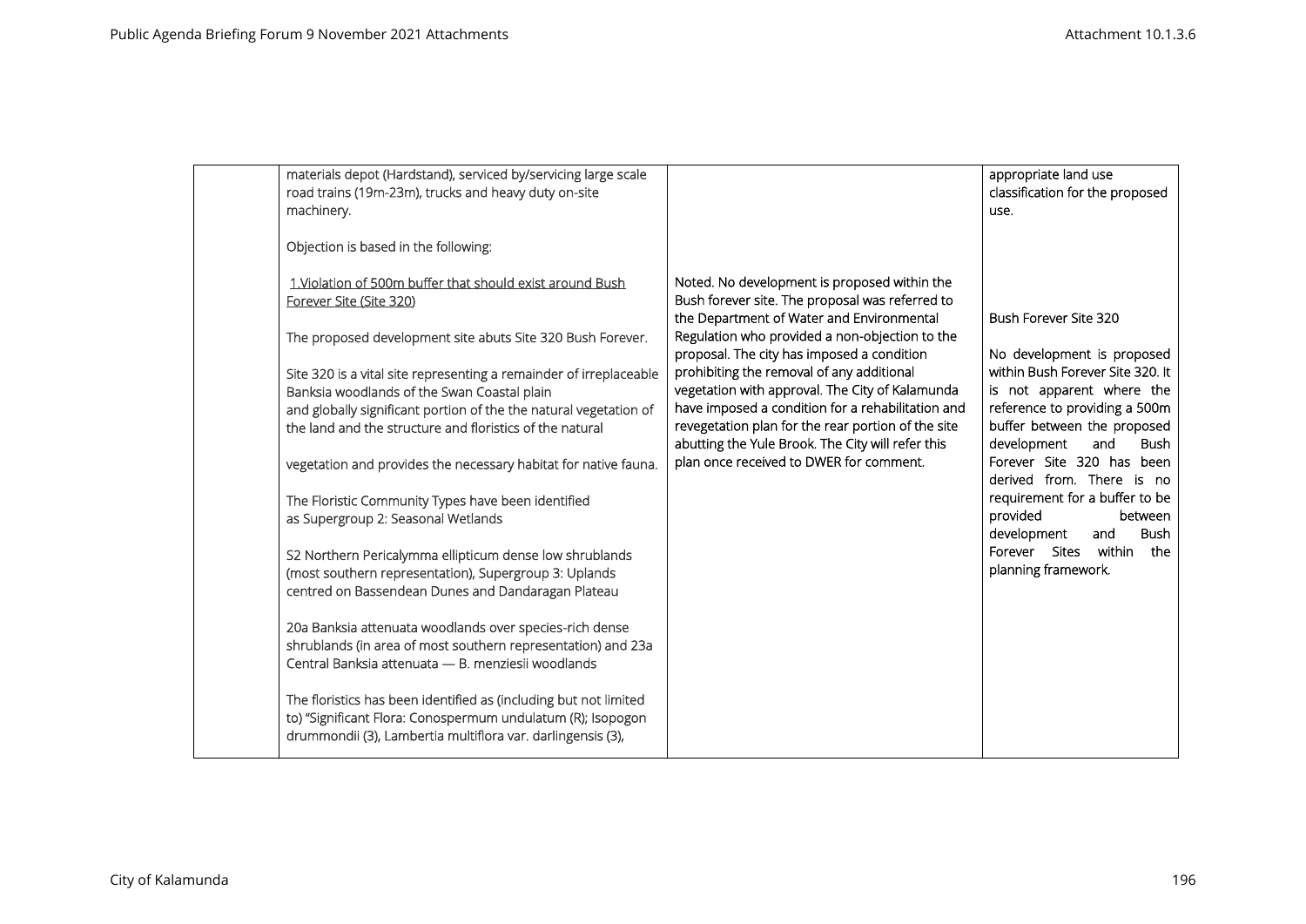| | | | |
|---|---|---|---|
| | materials depot (Hardstand), serviced by/servicing large scale road trains (19m-23m), trucks and heavy duty on-site machinery.<br><br>Objection is based in the following:<br><br>1.Violation of 500m buffer that should exist around Bush Forever Site (Site 320)<br><br>The proposed development site abuts Site 320 Bush Forever.<br><br>Site 320 is a vital site representing a remainder of irreplaceable Banksia woodlands of the Swan Coastal plain and globally significant portion of the the natural vegetation of the land and the structure and floristics of the natural vegetation and provides the necessary habitat for native fauna.<br><br>The Floristic Community Types have been identified as Supergroup 2: Seasonal Wetlands<br><br>S2 Northern Pericalymma ellipticum dense low shrublands (most southern representation), Supergroup 3: Uplands centred on Bassendean Dunes and Dandaragan Plateau<br><br>20a Banksia attenuata woodlands over species-rich dense shrublands (in area of most southern representation) and 23a Central Banksia attenuata — B. menziesii woodlands<br><br>The floristics has been identified as (including but not limited to) "Significant Flora: Conospermum undulatum (R); Isopogon drummondii (3), Lambertia multiflora var. darlingensis (3), | Noted. No development is proposed within the Bush forever site. The proposal was referred to the Department of Water and Environmental Regulation who provided a non-objection to the proposal. The city has imposed a condition prohibiting the removal of any additional vegetation with approval. The City of Kalamunda have imposed a condition for a rehabilitation and revegetation plan for the rear portion of the site abutting the Yule Brook. The City will refer this plan once received to DWER for comment. | appropriate land use classification for the proposed use.<br><br>Bush Forever Site 320<br><br>No development is proposed within Bush Forever Site 320. It is not apparent where the reference to providing a 500m buffer between the proposed development and Bush Forever Site 320 has been derived from. There is no requirement for a buffer to be provided between development and Bush Forever Sites within the planning framework. |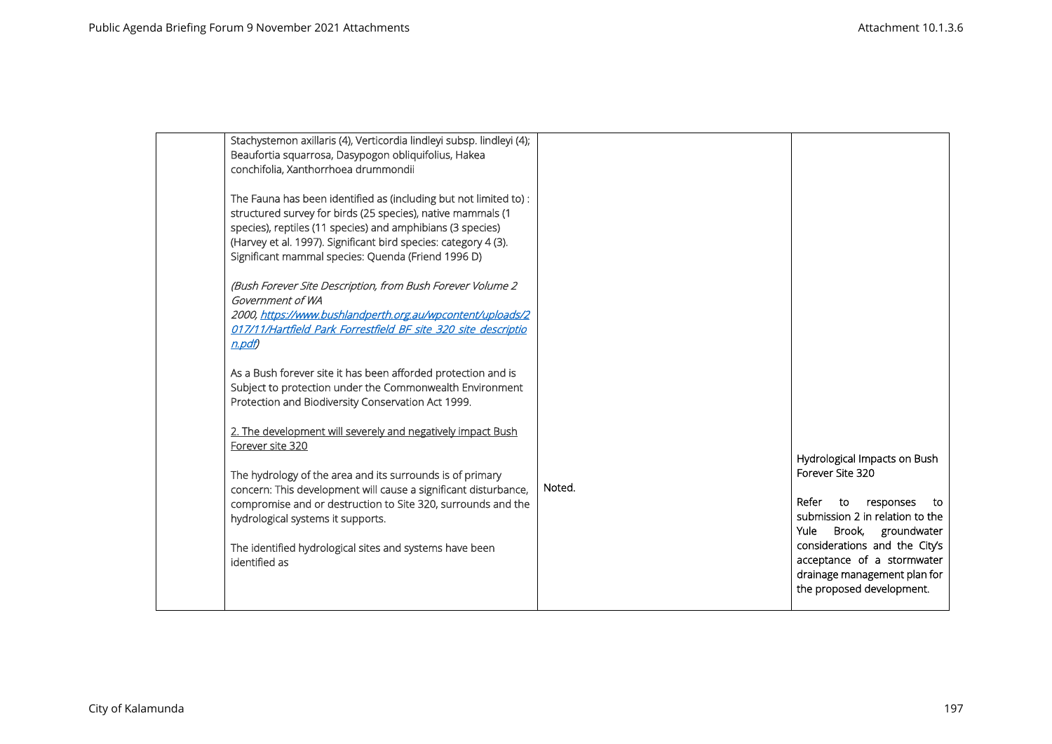| | | | |
|---|---|---|---|
| | Stachystemon axillaris (4), Verticordia lindleyi subsp. lindleyi (4); Beaufortia squarrosa, Dasypogon obliquifolius, Hakea conchifolia, Xanthorrhoea drummondii<br><br>The Fauna has been identified as (including but not limited to) : structured survey for birds (25 species), native mammals (1 species), reptiles (11 species) and amphibians (3 species) (Harvey et al. 1997). Significant bird species: category 4 (3). Significant mammal species: Quenda (Friend 1996 D)<br><br>*(Bush Forever Site Description, from Bush Forever Volume 2 Government of WA 2000, [https://www.bushlandperth.org.au/wpcontent/uploads/2017/11/Hartfield_Park_Forrestfield_BF_site_320_site_description.pdf](https://www.bushlandperth.org.au/wpcontent/uploads/2017/11/Hartfield_Park_Forrestfield_BF_site_320_site_description.pdf))*<br><br>As a Bush forever site it has been afforded protection and is Subject to protection under the Commonwealth Environment Protection and Biodiversity Conservation Act 1999.<br><br><u>2. The development will severely and negatively impact Bush Forever site 320</u><br><br>The hydrology of the area and its surrounds is of primary concern: This development will cause a significant disturbance, compromise and or destruction to Site 320, surrounds and the hydrological systems it supports.<br><br>The identified hydrological sites and systems have been identified as | Noted. | Hydrological Impacts on Bush Forever Site 320<br><br>Refer to responses to submission 2 in relation to the Yule Brook, groundwater considerations and the City's acceptance of a stormwater drainage management plan for the proposed development. |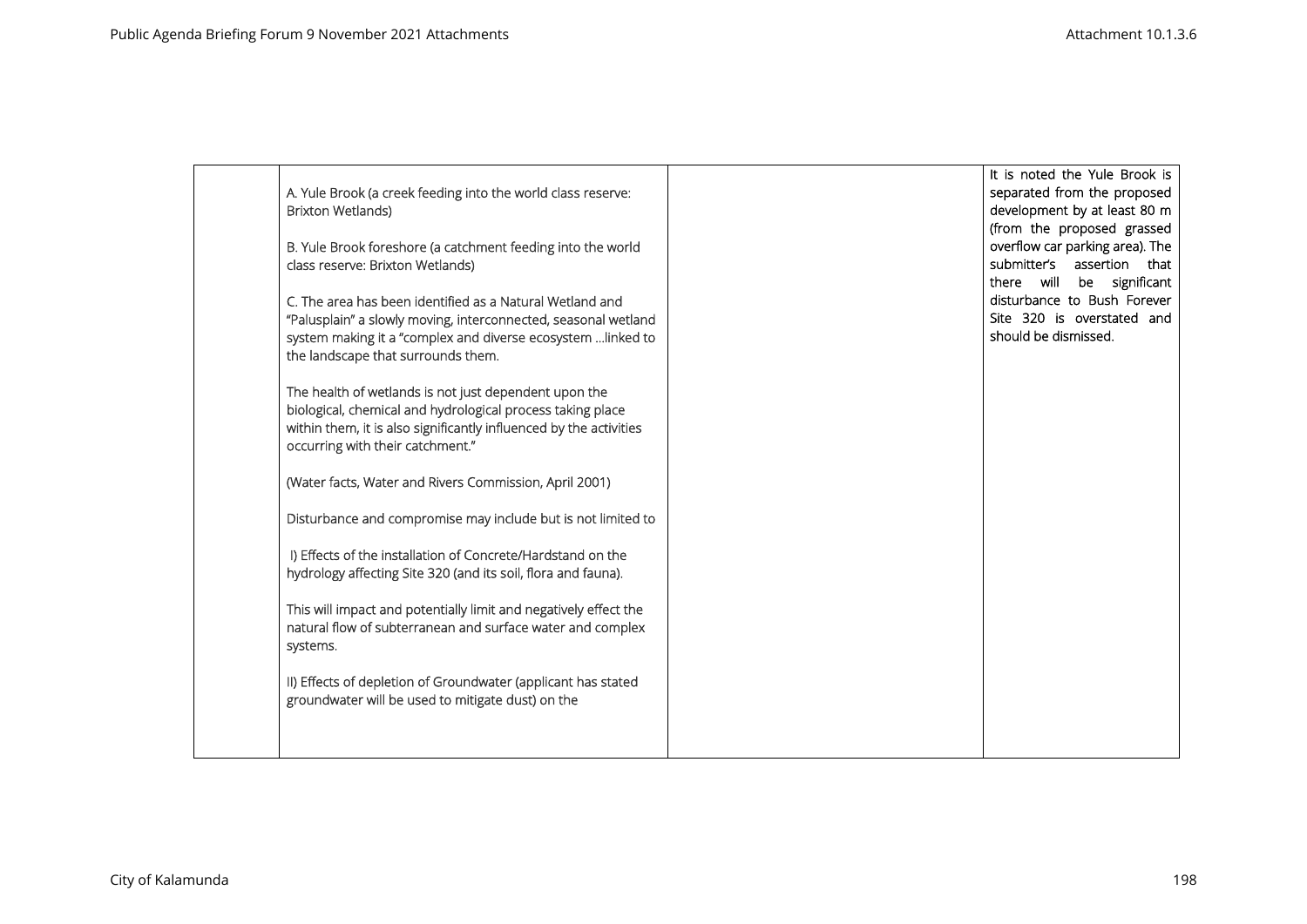| | | | |
|---|---|---|---|
| | A. Yule Brook (a creek feeding into the world class reserve: Brixton Wetlands)<br><br>B. Yule Brook foreshore (a catchment feeding into the world class reserve: Brixton Wetlands)<br><br>C. The area has been identified as a Natural Wetland and "Palusplain" a slowly moving, interconnected, seasonal wetland system making it a "complex and diverse ecosystem ...linked to the landscape that surrounds them.<br><br>The health of wetlands is not just dependent upon the biological, chemical and hydrological process taking place within them, it is also significantly influenced by the activities occurring with their catchment."<br><br>(Water facts, Water and Rivers Commission, April 2001)<br><br>Disturbance and compromise may include but is not limited to<br><br>I) Effects of the installation of Concrete/Hardstand on the hydrology affecting Site 320 (and its soil, flora and fauna).<br><br>This will impact and potentially limit and negatively effect the natural flow of subterranean and surface water and complex systems.<br><br>II) Effects of depletion of Groundwater (applicant has stated groundwater will be used to mitigate dust) on the | | It is noted the Yule Brook is separated from the proposed development by at least 80 m (from the proposed grassed overflow car parking area). The submitter's assertion that there will be significant disturbance to Bush Forever Site 320 is overstated and should be dismissed. |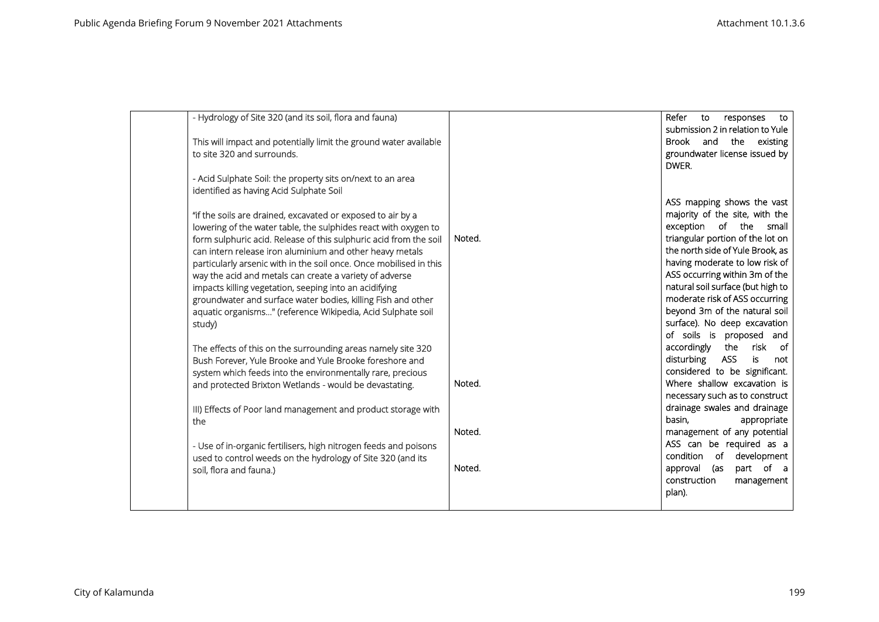| | | | |
|---|---|---|---|
| | - Hydrology of Site 320 (and its soil, flora and fauna)<br><br>This will impact and potentially limit the ground water available to site 320 and surrounds.<br><br>- Acid Sulphate Soil: the property sits on/next to an area identified as having Acid Sulphate Soil<br><br>"if the soils are drained, excavated or exposed to air by a lowering of the water table, the sulphides react with oxygen to form sulphuric acid. Release of this sulphuric acid from the soil can intern release iron aluminium and other heavy metals particularly arsenic with in the soil once. Once mobilised in this way the acid and metals can create a variety of adverse impacts killing vegetation, seeping into an acidifying groundwater and surface water bodies, killing Fish and other aquatic organisms..." (reference Wikipedia, Acid Sulphate soil study)<br><br>The effects of this on the surrounding areas namely site 320 Bush Forever, Yule Brooke and Yule Brooke foreshore and system which feeds into the environmentally rare, precious and protected Brixton Wetlands - would be devastating.<br><br>III) Effects of Poor land management and product storage with the<br><br>- Use of in-organic fertilisers, high nitrogen feeds and poisons used to control weeds on the hydrology of Site 320 (and its soil, flora and fauna.) | Noted.<br><br>Noted.<br><br>Noted.<br><br>Noted. | Refer to responses to submission 2 in relation to Yule Brook and the existing groundwater license issued by DWER.<br><br>ASS mapping shows the vast majority of the site, with the exception of the small triangular portion of the lot on the north side of Yule Brook, as having moderate to low risk of ASS occurring within 3m of the natural soil surface (but high to moderate risk of ASS occurring beyond 3m of the natural soil surface). No deep excavation of soils is proposed and accordingly the risk of disturbing ASS is not considered to be significant. Where shallow excavation is necessary such as to construct drainage swales and drainage basin, appropriate management of any potential ASS can be required as a condition of development approval (as part of a construction management plan). |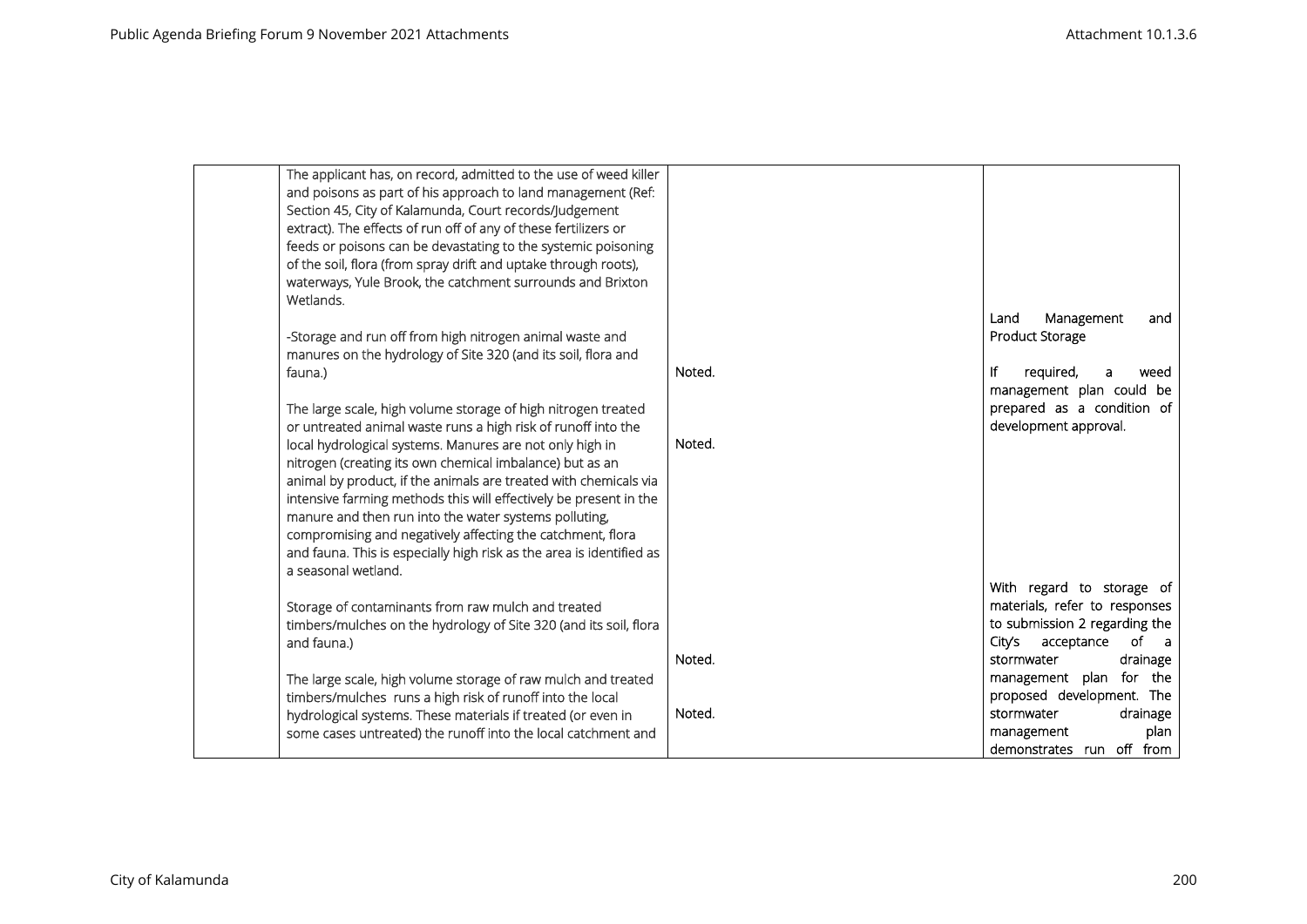| | | | |
|---|---|---|---|
| | The applicant has, on record, admitted to the use of weed killer and poisons as part of his approach to land management (Ref: Section 45, City of Kalamunda, Court records/Judgement extract). The effects of run off of any of these fertilizers or feeds or poisons can be devastating to the systemic poisoning of the soil, flora (from spray drift and uptake through roots), waterways, Yule Brook, the catchment surrounds and Brixton Wetlands.<br><br>-Storage and run off from high nitrogen animal waste and manures on the hydrology of Site 320 (and its soil, flora and fauna.)<br><br>The large scale, high volume storage of high nitrogen treated or untreated animal waste runs a high risk of runoff into the local hydrological systems. Manures are not only high in nitrogen (creating its own chemical imbalance) but as an animal by product, if the animals are treated with chemicals via intensive farming methods this will effectively be present in the manure and then run into the water systems polluting, compromising and negatively affecting the catchment, flora and fauna. This is especially high risk as the area is identified as a seasonal wetland.<br><br>Storage of contaminants from raw mulch and treated timbers/mulches on the hydrology of Site 320 (and its soil, flora and fauna.)<br><br>The large scale, high volume storage of raw mulch and treated timbers/mulches runs a high risk of runoff into the local hydrological systems. These materials if treated (or even in some cases untreated) the runoff into the local catchment and | Noted.<br><br>Noted.<br><br>Noted.<br><br>Noted. | Land Management and Product Storage<br><br>If required, a weed management plan could be prepared as a condition of development approval.<br><br>With regard to storage of materials, refer to responses to submission 2 regarding the City's acceptance of a stormwater drainage management plan for the proposed development. The stormwater drainage management plan demonstrates run off from |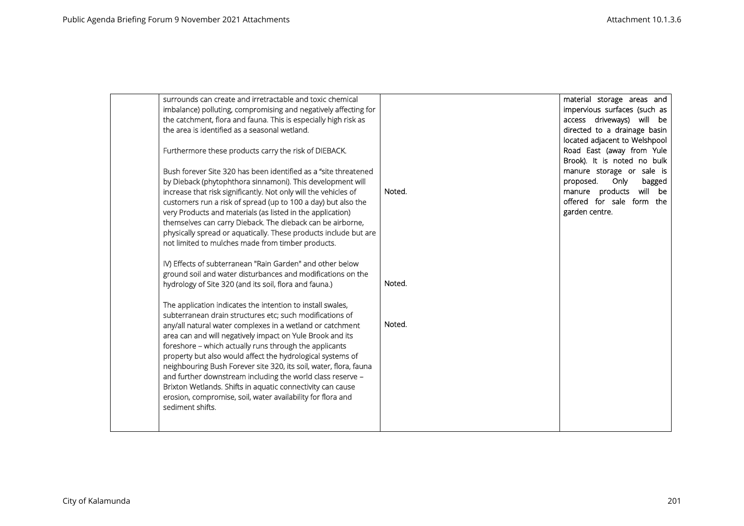| | | | |
|---|---|---|---|
| | surrounds can create and irretractable and toxic chemical imbalance) polluting, compromising and negatively affecting for the catchment, flora and fauna. This is especially high risk as the area is identified as a seasonal wetland.<br><br>Furthermore these products carry the risk of DIEBACK.<br><br>Bush forever Site 320 has been identified as a "site threatened by Dieback (phytophthora sinnamoni). This development will increase that risk significantly. Not only will the vehicles of customers run a risk of spread (up to 100 a day) but also the very Products and materials (as listed in the application) themselves can carry Dieback. The dieback can be airborne, physically spread or aquatically. These products include but are not limited to mulches made from timber products.<br><br>IV) Effects of subterranean "Rain Garden" and other below ground soil and water disturbances and modifications on the hydrology of Site 320 (and its soil, flora and fauna.)<br><br>The application indicates the intention to install swales, subterranean drain structures etc; such modifications of any/all natural water complexes in a wetland or catchment area can and will negatively impact on Yule Brook and its foreshore – which actually runs through the applicants property but also would affect the hydrological systems of neighbouring Bush Forever site 320, its soil, water, flora, fauna and further downstream including the world class reserve – Brixton Wetlands. Shifts in aquatic connectivity can cause erosion, compromise, soil, water availability for flora and sediment shifts. | Noted.<br><br>Noted.<br><br>Noted. | material storage areas and impervious surfaces (such as access driveways) will be directed to a drainage basin located adjacent to Welshpool Road East (away from Yule Brook). It is noted no bulk manure storage or sale is proposed. Only bagged manure products will be offered for sale form the garden centre. |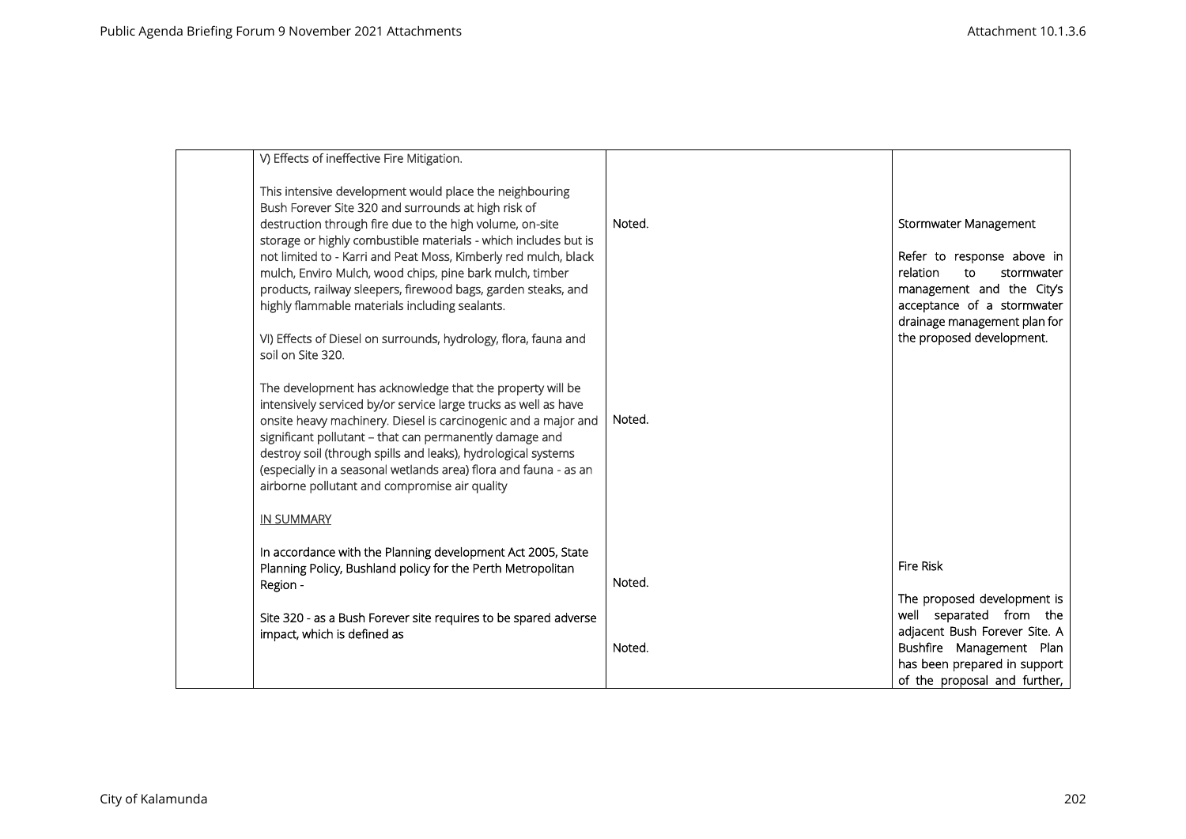| | | | |
|---|---|---|---|
| | V) Effects of ineffective Fire Mitigation.<br><br>This intensive development would place the neighbouring Bush Forever Site 320 and surrounds at high risk of destruction through fire due to the high volume, on-site storage or highly combustible materials - which includes but is not limited to - Karri and Peat Moss, Kimberly red mulch, black mulch, Enviro Mulch, wood chips, pine bark mulch, timber products, railway sleepers, firewood bags, garden steaks, and highly flammable materials including sealants.<br><br>VI) Effects of Diesel on surrounds, hydrology, flora, fauna and soil on Site 320.<br><br>The development has acknowledge that the property will be intensively serviced by/or service large trucks as well as have onsite heavy machinery. Diesel is carcinogenic and a major and significant pollutant – that can permanently damage and destroy soil (through spills and leaks), hydrological systems (especially in a seasonal wetlands area) flora and fauna - as an airborne pollutant and compromise air quality<br><br><u>IN SUMMARY</u><br><br>In accordance with the Planning development Act 2005, State Planning Policy, Bushland policy for the Perth Metropolitan Region -<br><br>Site 320 - as a Bush Forever site requires to be spared adverse impact, which is defined as | Noted.<br><br>Noted.<br><br>Noted.<br><br>Noted. | Stormwater Management<br><br>Refer to response above in relation to stormwater management and the City's acceptance of a stormwater drainage management plan for the proposed development.<br><br>Fire Risk<br><br>The proposed development is well separated from the adjacent Bush Forever Site. A Bushfire Management Plan has been prepared in support of the proposal and further, |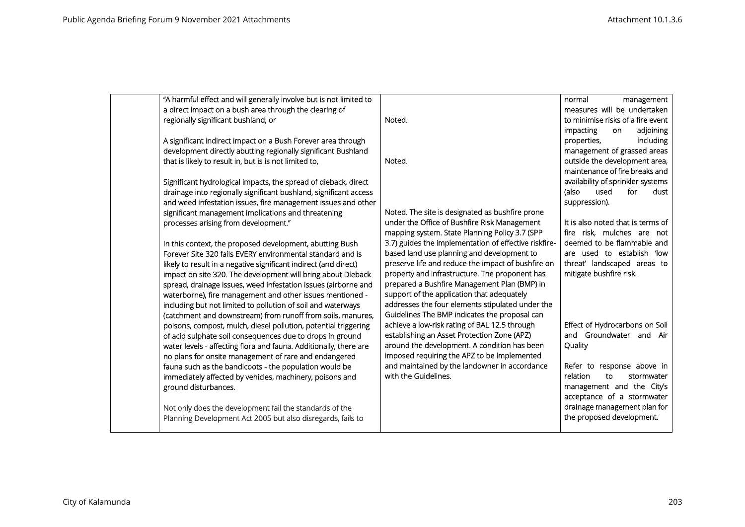| | | | |
|---|---|---|---|
| | "A harmful effect and will generally involve but is not limited to a direct impact on a bush area through the clearing of regionally significant bushland; or<br><br>A significant indirect impact on a Bush Forever area through development directly abutting regionally significant Bushland that is likely to result in, but is is not limited to,<br><br>Significant hydrological impacts, the spread of dieback, direct drainage into regionally significant bushland, significant access and weed infestation issues, fire management issues and other significant management implications and threatening processes arising from development."<br><br>In this context, the proposed development, abutting Bush Forever Site 320 fails EVERY environmental standard and is likely to result in a negative significant indirect (and direct) impact on site 320. The development will bring about Dieback spread, drainage issues, weed infestation issues (airborne and waterborne), fire management and other issues mentioned - including but not limited to pollution of soil and waterways (catchment and downstream) from runoff from soils, manures, poisons, compost, mulch, diesel pollution, potential triggering of acid sulphate soil consequences due to drops in ground water levels - affecting flora and fauna. Additionally, there are no plans for onsite management of rare and endangered fauna such as the bandicoots - the population would be immediately affected by vehicles, machinery, poisons and ground disturbances.<br><br>Not only does the development fail the standards of the Planning Development Act 2005 but also disregards, fails to | Noted.<br><br>Noted.<br><br>Noted. The site is designated as bushfire prone under the Office of Bushfire Risk Management mapping system. State Planning Policy 3.7 (SPP 3.7) guides the implementation of effective riskfire-based land use planning and development to preserve life and reduce the impact of bushfire on property and infrastructure. The proponent has prepared a Bushfire Management Plan (BMP) in support of the application that adequately addresses the four elements stipulated under the Guidelines The BMP indicates the proposal can achieve a low-risk rating of BAL 12.5 through establishing an Asset Protection Zone (APZ) around the development. A condition has been imposed requiring the APZ to be implemented and maintained by the landowner in accordance with the Guidelines. | normal management measures will be undertaken to minimise risks of a fire event impacting on adjoining properties, including management of grassed areas outside the development area, maintenance of fire breaks and availability of sprinkler systems (also used for dust suppression).<br><br>It is also noted that is terms of fire risk, mulches are not deemed to be flammable and are used to establish 'low threat' landscaped areas to mitigate bushfire risk.<br><br>Effect of Hydrocarbons on Soil and Groundwater and Air Quality<br><br>Refer to response above in relation to stormwater management and the City's acceptance of a stormwater drainage management plan for the proposed development. |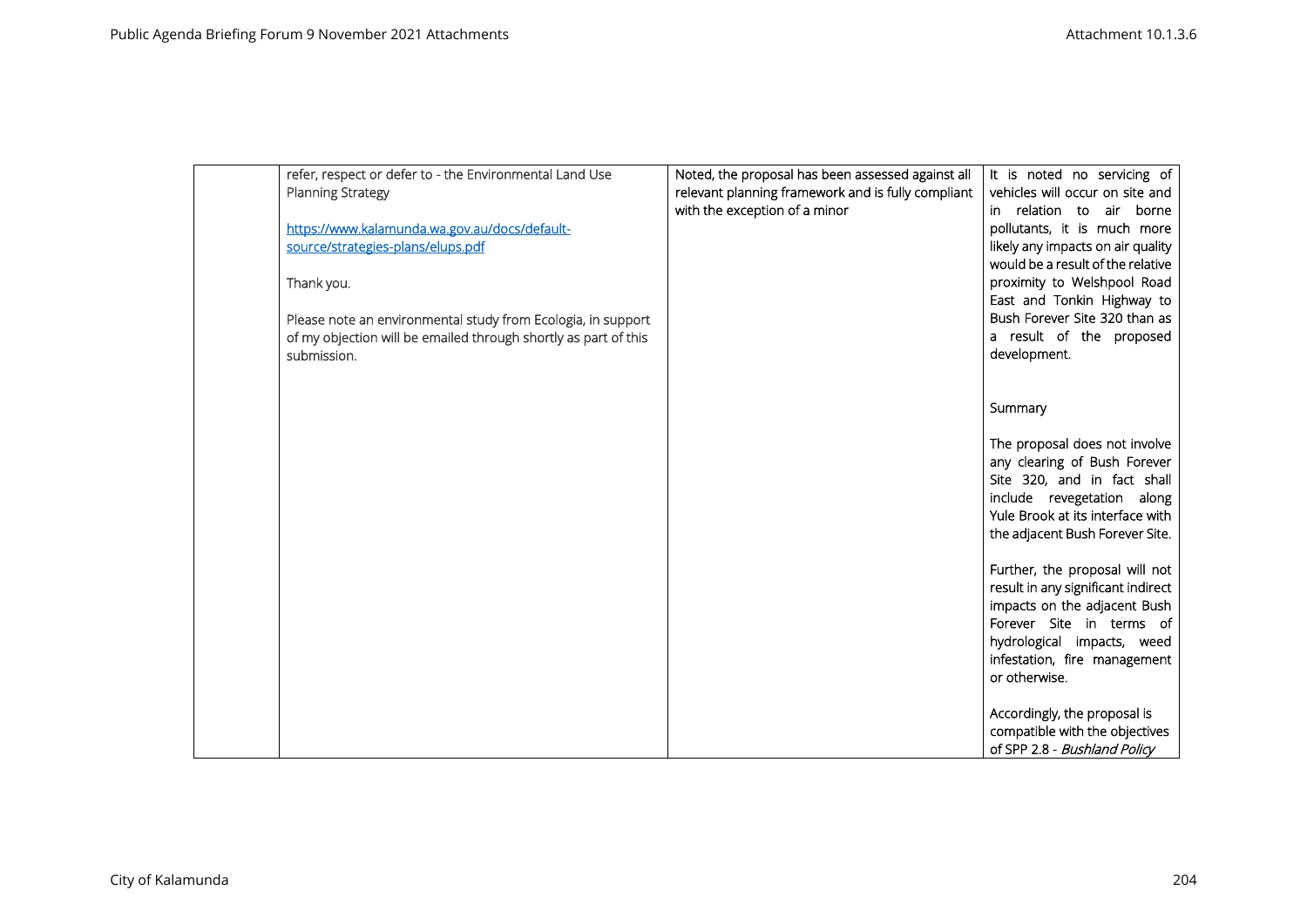| | | | |
|---|---|---|---|
| | refer, respect or defer to - the Environmental Land Use Planning Strategy<br><br>https://www.kalamunda.wa.gov.au/docs/default-source/strategies-plans/elups.pdf<br><br>Thank you.<br><br>Please note an environmental study from Ecologia, in support of my objection will be emailed through shortly as part of this submission. | Noted, the proposal has been assessed against all relevant planning framework and is fully compliant with the exception of a minor | It is noted no servicing of vehicles will occur on site and in relation to air borne pollutants, it is much more likely any impacts on air quality would be a result of the relative proximity to Welshpool Road East and Tonkin Highway to Bush Forever Site 320 than as a result of the proposed development.<br><br>Summary<br><br>The proposal does not involve any clearing of Bush Forever Site 320, and in fact shall include revegetation along Yule Brook at its interface with the adjacent Bush Forever Site.<br><br>Further, the proposal will not result in any significant indirect impacts on the adjacent Bush Forever Site in terms of hydrological impacts, weed infestation, fire management or otherwise.<br><br>Accordingly, the proposal is compatible with the objectives of SPP 2.8 - *Bushland Policy* |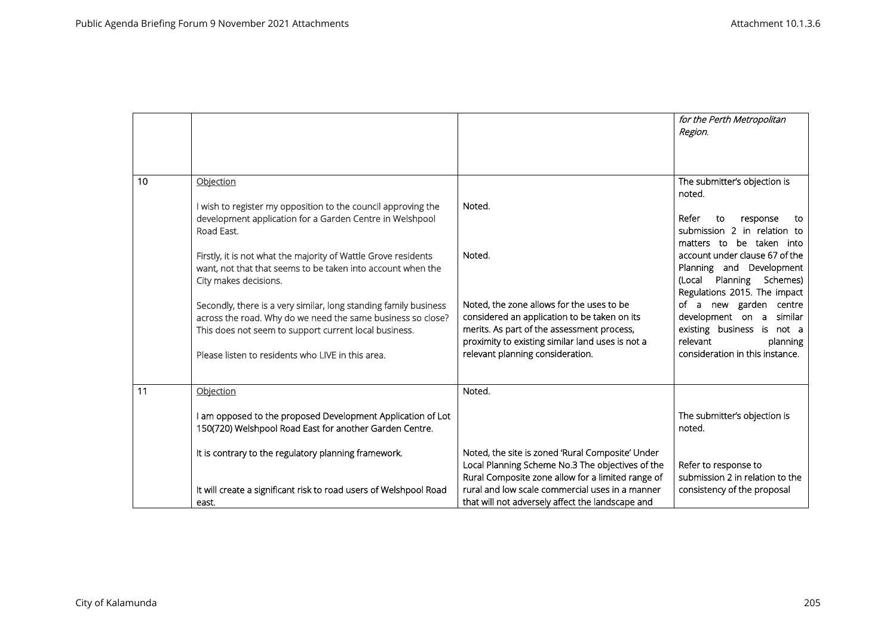| | | | |
|---|---|---|---|
| | | | *for the Perth Metropolitan Region.* |
| 10 | Objection<br><br>I wish to register my opposition to the council approving the development application for a Garden Centre in Welshpool Road East.<br><br>Firstly, it is not what the majority of Wattle Grove residents want, not that that seems to be taken into account when the City makes decisions.<br><br>Secondly, there is a very similar, long standing family business across the road. Why do we need the same business so close? This does not seem to support current local business.<br><br>Please listen to residents who LIVE in this area. | Noted.<br><br>Noted.<br><br>Noted, the zone allows for the uses to be considered an application to be taken on its merits. As part of the assessment process, proximity to existing similar land uses is not a relevant planning consideration. | The submitter's objection is noted.<br><br>Refer to response to submission 2 in relation to matters to be taken into account under clause 67 of the Planning and Development (Local Planning Schemes) Regulations 2015. The impact of a new garden centre development on a similar existing business is not a relevant planning consideration in this instance. |
| 11 | Objection<br><br>I am opposed to the proposed Development Application of Lot 150(720) Welshpool Road East for another Garden Centre.<br><br>It is contrary to the regulatory planning framework.<br><br>It will create a significant risk to road users of Welshpool Road east. | Noted.<br><br>Noted, the site is zoned 'Rural Composite' Under Local Planning Scheme No.3 The objectives of the Rural Composite zone allow for a limited range of rural and low scale commercial uses in a manner that will not adversely affect the landscape and | The submitter's objection is noted.<br><br>Refer to response to submission 2 in relation to the consistency of the proposal |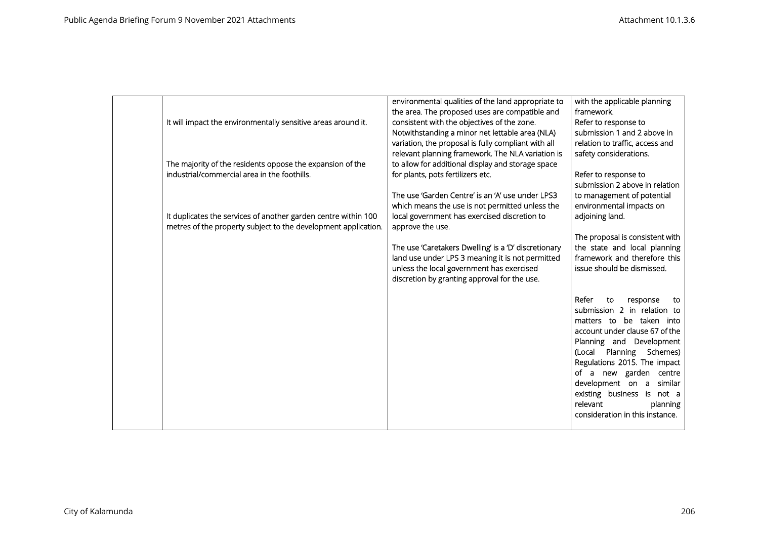| | | | |
|---|---|---|---|
| | It will impact the environmentally sensitive areas around it.<br><br>The majority of the residents oppose the expansion of the industrial/commercial area in the foothills.<br><br>It duplicates the services of another garden centre within 100 metres of the property subject to the development application. | environmental qualities of the land appropriate to the area. The proposed uses are compatible and consistent with the objectives of the zone. Notwithstanding a minor net lettable area (NLA) variation, the proposal is fully compliant with all relevant planning framework. The NLA variation is to allow for additional display and storage space for plants, pots fertilizers etc.<br><br>The use 'Garden Centre' is an 'A' use under LPS3 which means the use is not permitted unless the local government has exercised discretion to approve the use.<br><br>The use 'Caretakers Dwelling' is a 'D' discretionary land use under LPS 3 meaning it is not permitted unless the local government has exercised discretion by granting approval for the use. | with the applicable planning framework.<br>Refer to response to submission 1 and 2 above in relation to traffic, access and safety considerations.<br><br>Refer to response to submission 2 above in relation to management of potential environmental impacts on adjoining land.<br><br>The proposal is consistent with the state and local planning framework and therefore this issue should be dismissed.<br><br>Refer to response to submission 2 in relation to matters to be taken into account under clause 67 of the Planning and Development (Local Planning Schemes) Regulations 2015. The impact of a new garden centre development on a similar existing business is not a relevant planning consideration in this instance. |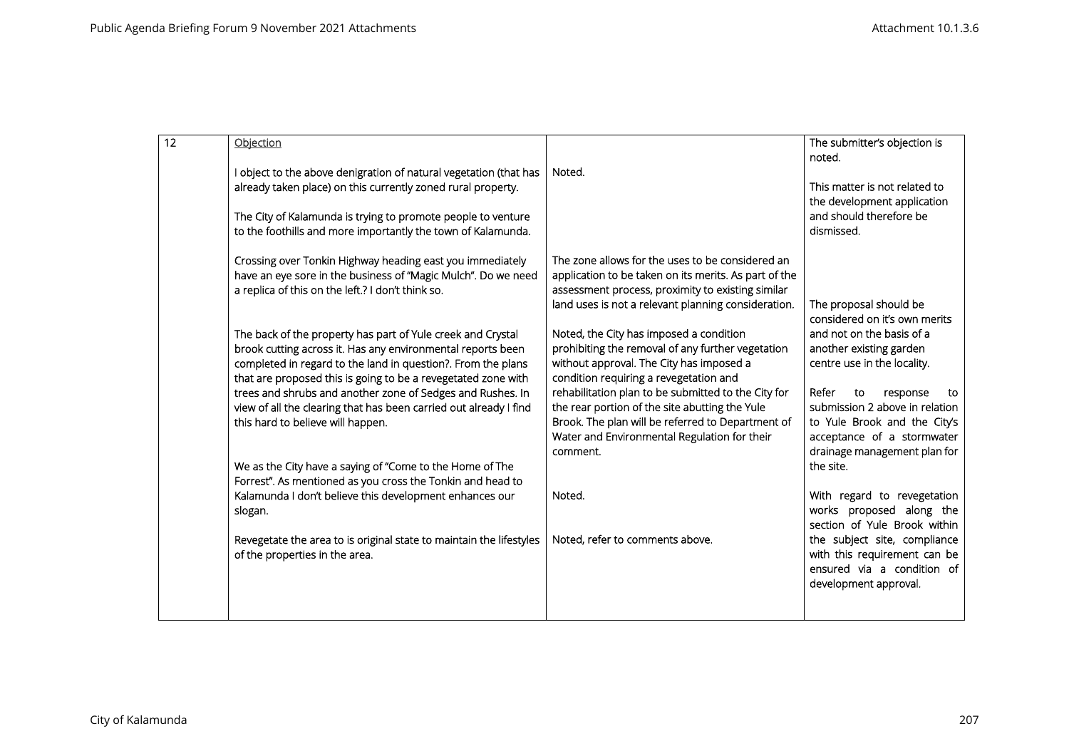| 12 | <u>Objection</u><br><br>I object to the above denigration of natural vegetation (that has already taken place) on this currently zoned rural property.<br><br>The City of Kalamunda is trying to promote people to venture to the foothills and more importantly the town of Kalamunda.<br><br>Crossing over Tonkin Highway heading east you immediately have an eye sore in the business of "Magic Mulch". Do we need a replica of this on the left.? I don't think so.<br><br>The back of the property has part of Yule creek and Crystal brook cutting across it. Has any environmental reports been completed in regard to the land in question?. From the plans that are proposed this is going to be a revegetated zone with trees and shrubs and another zone of Sedges and Rushes. In view of all the clearing that has been carried out already I find this hard to believe will happen.<br><br>We as the City have a saying of "Come to the Home of The Forrest". As mentioned as you cross the Tonkin and head to Kalamunda I don't believe this development enhances our slogan.<br><br>Revegetate the area to is original state to maintain the lifestyles of the properties in the area. | Noted.<br><br>The zone allows for the uses to be considered an application to be taken on its merits. As part of the assessment process, proximity to existing similar land uses is not a relevant planning consideration.<br><br>Noted, the City has imposed a condition prohibiting the removal of any further vegetation without approval. The City has imposed a condition requiring a revegetation and rehabilitation plan to be submitted to the City for the rear portion of the site abutting the Yule Brook. The plan will be referred to Department of Water and Environmental Regulation for their comment.<br><br>Noted.<br><br>Noted, refer to comments above. | The submitter's objection is noted.<br><br>This matter is not related to the development application and should therefore be dismissed.<br><br>The proposal should be considered on it's own merits and not on the basis of a another existing garden centre use in the locality.<br><br>Refer to response to submission 2 above in relation to Yule Brook and the City's acceptance of a stormwater drainage management plan for the site.<br><br>With regard to revegetation works proposed along the section of Yule Brook within the subject site, compliance with this requirement can be ensured via a condition of development approval. |
|---|---|---|---|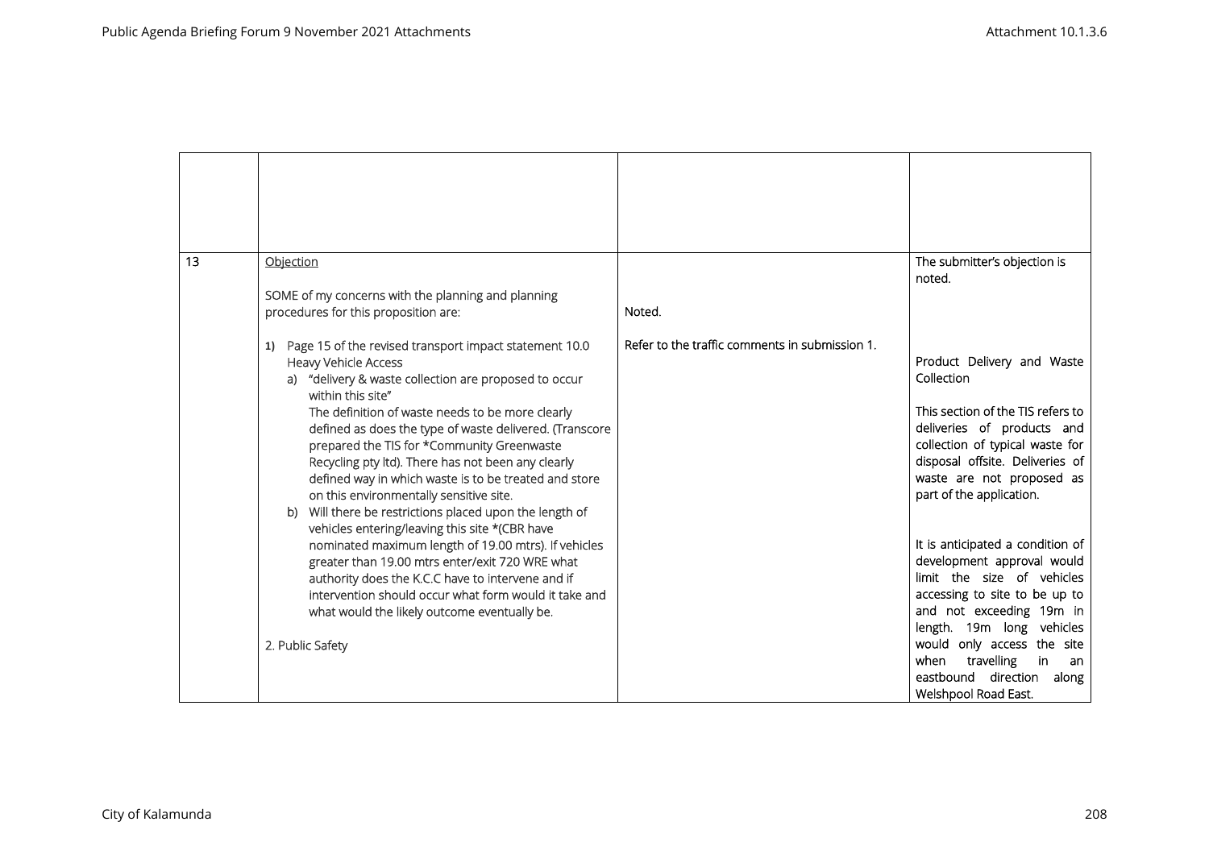| | | | |
|---|---|---|---|
| | | | |
| 13 | Objection<br><br>SOME of my concerns with the planning and planning procedures for this proposition are:<br><br>1) Page 15 of the revised transport impact statement 10.0 Heavy Vehicle Access<br>a) "delivery & waste collection are proposed to occur within this site"<br>The definition of waste needs to be more clearly defined as does the type of waste delivered. (Transcore prepared the TIS for *Community Greenwaste Recycling pty ltd). There has not been any clearly defined way in which waste is to be treated and store on this environmentally sensitive site.<br>b) Will there be restrictions placed upon the length of vehicles entering/leaving this site *(CBR have nominated maximum length of 19.00 mtrs). If vehicles greater than 19.00 mtrs enter/exit 720 WRE what authority does the K.C.C have to intervene and if intervention should occur what form would it take and what would the likely outcome eventually be.<br><br>2. Public Safety | Noted.<br><br>Refer to the traffic comments in submission 1. | The submitter's objection is noted.<br><br>Product Delivery and Waste Collection<br><br>This section of the TIS refers to deliveries of products and collection of typical waste for disposal offsite. Deliveries of waste are not proposed as part of the application.<br><br>It is anticipated a condition of development approval would limit the size of vehicles accessing to site to be up to and not exceeding 19m in length. 19m long vehicles would only access the site when travelling in an eastbound direction along Welshpool Road East. |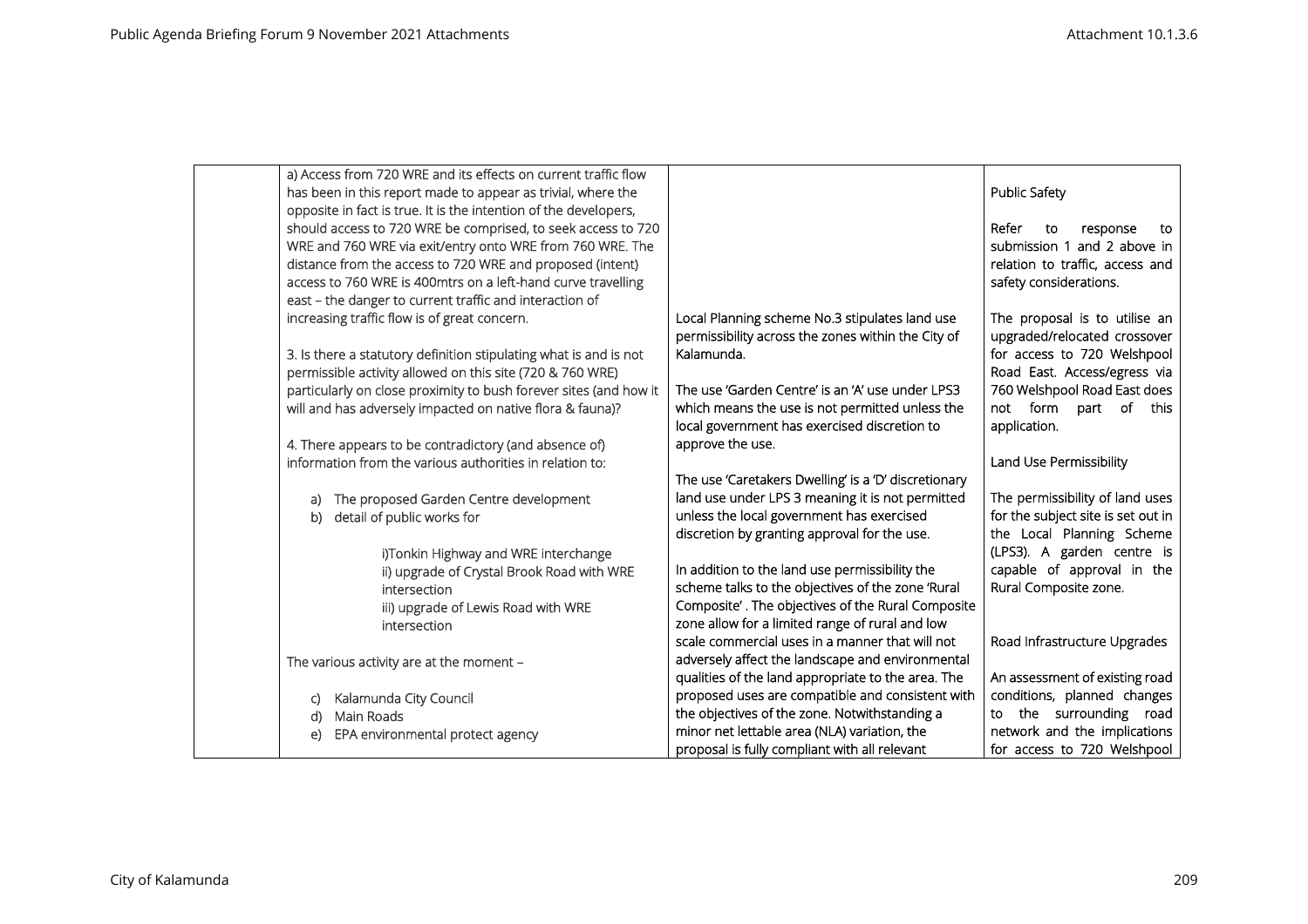| | | | |
|---|---|---|---|
| | a) Access from 720 WRE and its effects on current traffic flow has been in this report made to appear as trivial, where the opposite in fact is true. It is the intention of the developers, should access to 720 WRE be comprised, to seek access to 720 WRE and 760 WRE via exit/entry onto WRE from 760 WRE. The distance from the access to 720 WRE and proposed (intent) access to 760 WRE is 400mtrs on a left-hand curve travelling east – the danger to current traffic and interaction of increasing traffic flow is of great concern.<br><br>3. Is there a statutory definition stipulating what is and is not permissible activity allowed on this site (720 & 760 WRE) particularly on close proximity to bush forever sites (and how it will and has adversely impacted on native flora & fauna)?<br><br>4. There appears to be contradictory (and absence of) information from the various authorities in relation to:<br><br>a) The proposed Garden Centre development<br>b) detail of public works for<br><br>i)Tonkin Highway and WRE interchange<br>ii) upgrade of Crystal Brook Road with WRE intersection<br>iii) upgrade of Lewis Road with WRE intersection<br><br>The various activity are at the moment –<br><br>c) Kalamunda City Council<br>d) Main Roads<br>e) EPA environmental protect agency | Local Planning scheme No.3 stipulates land use permissibility across the zones within the City of Kalamunda.<br><br>The use 'Garden Centre' is an 'A' use under LPS3 which means the use is not permitted unless the local government has exercised discretion to approve the use.<br><br>The use 'Caretakers Dwelling' is a 'D' discretionary land use under LPS 3 meaning it is not permitted unless the local government has exercised discretion by granting approval for the use.<br><br>In addition to the land use permissibility the scheme talks to the objectives of the zone 'Rural Composite' . The objectives of the Rural Composite zone allow for a limited range of rural and low scale commercial uses in a manner that will not adversely affect the landscape and environmental qualities of the land appropriate to the area. The proposed uses are compatible and consistent with the objectives of the zone. Notwithstanding a minor net lettable area (NLA) variation, the proposal is fully compliant with all relevant | Public Safety<br><br>Refer to response to submission 1 and 2 above in relation to traffic, access and safety considerations.<br><br>The proposal is to utilise an upgraded/relocated crossover for access to 720 Welshpool Road East. Access/egress via 760 Welshpool Road East does not form part of this application.<br><br>Land Use Permissibility<br><br>The permissibility of land uses for the subject site is set out in the Local Planning Scheme (LPS3). A garden centre is capable of approval in the Rural Composite zone.<br><br>Road Infrastructure Upgrades<br><br>An assessment of existing road conditions, planned changes to the surrounding road network and the implications for access to 720 Welshpool |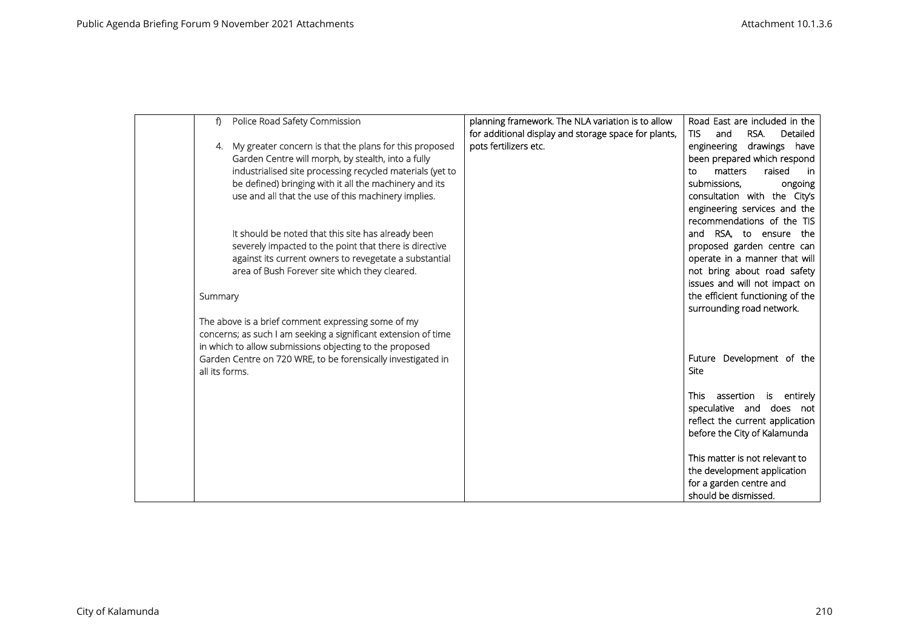| | | | |
|---|---|---|---|
| | f) Police Road Safety Commission<br><br>4. My greater concern is that the plans for this proposed Garden Centre will morph, by stealth, into a fully industrialised site processing recycled materials (yet to be defined) bringing with it all the machinery and its use and all that the use of this machinery implies.<br><br>It should be noted that this site has already been severely impacted to the point that there is directive against its current owners to revegetate a substantial area of Bush Forever site which they cleared.<br><br>Summary<br><br>The above is a brief comment expressing some of my concerns; as such I am seeking a significant extension of time in which to allow submissions objecting to the proposed Garden Centre on 720 WRE, to be forensically investigated in all its forms. | planning framework. The NLA variation is to allow for additional display and storage space for plants, pots fertilizers etc. | Road East are included in the TIS and RSA. Detailed engineering drawings have been prepared which respond to matters raised in submissions, ongoing consultation with the City's engineering services and the recommendations of the TIS and RSA, to ensure the proposed garden centre can operate in a manner that will not bring about road safety issues and will not impact on the efficient functioning of the surrounding road network.<br><br>Future Development of the Site<br><br>This assertion is entirely speculative and does not reflect the current application before the City of Kalamunda<br><br>This matter is not relevant to the development application for a garden centre and should be dismissed. |